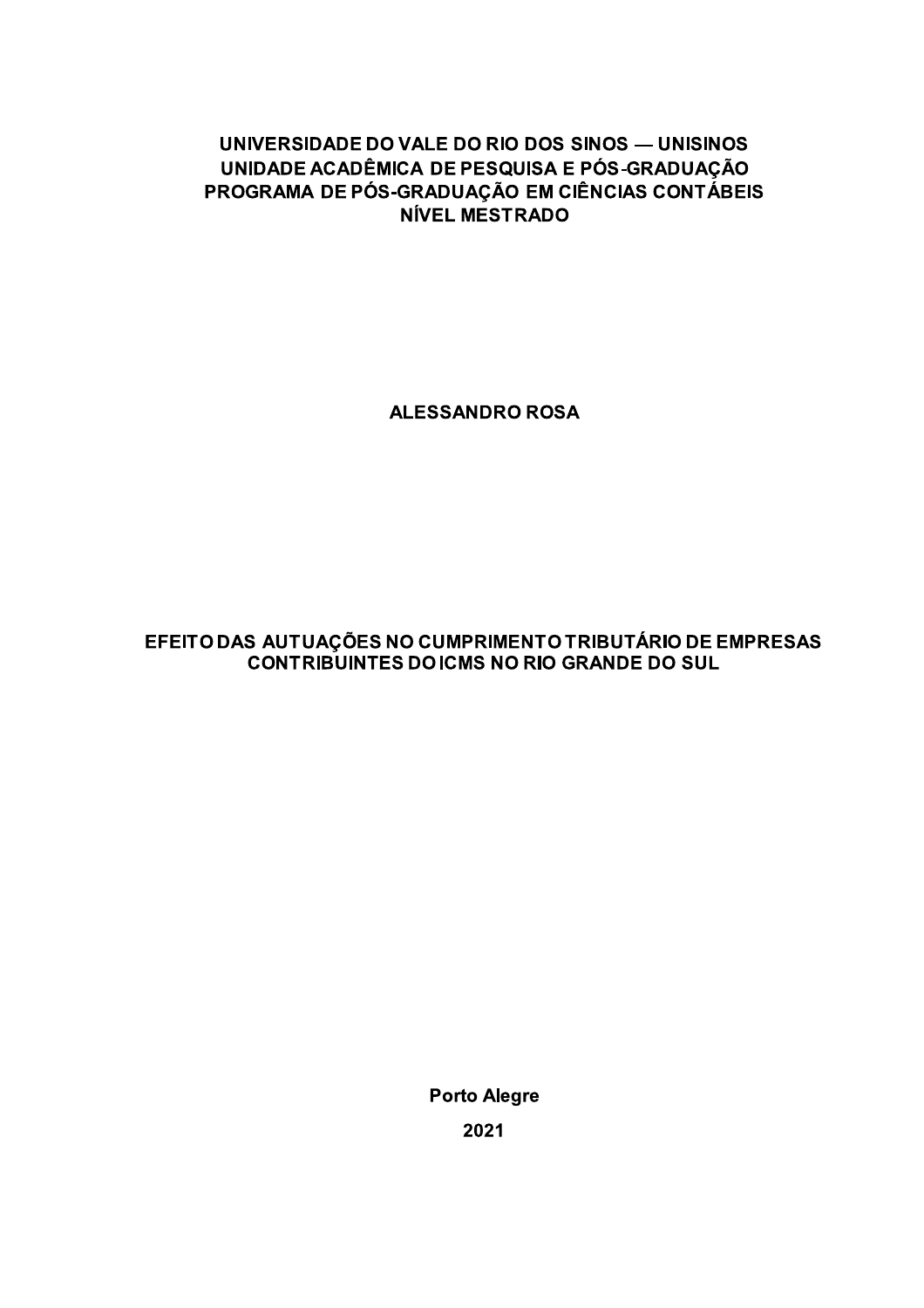**UNIVERSIDADE DO VALE DO RIO DOS SINOS — UNISINOS**
**UNIDADE ACADÊMICA DE PESQUISA E PÓS-GRADUAÇÃO**
**PROGRAMA DE PÓS-GRADUAÇÃO EM CIÊNCIAS CONTÁBEIS**
**NÍVEL MESTRADO**

**ALESSANDRO ROSA**

# EFEITO DAS AUTUAÇÕES NO CUMPRIMENTO TRIBUTÁRIO DE EMPRESAS CONTRIBUINTES DO ICMS NO RIO GRANDE DO SUL

**Porto Alegre**

**2021**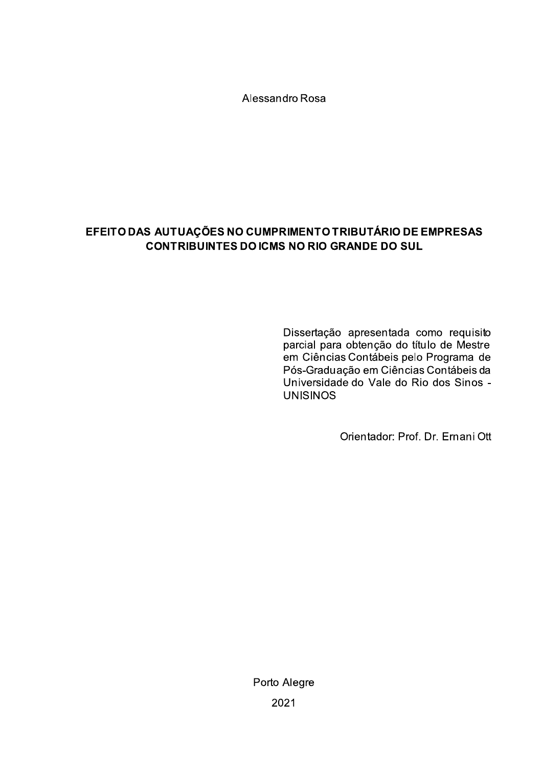Alessandro Rosa

**EFEITO DAS AUTUAÇÕES NO CUMPRIMENTO TRIBUTÁRIO DE EMPRESAS CONTRIBUINTES DO ICMS NO RIO GRANDE DO SUL**

Dissertação apresentada como requisito parcial para obtenção do título de Mestre em Ciências Contábeis pelo Programa de Pós-Graduação em Ciências Contábeis da Universidade do Vale do Rio dos Sinos - UNISINOS

Orientador: Prof. Dr. Ernani Ott

Porto Alegre

2021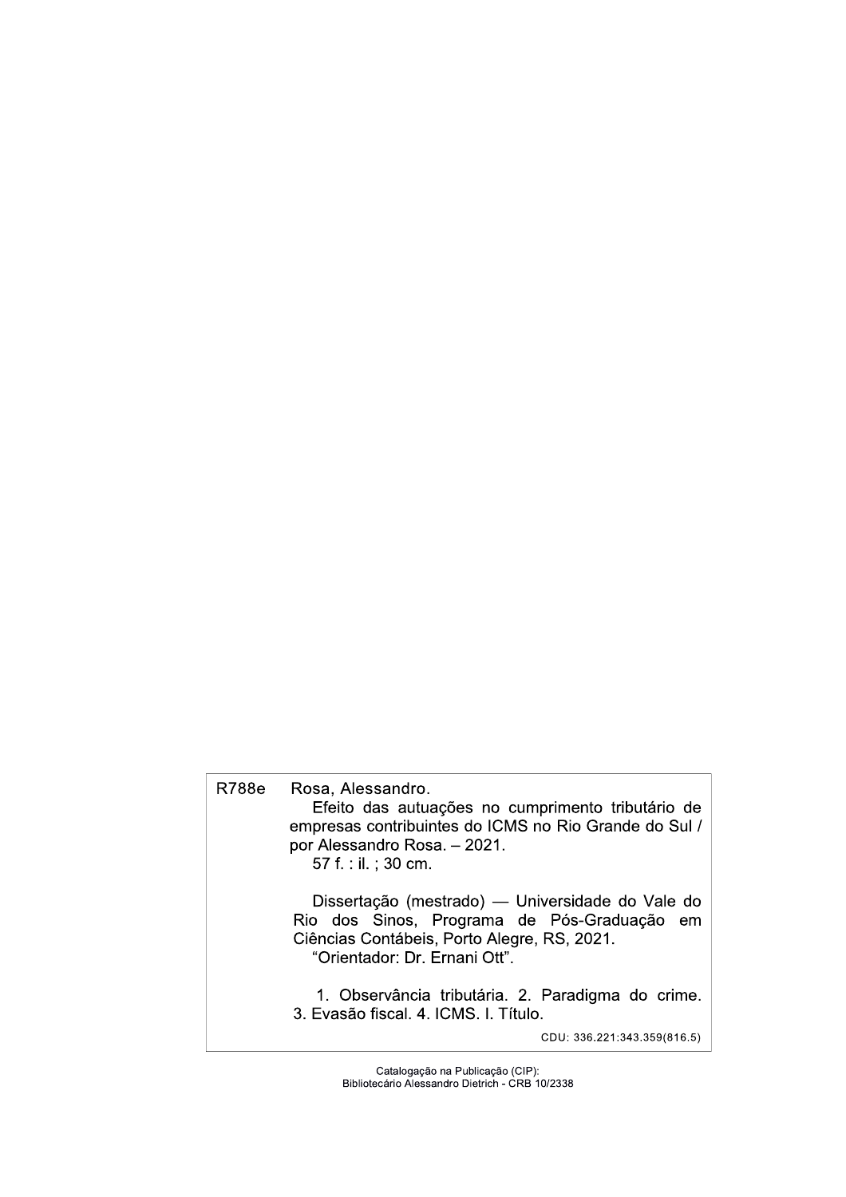R788e Rosa, Alessandro.

Efeito das autuações no cumprimento tributário de empresas contribuintes do ICMS no Rio Grande do Sul / por Alessandro Rosa. – 2021.

57 f. : il. ; 30 cm.

Dissertação (mestrado) — Universidade do Vale do Rio dos Sinos, Programa de Pós-Graduação em Ciências Contábeis, Porto Alegre, RS, 2021.

“Orientador: Dr. Ernani Ott”.

1. Observância tributária. 2. Paradigma do crime. 3. Evasão fiscal. 4. ICMS. I. Título.

CDU: 336.221:343.359(816.5)

Catalogação na Publicação (CIP):
Bibliotecário Alessandro Dietrich - CRB 10/2338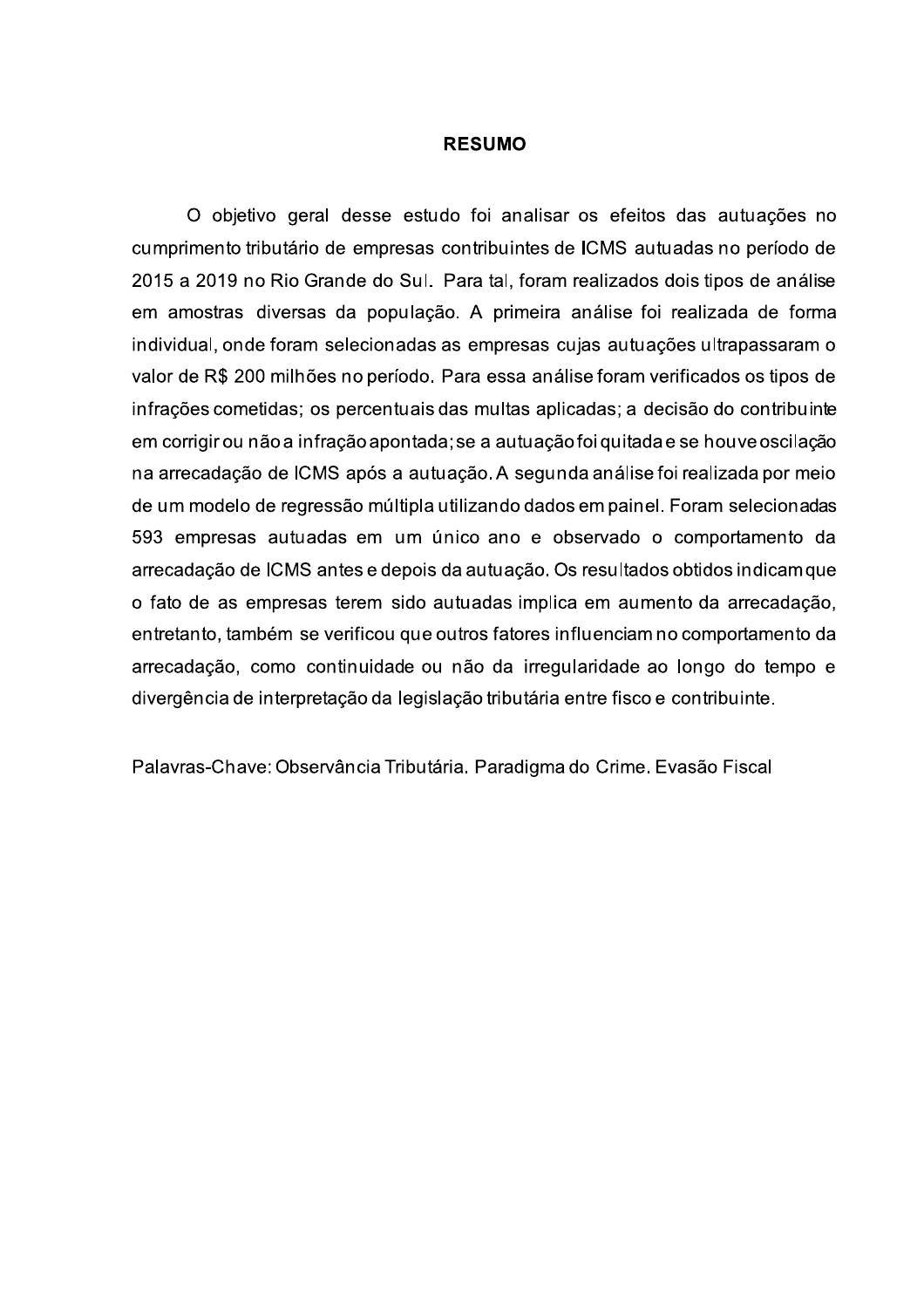# RESUMO

O objetivo geral desse estudo foi analisar os efeitos das autuações no cumprimento tributário de empresas contribuintes de ICMS autuadas no período de 2015 a 2019 no Rio Grande do Sul. Para tal, foram realizados dois tipos de análise em amostras diversas da população. A primeira análise foi realizada de forma individual, onde foram selecionadas as empresas cujas autuações ultrapassaram o valor de R$ 200 milhões no período. Para essa análise foram verificados os tipos de infrações cometidas; os percentuais das multas aplicadas; a decisão do contribuinte em corrigir ou não a infração apontada; se a autuação foi quitada e se houve oscilação na arrecadação de ICMS após a autuação. A segunda análise foi realizada por meio de um modelo de regressão múltipla utilizando dados em painel. Foram selecionadas 593 empresas autuadas em um único ano e observado o comportamento da arrecadação de ICMS antes e depois da autuação. Os resultados obtidos indicam que o fato de as empresas terem sido autuadas implica em aumento da arrecadação, entretanto, também se verificou que outros fatores influenciam no comportamento da arrecadação, como continuidade ou não da irregularidade ao longo do tempo e divergência de interpretação da legislação tributária entre fisco e contribuinte.

Palavras-Chave: Observância Tributária. Paradigma do Crime. Evasão Fiscal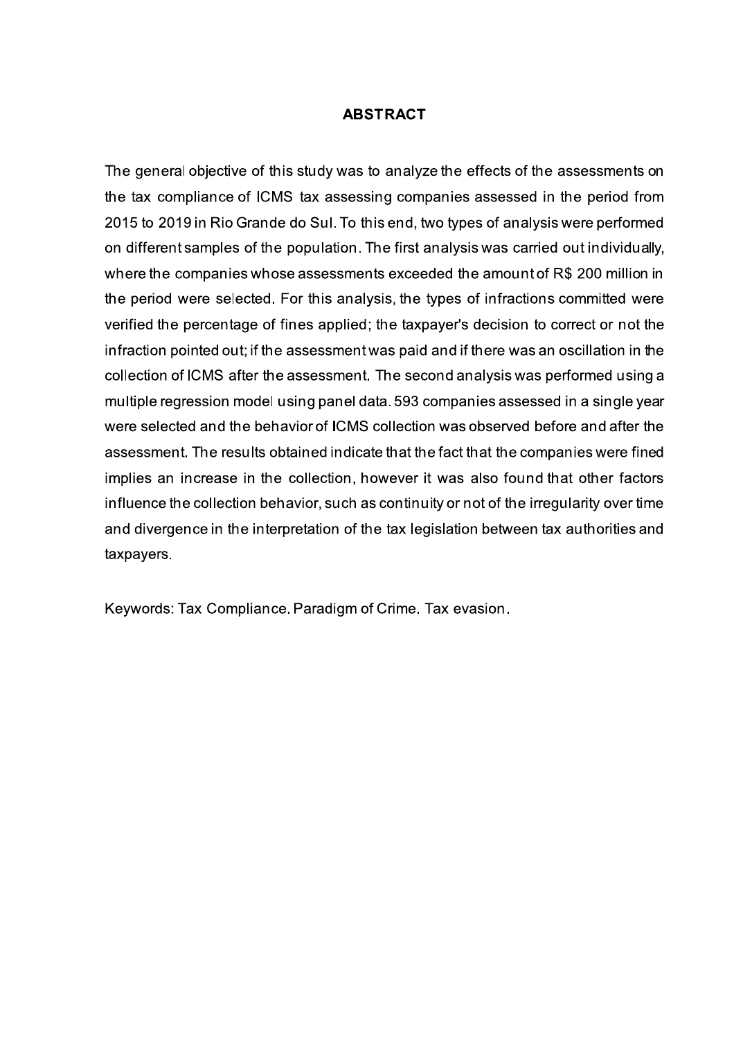## ABSTRACT

The general objective of this study was to analyze the effects of the assessments on the tax compliance of ICMS tax assessing companies assessed in the period from 2015 to 2019 in Rio Grande do Sul. To this end, two types of analysis were performed on different samples of the population. The first analysis was carried out individually, where the companies whose assessments exceeded the amount of R$ 200 million in the period were selected. For this analysis, the types of infractions committed were verified the percentage of fines applied; the taxpayer's decision to correct or not the infraction pointed out; if the assessment was paid and if there was an oscillation in the collection of ICMS after the assessment. The second analysis was performed using a multiple regression model using panel data. 593 companies assessed in a single year were selected and the behavior of ICMS collection was observed before and after the assessment. The results obtained indicate that the fact that the companies were fined implies an increase in the collection, however it was also found that other factors influence the collection behavior, such as continuity or not of the irregularity over time and divergence in the interpretation of the tax legislation between tax authorities and taxpayers.

Keywords: Tax Compliance. Paradigm of Crime. Tax evasion.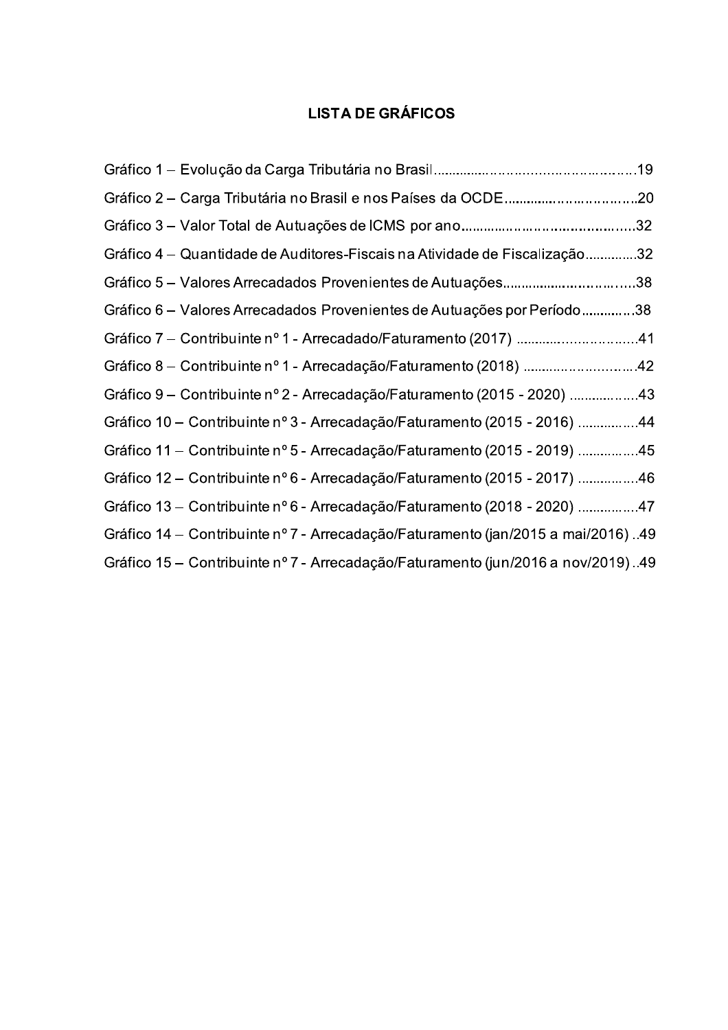# LISTA DE GRÁFICOS

Gráfico 1 – Evolução da Carga Tributária no Brasil.....................................................19

Gráfico 2 – Carga Tributária no Brasil e nos Países da OCDE..................................20

Gráfico 3 – Valor Total de Autuações de ICMS por ano..............................................32

Gráfico 4 – Quantidade de Auditores-Fiscais na Atividade de Fiscalização..............32

Gráfico 5 – Valores Arrecadados Provenientes de Autuações...................................38

Gráfico 6 – Valores Arrecadados Provenientes de Autuações por Período...............38

Gráfico 7 – Contribuinte nº 1 - Arrecadado/Faturamento (2017) ...............................41

Gráfico 8 – Contribuinte nº 1 - Arrecadação/Faturamento (2018) ..............................42

Gráfico 9 – Contribuinte nº 2 - Arrecadação/Faturamento (2015 - 2020) ..................43

Gráfico 10 – Contribuinte nº 3 - Arrecadação/Faturamento (2015 - 2016) ................44

Gráfico 11 – Contribuinte nº 5 - Arrecadação/Faturamento (2015 - 2019) ................45

Gráfico 12 – Contribuinte nº 6 - Arrecadação/Faturamento (2015 - 2017) ................46

Gráfico 13 – Contribuinte nº 6 - Arrecadação/Faturamento (2018 - 2020) ................47

Gráfico 14 – Contribuinte nº 7 - Arrecadação/Faturamento (jan/2015 a mai/2016) ..49

Gráfico 15 – Contribuinte nº 7 - Arrecadação/Faturamento (jun/2016 a nov/2019) ..49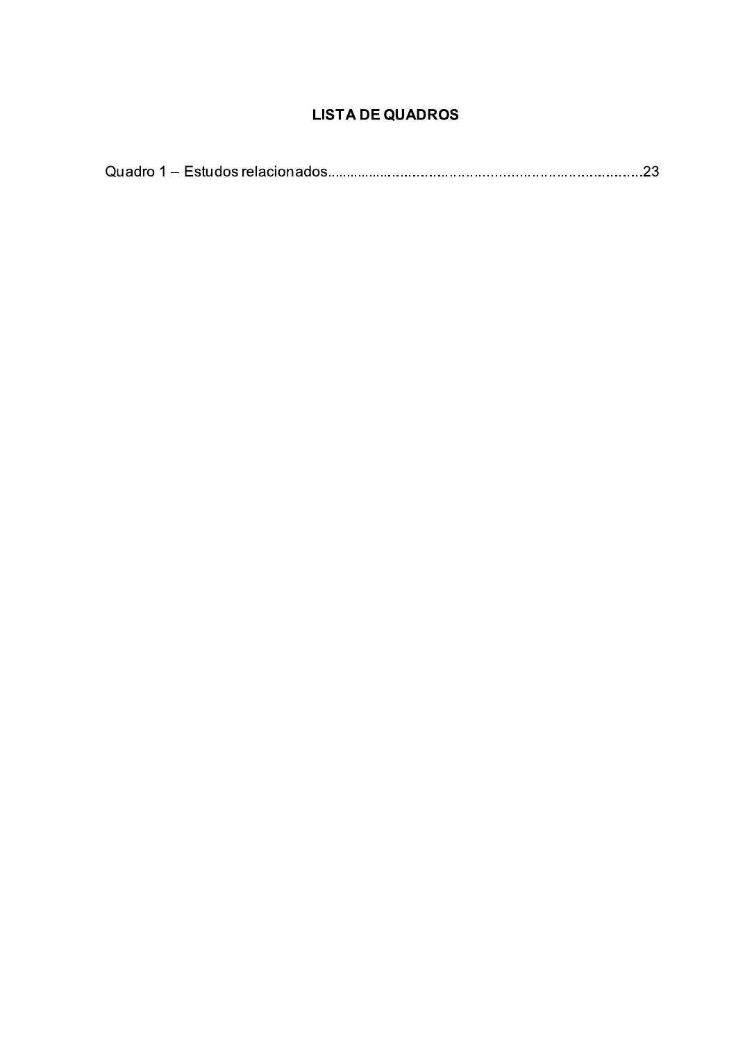# LISTA DE QUADROS

Quadro 1 – Estudos relacionados....................................................................................23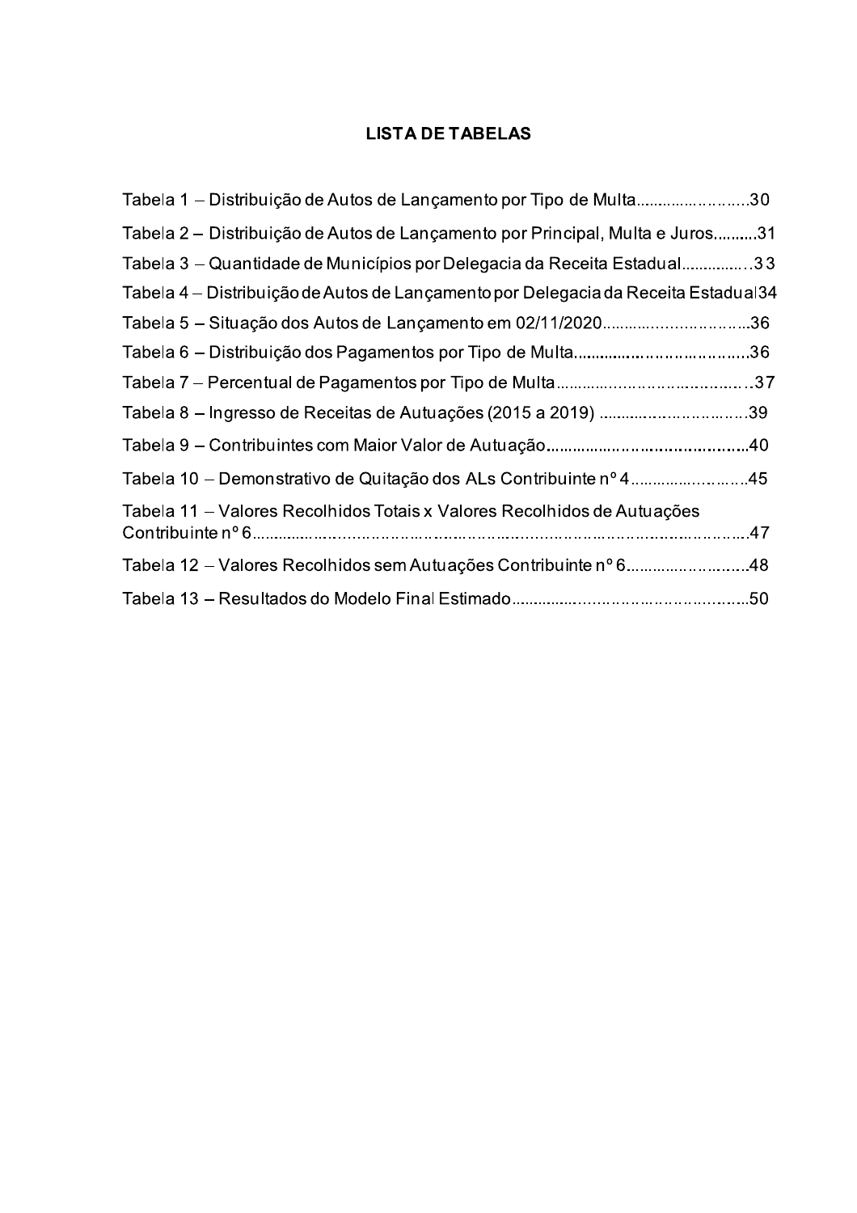# LISTA DE TABELAS

Tabela 1 – Distribuição de Autos de Lançamento por Tipo de Multa..........................30

Tabela 2 – Distribuição de Autos de Lançamento por Principal, Multa e Juros..........31

Tabela 3 – Quantidade de Municípios por Delegacia da Receita Estadual...............33

Tabela 4 – Distribuição de Autos de Lançamento por Delegacia da Receita Estadual34

Tabela 5 – Situação dos Autos de Lançamento em 02/11/2020..............................36

Tabela 6 – Distribuição dos Pagamentos por Tipo de Multa......................................36

Tabela 7 – Percentual de Pagamentos por Tipo de Multa.........................................37

Tabela 8 – Ingresso de Receitas de Autuações (2015 a 2019) ...............................39

Tabela 9 – Contribuintes com Maior Valor de Autuação..............................................40

Tabela 10 – Demonstrativo de Quitação dos ALs Contribuinte nº 4..........................45

Tabela 11 – Valores Recolhidos Totais x Valores Recolhidos de Autuações Contribuinte nº 6.........................................................................................................47

Tabela 12 – Valores Recolhidos sem Autuações Contribuinte nº 6...........................48

Tabela 13 – Resultados do Modelo Final Estimado...................................................50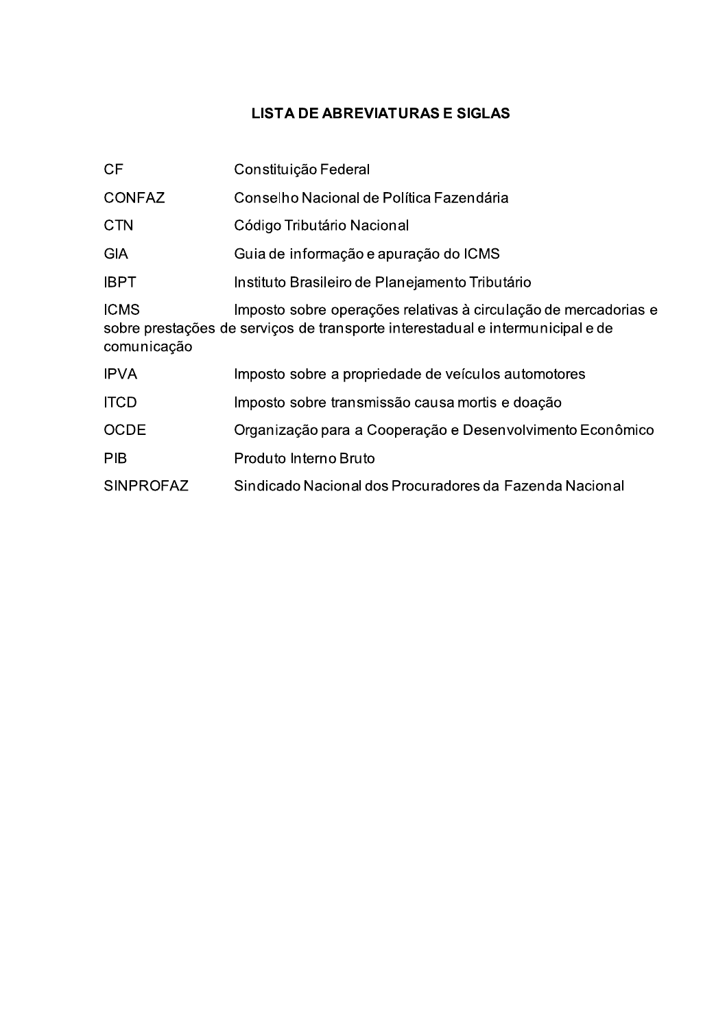## LISTA DE ABREVIATURAS E SIGLAS

| | |
|---|---|
| CF | Constituição Federal |
| CONFAZ | Conselho Nacional de Política Fazendária |
| CTN | Código Tributário Nacional |
| GIA | Guia de informação e apuração do ICMS |
| IBPT | Instituto Brasileiro de Planejamento Tributário |
| ICMS | Imposto sobre operações relativas à circulação de mercadorias e sobre prestações de serviços de transporte interestadual e intermunicipal e de comunicação |
| IPVA | Imposto sobre a propriedade de veículos automotores |
| ITCD | Imposto sobre transmissão causa mortis e doação |
| OCDE | Organização para a Cooperação e Desenvolvimento Econômico |
| PIB | Produto Interno Bruto |
| SINPROFAZ | Sindicado Nacional dos Procuradores da Fazenda Nacional |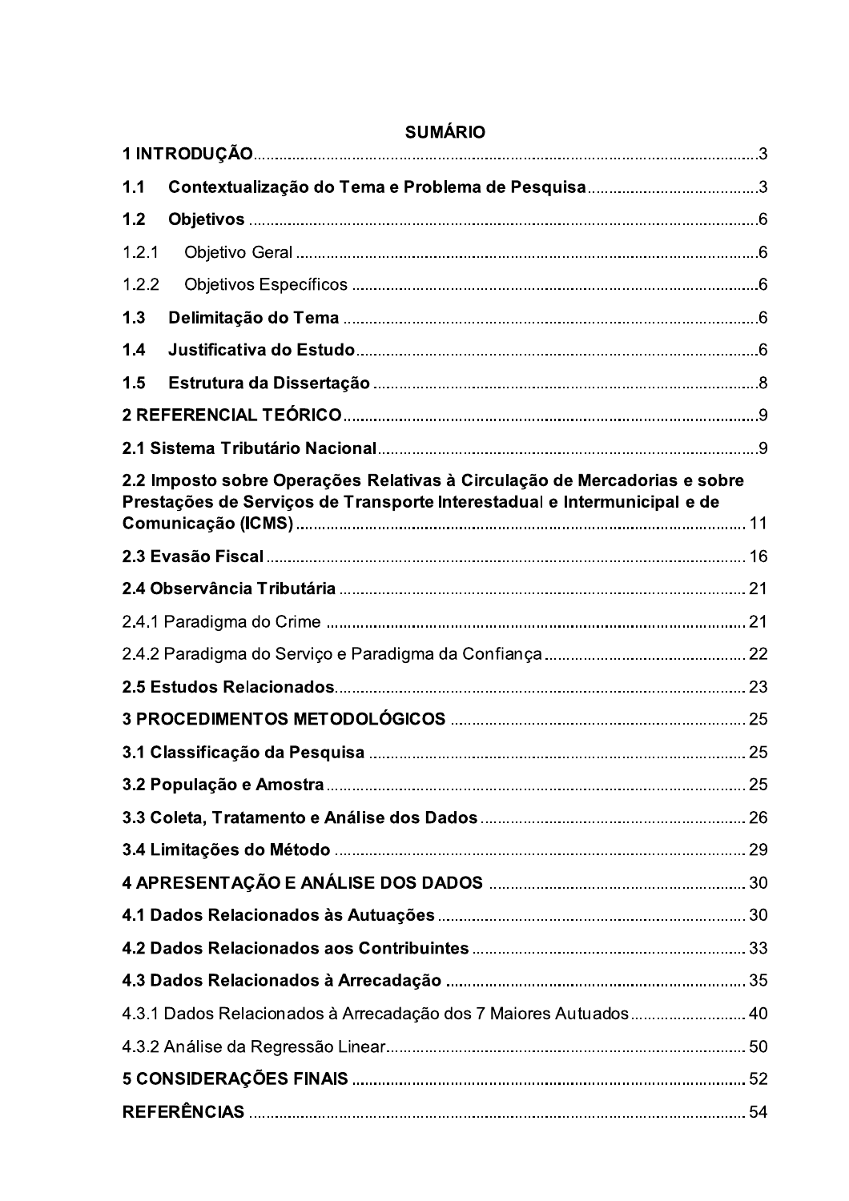# SUMÁRIO

**1 INTRODUÇÃO** .......... 3

**1.1 Contextualização do Tema e Problema de Pesquisa** .......... 3

**1.2 Objetivos** .......... 6

1.2.1 Objetivo Geral .......... 6

1.2.2 Objetivos Específicos .......... 6

**1.3 Delimitação do Tema** .......... 6

**1.4 Justificativa do Estudo** .......... 6

**1.5 Estrutura da Dissertação** .......... 8

**2 REFERENCIAL TEÓRICO** .......... 9

**2.1 Sistema Tributário Nacional** .......... 9

**2.2 Imposto sobre Operações Relativas à Circulação de Mercadorias e sobre Prestações de Serviços de Transporte Interestadual e Intermunicipal e de Comunicação (ICMS)** .......... 11

**2.3 Evasão Fiscal** .......... 16

**2.4 Observância Tributária** .......... 21

2.4.1 Paradigma do Crime .......... 21

2.4.2 Paradigma do Serviço e Paradigma da Confiança .......... 22

**2.5 Estudos Relacionados** .......... 23

**3 PROCEDIMENTOS METODOLÓGICOS** .......... 25

**3.1 Classificação da Pesquisa** .......... 25

**3.2 População e Amostra** .......... 25

**3.3 Coleta, Tratamento e Análise dos Dados** .......... 26

**3.4 Limitações do Método** .......... 29

**4 APRESENTAÇÃO E ANÁLISE DOS DADOS** .......... 30

**4.1 Dados Relacionados às Autuações** .......... 30

**4.2 Dados Relacionados aos Contribuintes** .......... 33

**4.3 Dados Relacionados à Arrecadação** .......... 35

4.3.1 Dados Relacionados à Arrecadação dos 7 Maiores Autuados .......... 40

4.3.2 Análise da Regressão Linear .......... 50

**5 CONSIDERAÇÕES FINAIS** .......... 52

**REFERÊNCIAS** .......... 54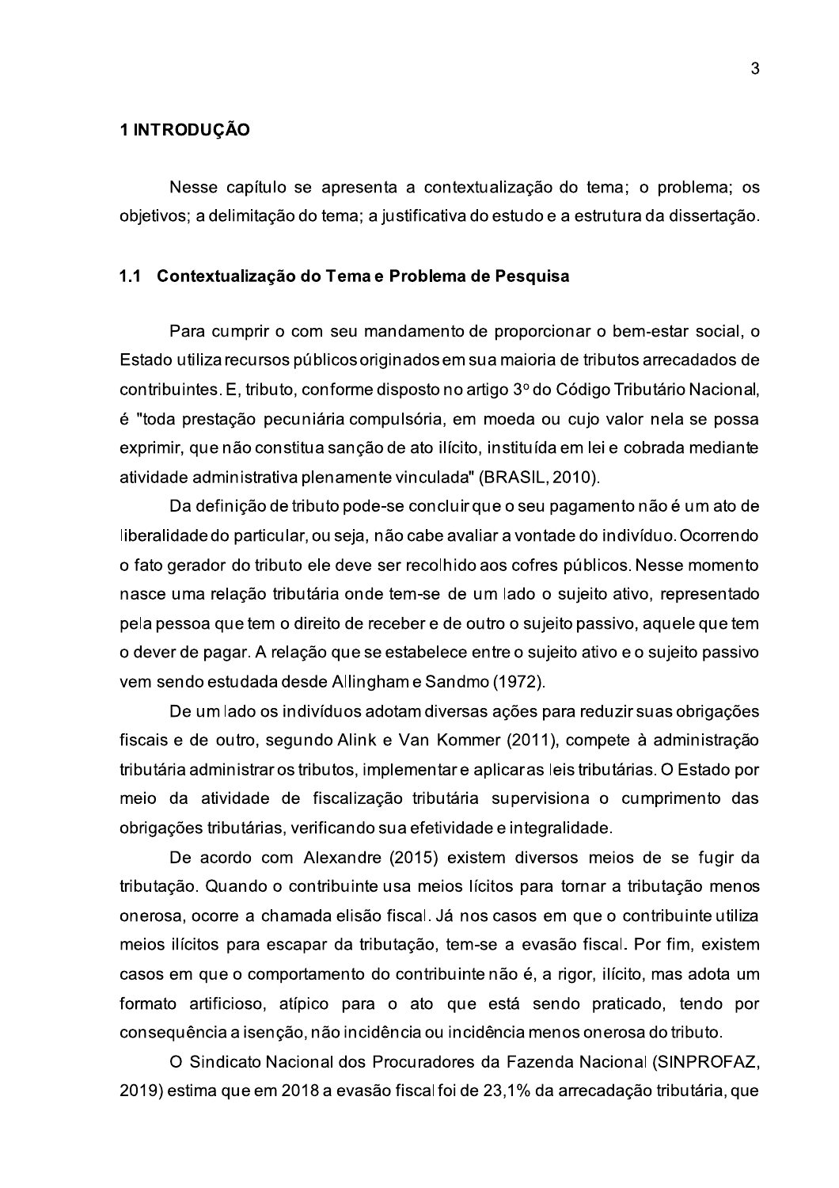# 1 INTRODUÇÃO

Nesse capítulo se apresenta a contextualização do tema; o problema; os objetivos; a delimitação do tema; a justificativa do estudo e a estrutura da dissertação.

## 1.1 Contextualização do Tema e Problema de Pesquisa

Para cumprir o com seu mandamento de proporcionar o bem-estar social, o Estado utiliza recursos públicos originados em sua maioria de tributos arrecadados de contribuintes. E, tributo, conforme disposto no artigo 3º do Código Tributário Nacional, é "toda prestação pecuniária compulsória, em moeda ou cujo valor nela se possa exprimir, que não constitua sanção de ato ilícito, instituída em lei e cobrada mediante atividade administrativa plenamente vinculada" (BRASIL, 2010).

Da definição de tributo pode-se concluir que o seu pagamento não é um ato de liberalidade do particular, ou seja, não cabe avaliar a vontade do indivíduo. Ocorrendo o fato gerador do tributo ele deve ser recolhido aos cofres públicos. Nesse momento nasce uma relação tributária onde tem-se de um lado o sujeito ativo, representado pela pessoa que tem o direito de receber e de outro o sujeito passivo, aquele que tem o dever de pagar. A relação que se estabelece entre o sujeito ativo e o sujeito passivo vem sendo estudada desde Allingham e Sandmo (1972).

De um lado os indivíduos adotam diversas ações para reduzir suas obrigações fiscais e de outro, segundo Alink e Van Kommer (2011), compete à administração tributária administrar os tributos, implementar e aplicar as leis tributárias. O Estado por meio da atividade de fiscalização tributária supervisiona o cumprimento das obrigações tributárias, verificando sua efetividade e integralidade.

De acordo com Alexandre (2015) existem diversos meios de se fugir da tributação. Quando o contribuinte usa meios lícitos para tornar a tributação menos onerosa, ocorre a chamada elisão fiscal. Já nos casos em que o contribuinte utiliza meios ilícitos para escapar da tributação, tem-se a evasão fiscal. Por fim, existem casos em que o comportamento do contribuinte não é, a rigor, ilícito, mas adota um formato artificioso, atípico para o ato que está sendo praticado, tendo por consequência a isenção, não incidência ou incidência menos onerosa do tributo.

O Sindicato Nacional dos Procuradores da Fazenda Nacional (SINPROFAZ, 2019) estima que em 2018 a evasão fiscal foi de 23,1% da arrecadação tributária, que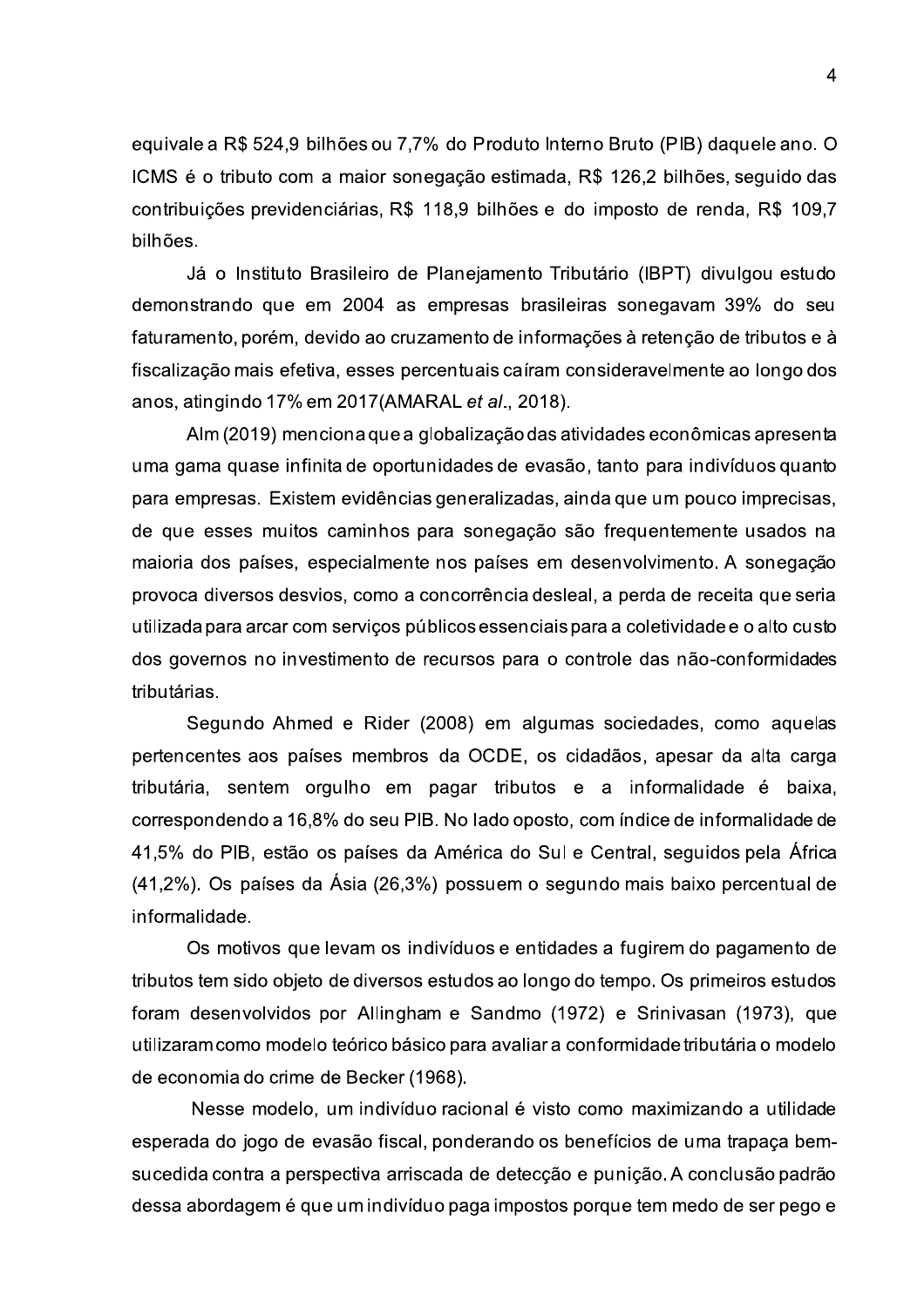equivale a R$ 524,9 bilhões ou 7,7% do Produto Interno Bruto (PIB) daquele ano. O ICMS é o tributo com a maior sonegação estimada, R$ 126,2 bilhões, seguido das contribuições previdenciárias, R$ 118,9 bilhões e do imposto de renda, R$ 109,7 bilhões.

Já o Instituto Brasileiro de Planejamento Tributário (IBPT) divulgou estudo demonstrando que em 2004 as empresas brasileiras sonegavam 39% do seu faturamento, porém, devido ao cruzamento de informações à retenção de tributos e à fiscalização mais efetiva, esses percentuais caíram consideravelmente ao longo dos anos, atingindo 17% em 2017(AMARAL *et al*., 2018).

Alm (2019) menciona que a globalização das atividades econômicas apresenta uma gama quase infinita de oportunidades de evasão, tanto para indivíduos quanto para empresas. Existem evidências generalizadas, ainda que um pouco imprecisas, de que esses muitos caminhos para sonegação são frequentemente usados na maioria dos países, especialmente nos países em desenvolvimento. A sonegação provoca diversos desvios, como a concorrência desleal, a perda de receita que seria utilizada para arcar com serviços públicos essenciais para a coletividade e o alto custo dos governos no investimento de recursos para o controle das não-conformidades tributárias.

Segundo Ahmed e Rider (2008) em algumas sociedades, como aquelas pertencentes aos países membros da OCDE, os cidadãos, apesar da alta carga tributária, sentem orgulho em pagar tributos e a informalidade é baixa, correspondendo a 16,8% do seu PIB. No lado oposto, com índice de informalidade de 41,5% do PIB, estão os países da América do Sul e Central, seguidos pela África (41,2%). Os países da Ásia (26,3%) possuem o segundo mais baixo percentual de informalidade.

Os motivos que levam os indivíduos e entidades a fugirem do pagamento de tributos tem sido objeto de diversos estudos ao longo do tempo. Os primeiros estudos foram desenvolvidos por Allingham e Sandmo (1972) e Srinivasan (1973), que utilizaram como modelo teórico básico para avaliar a conformidade tributária o modelo de economia do crime de Becker (1968).

Nesse modelo, um indivíduo racional é visto como maximizando a utilidade esperada do jogo de evasão fiscal, ponderando os benefícios de uma trapaça bem-sucedida contra a perspectiva arriscada de detecção e punição. A conclusão padrão dessa abordagem é que um indivíduo paga impostos porque tem medo de ser pego e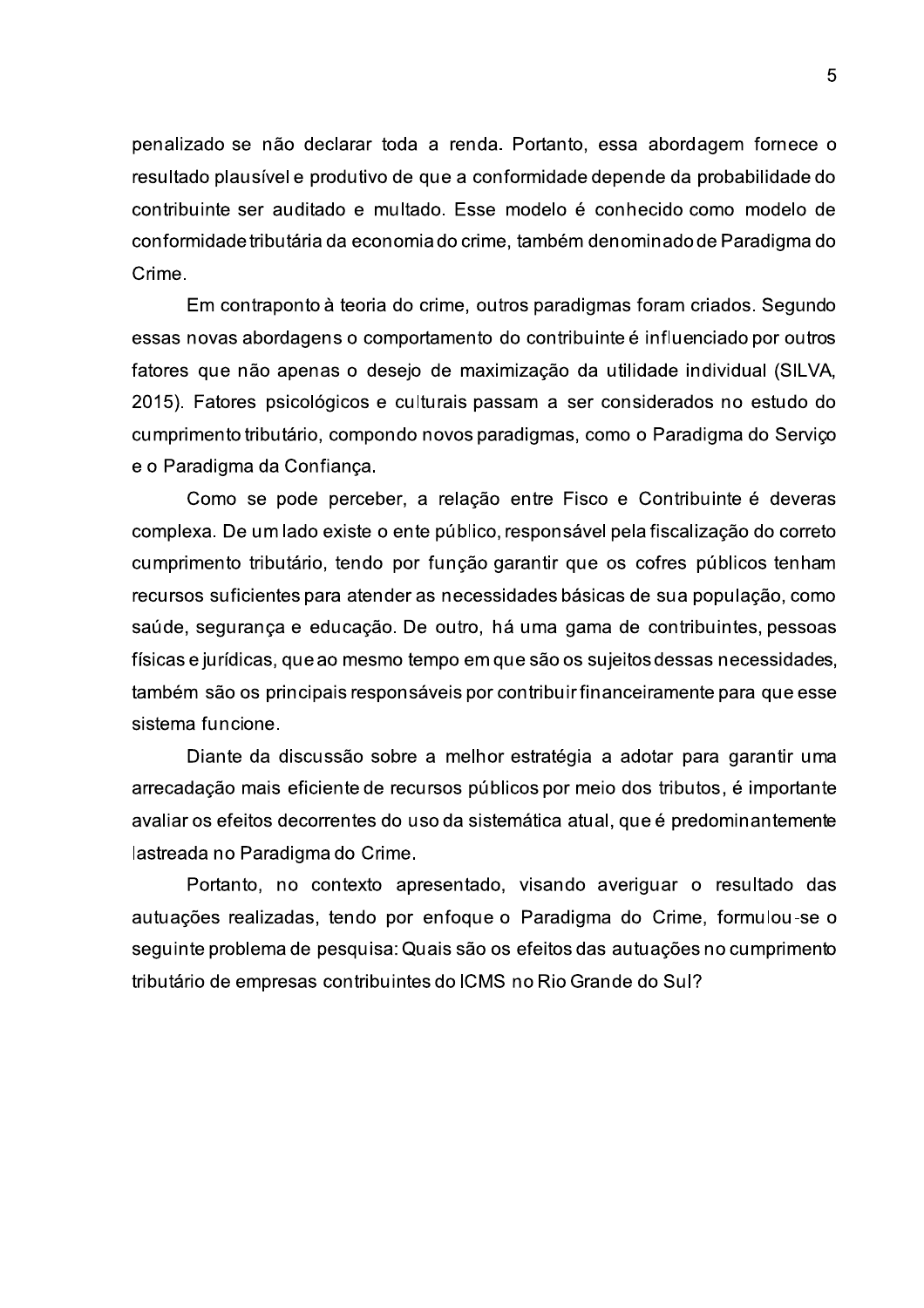penalizado se não declarar toda a renda. Portanto, essa abordagem fornece o resultado plausível e produtivo de que a conformidade depende da probabilidade do contribuinte ser auditado e multado. Esse modelo é conhecido como modelo de conformidade tributária da economia do crime, também denominado de Paradigma do Crime.

Em contraponto à teoria do crime, outros paradigmas foram criados. Segundo essas novas abordagens o comportamento do contribuinte é influenciado por outros fatores que não apenas o desejo de maximização da utilidade individual (SILVA, 2015). Fatores psicológicos e culturais passam a ser considerados no estudo do cumprimento tributário, compondo novos paradigmas, como o Paradigma do Serviço e o Paradigma da Confiança.

Como se pode perceber, a relação entre Fisco e Contribuinte é deveras complexa. De um lado existe o ente público, responsável pela fiscalização do correto cumprimento tributário, tendo por função garantir que os cofres públicos tenham recursos suficientes para atender as necessidades básicas de sua população, como saúde, segurança e educação. De outro, há uma gama de contribuintes, pessoas físicas e jurídicas, que ao mesmo tempo em que são os sujeitos dessas necessidades, também são os principais responsáveis por contribuir financeiramente para que esse sistema funcione.

Diante da discussão sobre a melhor estratégia a adotar para garantir uma arrecadação mais eficiente de recursos públicos por meio dos tributos, é importante avaliar os efeitos decorrentes do uso da sistemática atual, que é predominantemente lastreada no Paradigma do Crime.

Portanto, no contexto apresentado, visando averiguar o resultado das autuações realizadas, tendo por enfoque o Paradigma do Crime, formulou-se o seguinte problema de pesquisa: Quais são os efeitos das autuações no cumprimento tributário de empresas contribuintes do ICMS no Rio Grande do Sul?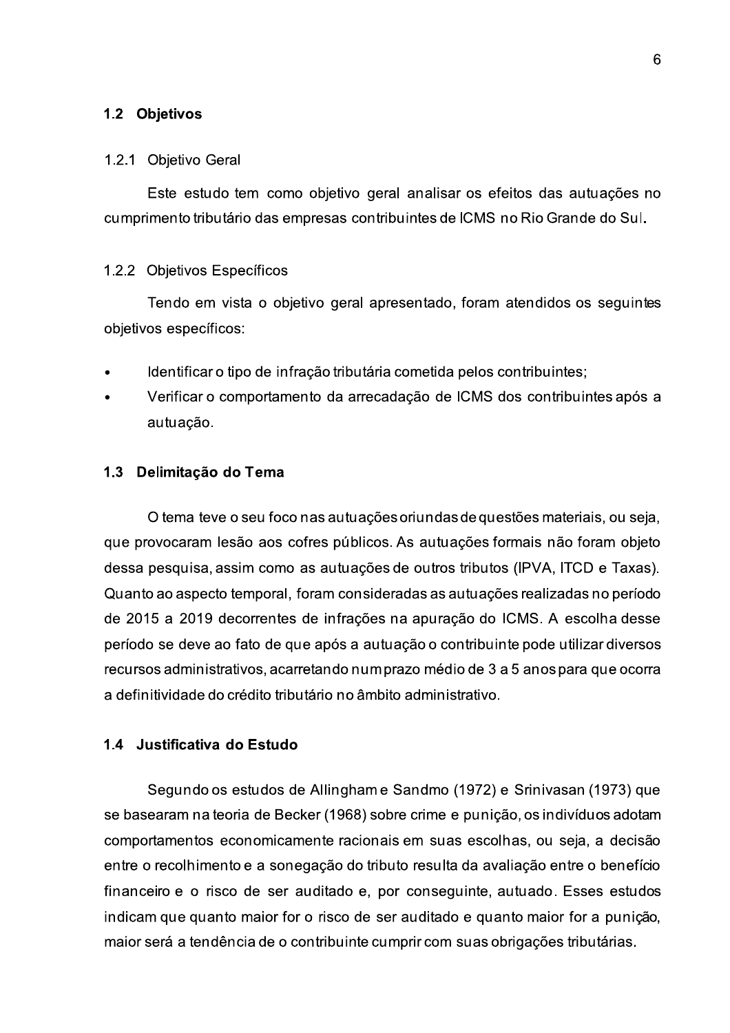## 1.2 Objetivos

### 1.2.1 Objetivo Geral

Este estudo tem como objetivo geral analisar os efeitos das autuações no cumprimento tributário das empresas contribuintes de ICMS no Rio Grande do Sul.

### 1.2.2 Objetivos Específicos

Tendo em vista o objetivo geral apresentado, foram atendidos os seguintes objetivos específicos:

- Identificar o tipo de infração tributária cometida pelos contribuintes;
- Verificar o comportamento da arrecadação de ICMS dos contribuintes após a autuação.

## 1.3 Delimitação do Tema

O tema teve o seu foco nas autuações oriundas de questões materiais, ou seja, que provocaram lesão aos cofres públicos. As autuações formais não foram objeto dessa pesquisa, assim como as autuações de outros tributos (IPVA, ITCD e Taxas). Quanto ao aspecto temporal, foram consideradas as autuações realizadas no período de 2015 a 2019 decorrentes de infrações na apuração do ICMS. A escolha desse período se deve ao fato de que após a autuação o contribuinte pode utilizar diversos recursos administrativos, acarretando num prazo médio de 3 a 5 anos para que ocorra a definitividade do crédito tributário no âmbito administrativo.

## 1.4 Justificativa do Estudo

Segundo os estudos de Allingham e Sandmo (1972) e Srinivasan (1973) que se basearam na teoria de Becker (1968) sobre crime e punição, os indivíduos adotam comportamentos economicamente racionais em suas escolhas, ou seja, a decisão entre o recolhimento e a sonegação do tributo resulta da avaliação entre o benefício financeiro e o risco de ser auditado e, por conseguinte, autuado. Esses estudos indicam que quanto maior for o risco de ser auditado e quanto maior for a punição, maior será a tendência de o contribuinte cumprir com suas obrigações tributárias.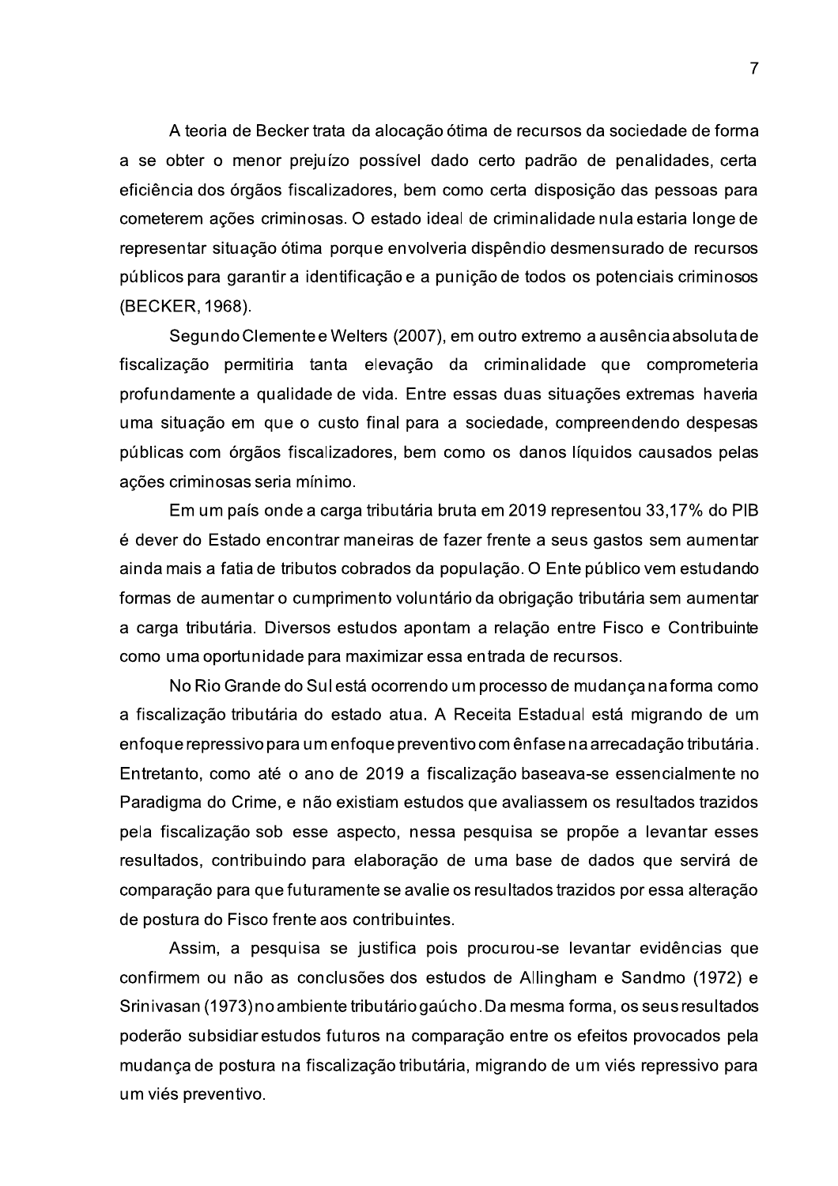A teoria de Becker trata da alocação ótima de recursos da sociedade de forma a se obter o menor prejuízo possível dado certo padrão de penalidades, certa eficiência dos órgãos fiscalizadores, bem como certa disposição das pessoas para cometerem ações criminosas. O estado ideal de criminalidade nula estaria longe de representar situação ótima porque envolveria dispêndio desmensurado de recursos públicos para garantir a identificação e a punição de todos os potenciais criminosos (BECKER, 1968).

Segundo Clemente e Welters (2007), em outro extremo a ausência absoluta de fiscalização permitiria tanta elevação da criminalidade que comprometeria profundamente a qualidade de vida. Entre essas duas situações extremas haveria uma situação em que o custo final para a sociedade, compreendendo despesas públicas com órgãos fiscalizadores, bem como os danos líquidos causados pelas ações criminosas seria mínimo.

Em um país onde a carga tributária bruta em 2019 representou 33,17% do PIB é dever do Estado encontrar maneiras de fazer frente a seus gastos sem aumentar ainda mais a fatia de tributos cobrados da população. O Ente público vem estudando formas de aumentar o cumprimento voluntário da obrigação tributária sem aumentar a carga tributária. Diversos estudos apontam a relação entre Fisco e Contribuinte como uma oportunidade para maximizar essa entrada de recursos.

No Rio Grande do Sul está ocorrendo um processo de mudança na forma como a fiscalização tributária do estado atua. A Receita Estadual está migrando de um enfoque repressivo para um enfoque preventivo com ênfase na arrecadação tributária. Entretanto, como até o ano de 2019 a fiscalização baseava-se essencialmente no Paradigma do Crime, e não existiam estudos que avaliassem os resultados trazidos pela fiscalização sob esse aspecto, nessa pesquisa se propõe a levantar esses resultados, contribuindo para elaboração de uma base de dados que servirá de comparação para que futuramente se avalie os resultados trazidos por essa alteração de postura do Fisco frente aos contribuintes.

Assim, a pesquisa se justifica pois procurou-se levantar evidências que confirmem ou não as conclusões dos estudos de Allingham e Sandmo (1972) e Srinivasan (1973) no ambiente tributário gaúcho. Da mesma forma, os seus resultados poderão subsidiar estudos futuros na comparação entre os efeitos provocados pela mudança de postura na fiscalização tributária, migrando de um viés repressivo para um viés preventivo.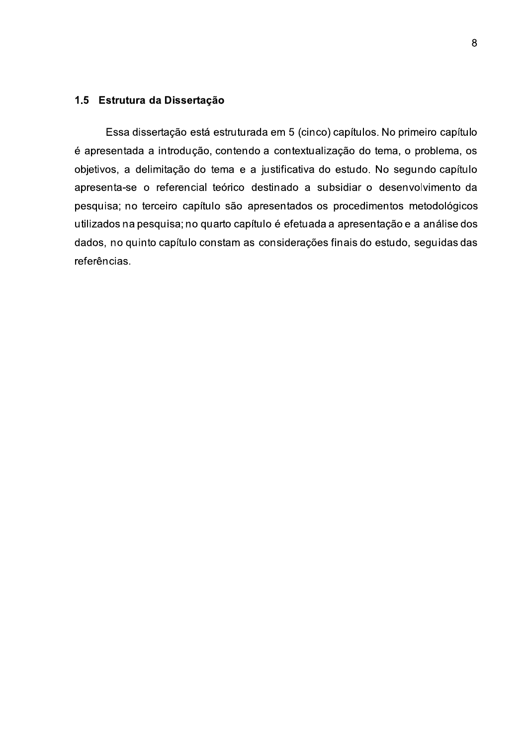## 1.5 Estrutura da Dissertação

Essa dissertação está estruturada em 5 (cinco) capítulos. No primeiro capítulo é apresentada a introdução, contendo a contextualização do tema, o problema, os objetivos, a delimitação do tema e a justificativa do estudo. No segundo capítulo apresenta-se o referencial teórico destinado a subsidiar o desenvolvimento da pesquisa; no terceiro capítulo são apresentados os procedimentos metodológicos utilizados na pesquisa; no quarto capítulo é efetuada a apresentação e a análise dos dados, no quinto capítulo constam as considerações finais do estudo, seguidas das referências.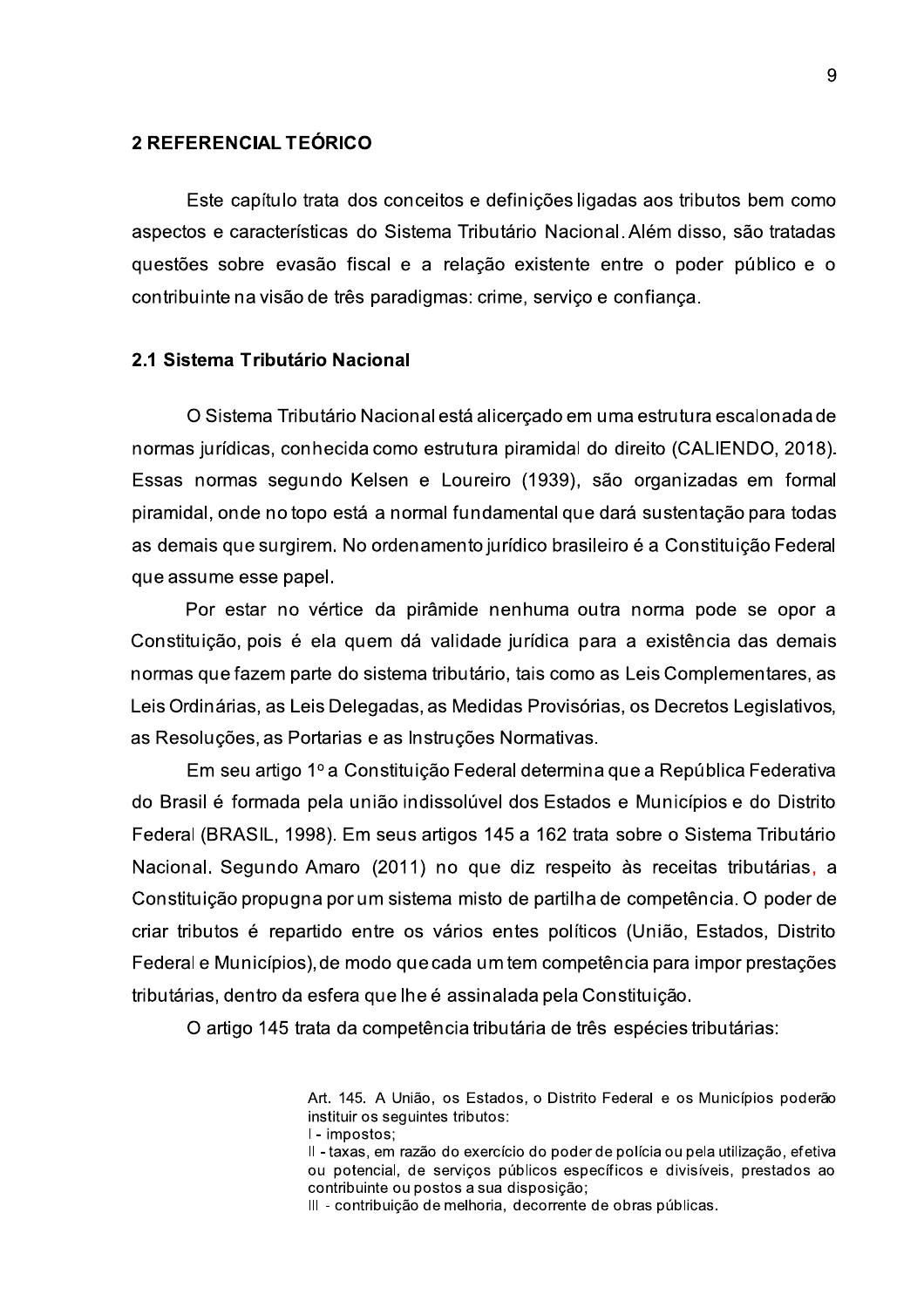## 2 REFERENCIAL TEÓRICO

Este capítulo trata dos conceitos e definições ligadas aos tributos bem como aspectos e características do Sistema Tributário Nacional. Além disso, são tratadas questões sobre evasão fiscal e a relação existente entre o poder público e o contribuinte na visão de três paradigmas: crime, serviço e confiança.

### 2.1 Sistema Tributário Nacional

O Sistema Tributário Nacional está alicerçado em uma estrutura escalonada de normas jurídicas, conhecida como estrutura piramidal do direito (CALIENDO, 2018). Essas normas segundo Kelsen e Loureiro (1939), são organizadas em formal piramidal, onde no topo está a normal fundamental que dará sustentação para todas as demais que surgirem. No ordenamento jurídico brasileiro é a Constituição Federal que assume esse papel.

Por estar no vértice da pirâmide nenhuma outra norma pode se opor a Constituição, pois é ela quem dá validade jurídica para a existência das demais normas que fazem parte do sistema tributário, tais como as Leis Complementares, as Leis Ordinárias, as Leis Delegadas, as Medidas Provisórias, os Decretos Legislativos, as Resoluções, as Portarias e as Instruções Normativas.

Em seu artigo 1º a Constituição Federal determina que a República Federativa do Brasil é formada pela união indissolúvel dos Estados e Municípios e do Distrito Federal (BRASIL, 1998). Em seus artigos 145 a 162 trata sobre o Sistema Tributário Nacional. Segundo Amaro (2011) no que diz respeito às receitas tributárias, a Constituição propugna por um sistema misto de partilha de competência. O poder de criar tributos é repartido entre os vários entes políticos (União, Estados, Distrito Federal e Municípios), de modo que cada um tem competência para impor prestações tributárias, dentro da esfera que lhe é assinalada pela Constituição.

O artigo 145 trata da competência tributária de três espécies tributárias:

> Art. 145. A União, os Estados, o Distrito Federal e os Municípios poderão instituir os seguintes tributos:
> I - impostos;
> II - taxas, em razão do exercício do poder de polícia ou pela utilização, efetiva ou potencial, de serviços públicos específicos e divisíveis, prestados ao contribuinte ou postos a sua disposição;
> III - contribuição de melhoria, decorrente de obras públicas.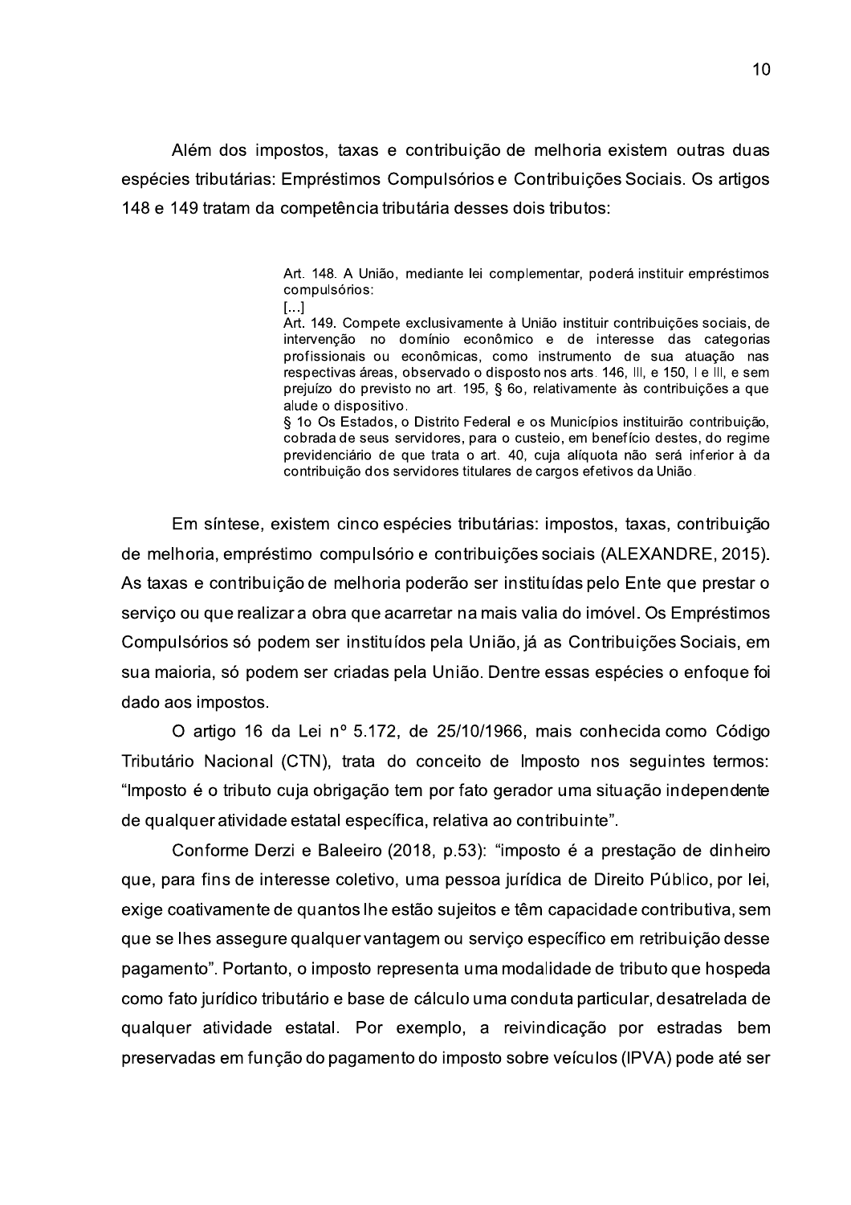Além dos impostos, taxas e contribuição de melhoria existem outras duas espécies tributárias: Empréstimos Compulsórios e Contribuições Sociais. Os artigos 148 e 149 tratam da competência tributária desses dois tributos:

> Art. 148. A União, mediante lei complementar, poderá instituir empréstimos compulsórios:
> [...]
> Art. 149. Compete exclusivamente à União instituir contribuições sociais, de intervenção no domínio econômico e de interesse das categorias profissionais ou econômicas, como instrumento de sua atuação nas respectivas áreas, observado o disposto nos arts. 146, III, e 150, I e III, e sem prejuízo do previsto no art. 195, § 6o, relativamente às contribuições a que alude o dispositivo.
> § 1o Os Estados, o Distrito Federal e os Municípios instituirão contribuição, cobrada de seus servidores, para o custeio, em benefício destes, do regime previdenciário de que trata o art. 40, cuja alíquota não será inferior à da contribuição dos servidores titulares de cargos efetivos da União.

Em síntese, existem cinco espécies tributárias: impostos, taxas, contribuição de melhoria, empréstimo compulsório e contribuições sociais (ALEXANDRE, 2015). As taxas e contribuição de melhoria poderão ser instituídas pelo Ente que prestar o serviço ou que realizar a obra que acarretar na mais valia do imóvel. Os Empréstimos Compulsórios só podem ser instituídos pela União, já as Contribuições Sociais, em sua maioria, só podem ser criadas pela União. Dentre essas espécies o enfoque foi dado aos impostos.

O artigo 16 da Lei nº 5.172, de 25/10/1966, mais conhecida como Código Tributário Nacional (CTN), trata do conceito de Imposto nos seguintes termos: "Imposto é o tributo cuja obrigação tem por fato gerador uma situação independente de qualquer atividade estatal específica, relativa ao contribuinte".

Conforme Derzi e Baleeiro (2018, p.53): "imposto é a prestação de dinheiro que, para fins de interesse coletivo, uma pessoa jurídica de Direito Público, por lei, exige coativamente de quantos lhe estão sujeitos e têm capacidade contributiva, sem que se lhes assegure qualquer vantagem ou serviço específico em retribuição desse pagamento". Portanto, o imposto representa uma modalidade de tributo que hospeda como fato jurídico tributário e base de cálculo uma conduta particular, desatrelada de qualquer atividade estatal. Por exemplo, a reivindicação por estradas bem preservadas em função do pagamento do imposto sobre veículos (IPVA) pode até ser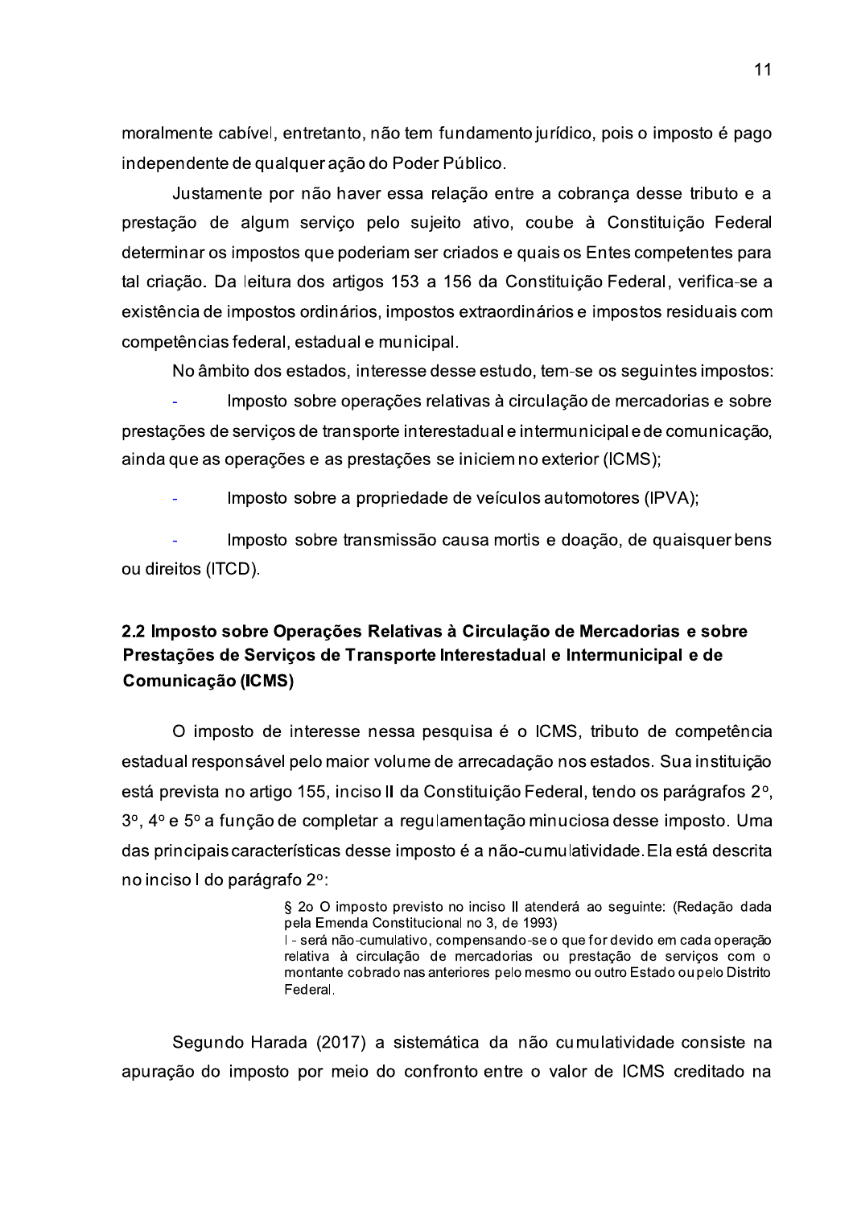moralmente cabível, entretanto, não tem fundamento jurídico, pois o imposto é pago independente de qualquer ação do Poder Público.

Justamente por não haver essa relação entre a cobrança desse tributo e a prestação de algum serviço pelo sujeito ativo, coube à Constituição Federal determinar os impostos que poderiam ser criados e quais os Entes competentes para tal criação. Da leitura dos artigos 153 a 156 da Constituição Federal, verifica-se a existência de impostos ordinários, impostos extraordinários e impostos residuais com competências federal, estadual e municipal.

No âmbito dos estados, interesse desse estudo, tem-se os seguintes impostos:

- Imposto sobre operações relativas à circulação de mercadorias e sobre prestações de serviços de transporte interestadual e intermunicipal e de comunicação, ainda que as operações e as prestações se iniciem no exterior (ICMS);
- Imposto sobre a propriedade de veículos automotores (IPVA);
- Imposto sobre transmissão causa mortis e doação, de quaisquer bens ou direitos (ITCD).

## 2.2 Imposto sobre Operações Relativas à Circulação de Mercadorias e sobre Prestações de Serviços de Transporte Interestadual e Intermunicipal e de Comunicação (ICMS)

O imposto de interesse nessa pesquisa é o ICMS, tributo de competência estadual responsável pelo maior volume de arrecadação nos estados. Sua instituição está prevista no artigo 155, inciso II da Constituição Federal, tendo os parágrafos 2º, 3º, 4º e 5º a função de completar a regulamentação minuciosa desse imposto. Uma das principais características desse imposto é a não-cumulatividade. Ela está descrita no inciso I do parágrafo 2º:

> § 2o O imposto previsto no inciso II atenderá ao seguinte: (Redação dada pela Emenda Constitucional no 3, de 1993)
> I - será não-cumulativo, compensando-se o que for devido em cada operação relativa à circulação de mercadorias ou prestação de serviços com o montante cobrado nas anteriores pelo mesmo ou outro Estado ou pelo Distrito Federal.

Segundo Harada (2017) a sistemática da não cumulatividade consiste na apuração do imposto por meio do confronto entre o valor de ICMS creditado na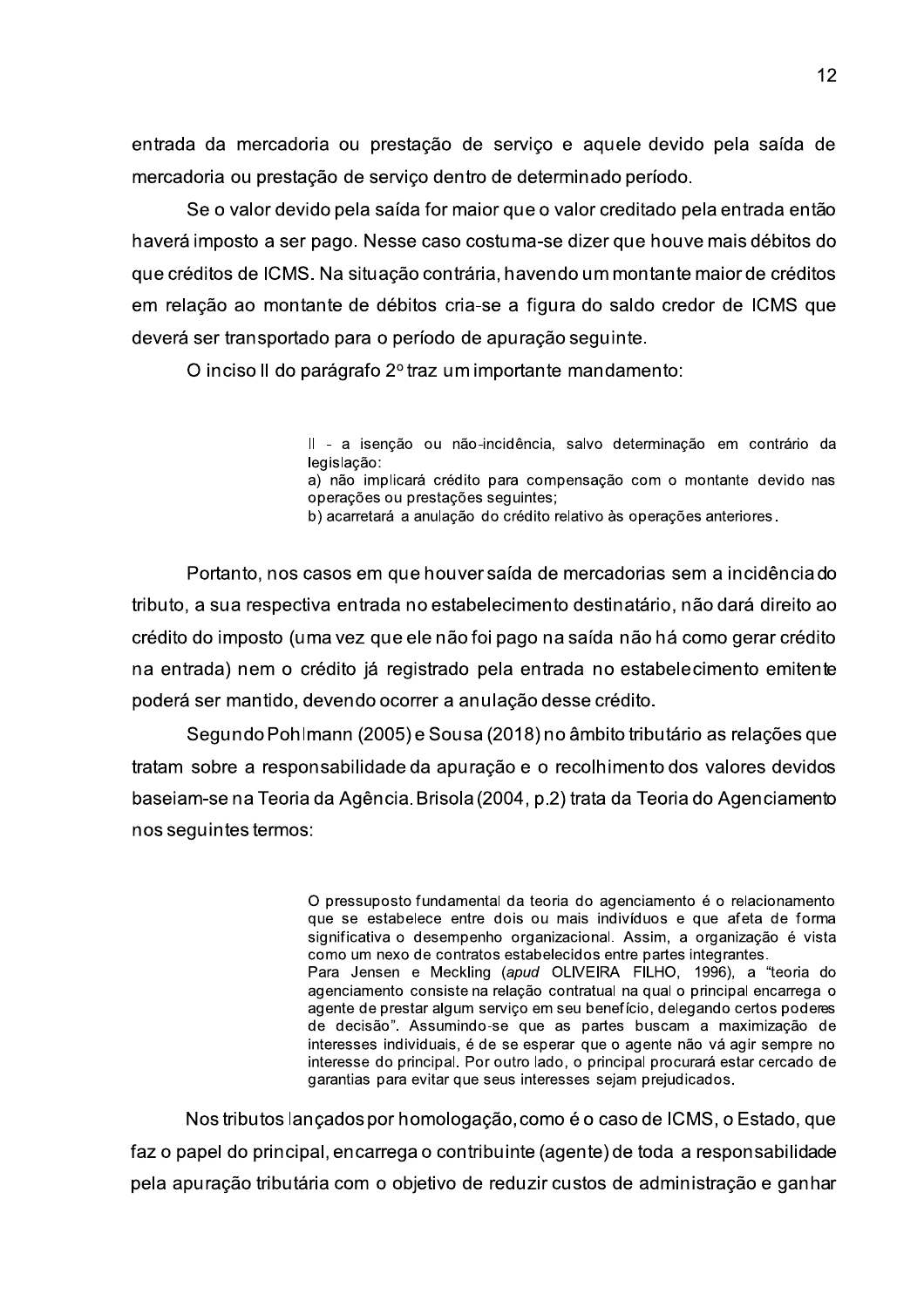entrada da mercadoria ou prestação de serviço e aquele devido pela saída de mercadoria ou prestação de serviço dentro de determinado período.

Se o valor devido pela saída for maior que o valor creditado pela entrada então haverá imposto a ser pago. Nesse caso costuma-se dizer que houve mais débitos do que créditos de ICMS. Na situação contrária, havendo um montante maior de créditos em relação ao montante de débitos cria-se a figura do saldo credor de ICMS que deverá ser transportado para o período de apuração seguinte.

O inciso II do parágrafo 2º traz um importante mandamento:

> II - a isenção ou não-incidência, salvo determinação em contrário da legislação:
> a) não implicará crédito para compensação com o montante devido nas operações ou prestações seguintes;
> b) acarretará a anulação do crédito relativo às operações anteriores.

Portanto, nos casos em que houver saída de mercadorias sem a incidência do tributo, a sua respectiva entrada no estabelecimento destinatário, não dará direito ao crédito do imposto (uma vez que ele não foi pago na saída não há como gerar crédito na entrada) nem o crédito já registrado pela entrada no estabelecimento emitente poderá ser mantido, devendo ocorrer a anulação desse crédito.

Segundo Pohlmann (2005) e Sousa (2018) no âmbito tributário as relações que tratam sobre a responsabilidade da apuração e o recolhimento dos valores devidos baseiam-se na Teoria da Agência. Brisola (2004, p.2) trata da Teoria do Agenciamento nos seguintes termos:

> O pressuposto fundamental da teoria do agenciamento é o relacionamento que se estabelece entre dois ou mais indivíduos e que afeta de forma significativa o desempenho organizacional. Assim, a organização é vista como um nexo de contratos estabelecidos entre partes integrantes.
> Para Jensen e Meckling (*apud* OLIVEIRA FILHO, 1996), a "teoria do agenciamento consiste na relação contratual na qual o principal encarrega o agente de prestar algum serviço em seu benefício, delegando certos poderes de decisão". Assumindo-se que as partes buscam a maximização de interesses individuais, é de se esperar que o agente não vá agir sempre no interesse do principal. Por outro lado, o principal procurará estar cercado de garantias para evitar que seus interesses sejam prejudicados.

Nos tributos lançados por homologação, como é o caso de ICMS, o Estado, que faz o papel do principal, encarrega o contribuinte (agente) de toda a responsabilidade pela apuração tributária com o objetivo de reduzir custos de administração e ganhar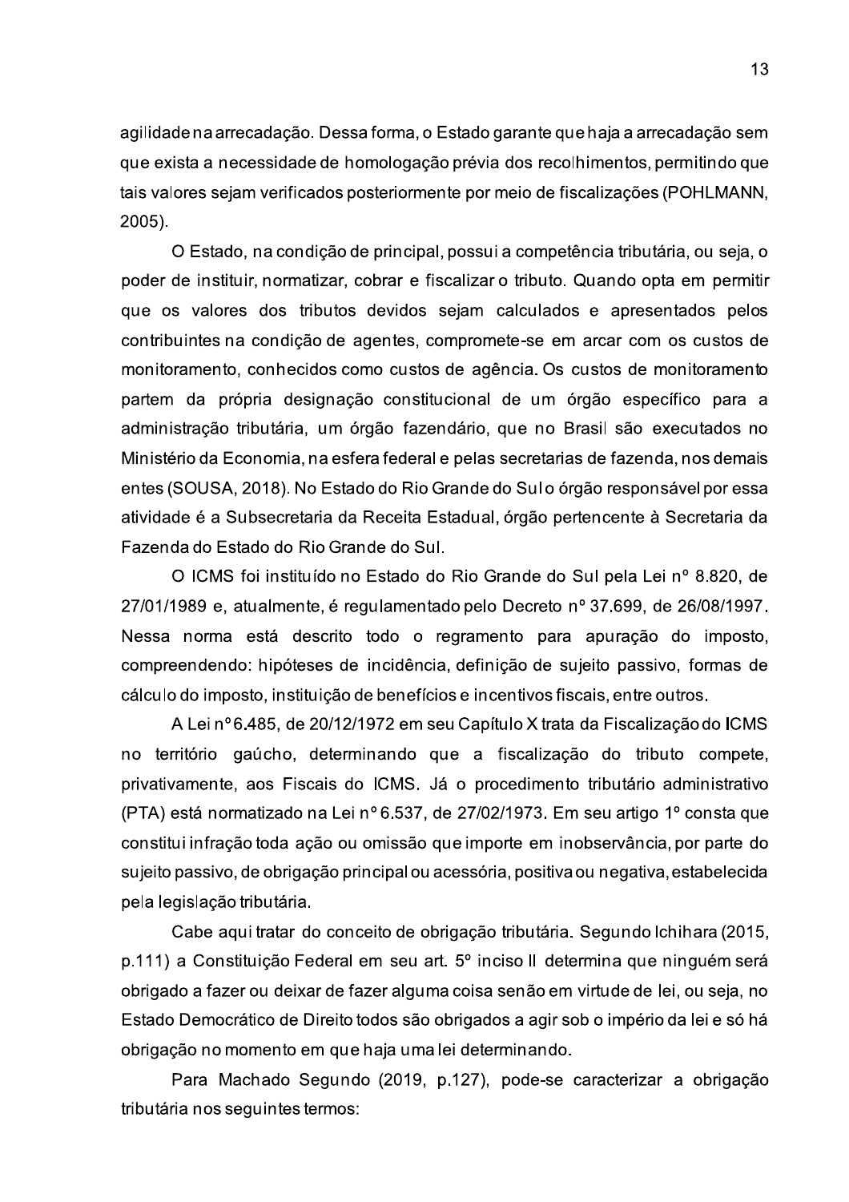agilidade na arrecadação. Dessa forma, o Estado garante que haja a arrecadação sem que exista a necessidade de homologação prévia dos recolhimentos, permitindo que tais valores sejam verificados posteriormente por meio de fiscalizações (POHLMANN, 2005).

O Estado, na condição de principal, possui a competência tributária, ou seja, o poder de instituir, normatizar, cobrar e fiscalizar o tributo. Quando opta em permitir que os valores dos tributos devidos sejam calculados e apresentados pelos contribuintes na condição de agentes, compromete-se em arcar com os custos de monitoramento, conhecidos como custos de agência. Os custos de monitoramento partem da própria designação constitucional de um órgão específico para a administração tributária, um órgão fazendário, que no Brasil são executados no Ministério da Economia, na esfera federal e pelas secretarias de fazenda, nos demais entes (SOUSA, 2018). No Estado do Rio Grande do Sul o órgão responsável por essa atividade é a Subsecretaria da Receita Estadual, órgão pertencente à Secretaria da Fazenda do Estado do Rio Grande do Sul.

O ICMS foi instituído no Estado do Rio Grande do Sul pela Lei nº 8.820, de 27/01/1989 e, atualmente, é regulamentado pelo Decreto nº 37.699, de 26/08/1997. Nessa norma está descrito todo o regramento para apuração do imposto, compreendendo: hipóteses de incidência, definição de sujeito passivo, formas de cálculo do imposto, instituição de benefícios e incentivos fiscais, entre outros.

A Lei nº 6.485, de 20/12/1972 em seu Capítulo X trata da Fiscalização do ICMS no território gaúcho, determinando que a fiscalização do tributo compete, privativamente, aos Fiscais do ICMS. Já o procedimento tributário administrativo (PTA) está normatizado na Lei nº 6.537, de 27/02/1973. Em seu artigo 1º consta que constitui infração toda ação ou omissão que importe em inobservância, por parte do sujeito passivo, de obrigação principal ou acessória, positiva ou negativa, estabelecida pela legislação tributária.

Cabe aqui tratar do conceito de obrigação tributária. Segundo Ichihara (2015, p.111) a Constituição Federal em seu art. 5º inciso II determina que ninguém será obrigado a fazer ou deixar de fazer alguma coisa senão em virtude de lei, ou seja, no Estado Democrático de Direito todos são obrigados a agir sob o império da lei e só há obrigação no momento em que haja uma lei determinando.

Para Machado Segundo (2019, p.127), pode-se caracterizar a obrigação tributária nos seguintes termos: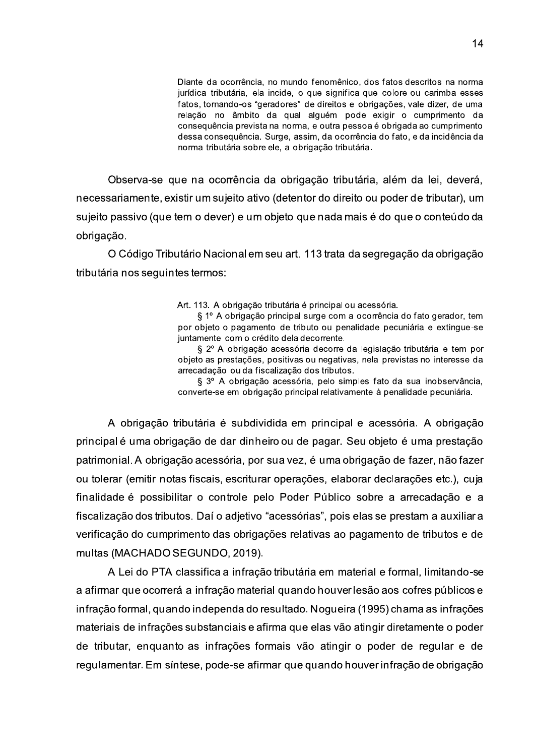> Diante da ocorrência, no mundo fenomênico, dos fatos descritos na norma jurídica tributária, ela incide, o que significa que colore ou carimba esses fatos, tornando-os "geradores" de direitos e obrigações, vale dizer, de uma relação no âmbito da qual alguém pode exigir o cumprimento da consequência prevista na norma, e outra pessoa é obrigada ao cumprimento dessa consequência. Surge, assim, da ocorrência do fato, e da incidência da norma tributária sobre ele, a obrigação tributária.

Observa-se que na ocorrência da obrigação tributária, além da lei, deverá, necessariamente, existir um sujeito ativo (detentor do direito ou poder de tributar), um sujeito passivo (que tem o dever) e um objeto que nada mais é do que o conteúdo da obrigação.

O Código Tributário Nacional em seu art. 113 trata da segregação da obrigação tributária nos seguintes termos:

> Art. 113. A obrigação tributária é principal ou acessória.
>
> § 1º A obrigação principal surge com a ocorrência do fato gerador, tem por objeto o pagamento de tributo ou penalidade pecuniária e extingue-se juntamente com o crédito dela decorrente.
>
> § 2º A obrigação acessória decorre da legislação tributária e tem por objeto as prestações, positivas ou negativas, nela previstas no interesse da arrecadação ou da fiscalização dos tributos.
>
> § 3º A obrigação acessória, pelo simples fato da sua inobservância, converte-se em obrigação principal relativamente à penalidade pecuniária.

A obrigação tributária é subdividida em principal e acessória. A obrigação principal é uma obrigação de dar dinheiro ou de pagar. Seu objeto é uma prestação patrimonial. A obrigação acessória, por sua vez, é uma obrigação de fazer, não fazer ou tolerar (emitir notas fiscais, escriturar operações, elaborar declarações etc.), cuja finalidade é possibilitar o controle pelo Poder Público sobre a arrecadação e a fiscalização dos tributos. Daí o adjetivo "acessórias", pois elas se prestam a auxiliar a verificação do cumprimento das obrigações relativas ao pagamento de tributos e de multas (MACHADO SEGUNDO, 2019).

A Lei do PTA classifica a infração tributária em material e formal, limitando-se a afirmar que ocorrerá a infração material quando houver lesão aos cofres públicos e infração formal, quando independa do resultado. Nogueira (1995) chama as infrações materiais de infrações substanciais e afirma que elas vão atingir diretamente o poder de tributar, enquanto as infrações formais vão atingir o poder de regular e de regulamentar. Em síntese, pode-se afirmar que quando houver infração de obrigação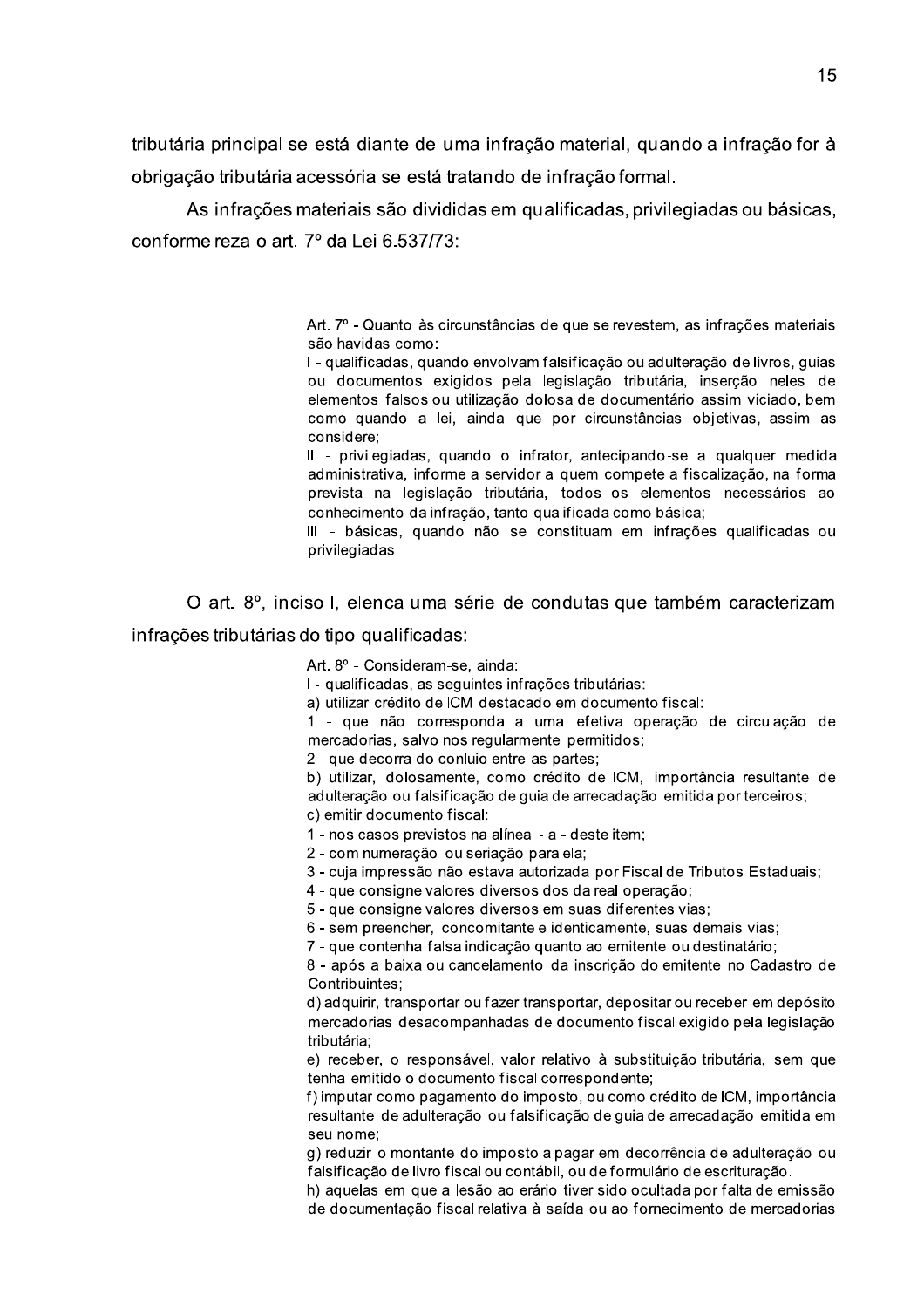tributária principal se está diante de uma infração material, quando a infração for à obrigação tributária acessória se está tratando de infração formal.

As infrações materiais são divididas em qualificadas, privilegiadas ou básicas, conforme reza o art. 7º da Lei 6.537/73:

> Art. 7º - Quanto às circunstâncias de que se revestem, as infrações materiais são havidas como:
> I - qualificadas, quando envolvam falsificação ou adulteração de livros, guias ou documentos exigidos pela legislação tributária, inserção neles de elementos falsos ou utilização dolosa de documentário assim viciado, bem como quando a lei, ainda que por circunstâncias objetivas, assim as considere;
> II - privilegiadas, quando o infrator, antecipando-se a qualquer medida administrativa, informe a servidor a quem compete a fiscalização, na forma prevista na legislação tributária, todos os elementos necessários ao conhecimento da infração, tanto qualificada como básica;
> III - básicas, quando não se constituam em infrações qualificadas ou privilegiadas

O art. 8º, inciso I, elenca uma série de condutas que também caracterizam infrações tributárias do tipo qualificadas:

> Art. 8º - Consideram-se, ainda:
> I - qualificadas, as seguintes infrações tributárias:
> a) utilizar crédito de ICM destacado em documento fiscal:
> 1 - que não corresponda a uma efetiva operação de circulação de mercadorias, salvo nos regularmente permitidos;
> 2 - que decorra do conluio entre as partes;
> b) utilizar, dolosamente, como crédito de ICM, importância resultante de adulteração ou falsificação de guia de arrecadação emitida por terceiros;
> c) emitir documento fiscal:
> 1 - nos casos previstos na alínea - a - deste item;
> 2 - com numeração ou seriação paralela;
> 3 - cuja impressão não estava autorizada por Fiscal de Tributos Estaduais;
> 4 - que consigne valores diversos dos da real operação;
> 5 - que consigne valores diversos em suas diferentes vias;
> 6 - sem preencher, concomitante e identicamente, suas demais vias;
> 7 - que contenha falsa indicação quanto ao emitente ou destinatário;
> 8 - após a baixa ou cancelamento da inscrição do emitente no Cadastro de Contribuintes;
> d) adquirir, transportar ou fazer transportar, depositar ou receber em depósito mercadorias desacompanhadas de documento fiscal exigido pela legislação tributária;
> e) receber, o responsável, valor relativo à substituição tributária, sem que tenha emitido o documento fiscal correspondente;
> f) imputar como pagamento do imposto, ou como crédito de ICM, importância resultante de adulteração ou falsificação de guia de arrecadação emitida em seu nome;
> g) reduzir o montante do imposto a pagar em decorrência de adulteração ou falsificação de livro fiscal ou contábil, ou de formulário de escrituração.
> h) aquelas em que a lesão ao erário tiver sido ocultada por falta de emissão de documentação fiscal relativa à saída ou ao fornecimento de mercadorias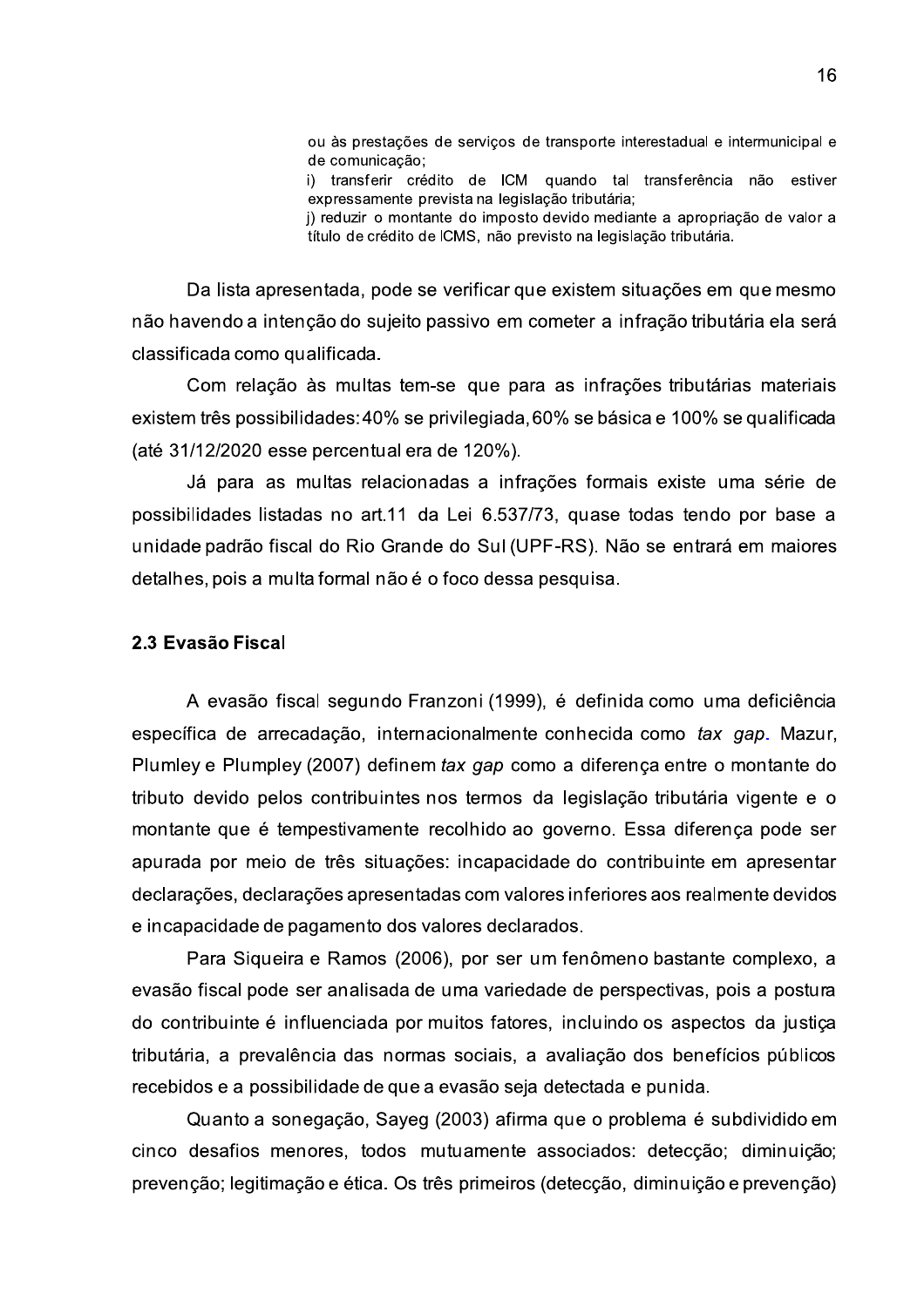> ou às prestações de serviços de transporte interestadual e intermunicipal e de comunicação;
> i) transferir crédito de ICM quando tal transferência não estiver expressamente prevista na legislação tributária;
> j) reduzir o montante do imposto devido mediante a apropriação de valor a título de crédito de ICMS, não previsto na legislação tributária.

Da lista apresentada, pode se verificar que existem situações em que mesmo não havendo a intenção do sujeito passivo em cometer a infração tributária ela será classificada como qualificada.

Com relação às multas tem-se que para as infrações tributárias materiais existem três possibilidades: 40% se privilegiada, 60% se básica e 100% se qualificada (até 31/12/2020 esse percentual era de 120%).

Já para as multas relacionadas a infrações formais existe uma série de possibilidades listadas no art.11 da Lei 6.537/73, quase todas tendo por base a unidade padrão fiscal do Rio Grande do Sul (UPF-RS). Não se entrará em maiores detalhes, pois a multa formal não é o foco dessa pesquisa.

### 2.3 Evasão Fiscal

A evasão fiscal segundo Franzoni (1999), é definida como uma deficiência específica de arrecadação, internacionalmente conhecida como *tax gap*. Mazur, Plumley e Plumpley (2007) definem *tax gap* como a diferença entre o montante do tributo devido pelos contribuintes nos termos da legislação tributária vigente e o montante que é tempestivamente recolhido ao governo. Essa diferença pode ser apurada por meio de três situações: incapacidade do contribuinte em apresentar declarações, declarações apresentadas com valores inferiores aos realmente devidos e incapacidade de pagamento dos valores declarados.

Para Siqueira e Ramos (2006), por ser um fenômeno bastante complexo, a evasão fiscal pode ser analisada de uma variedade de perspectivas, pois a postura do contribuinte é influenciada por muitos fatores, incluindo os aspectos da justiça tributária, a prevalência das normas sociais, a avaliação dos benefícios públicos recebidos e a possibilidade de que a evasão seja detectada e punida.

Quanto a sonegação, Sayeg (2003) afirma que o problema é subdividido em cinco desafios menores, todos mutuamente associados: detecção; diminuição; prevenção; legitimação e ética. Os três primeiros (detecção, diminuição e prevenção)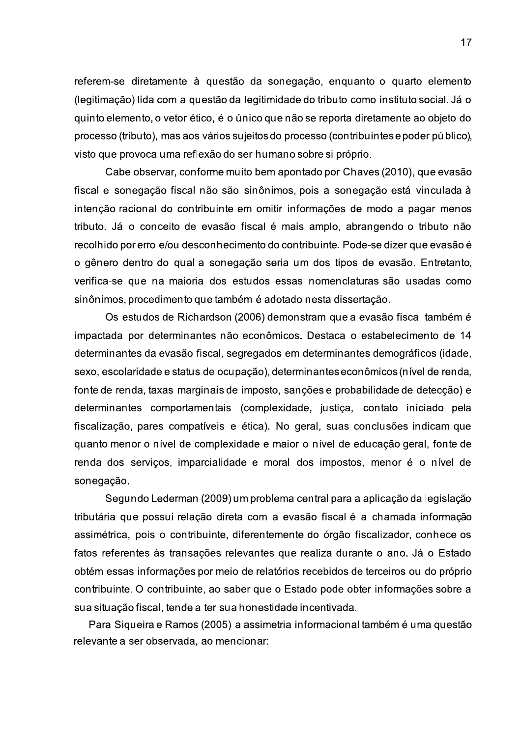referem-se diretamente à questão da sonegação, enquanto o quarto elemento (legitimação) lida com a questão da legitimidade do tributo como instituto social. Já o quinto elemento, o vetor ético, é o único que não se reporta diretamente ao objeto do processo (tributo), mas aos vários sujeitos do processo (contribuintes e poder público), visto que provoca uma reflexão do ser humano sobre si próprio.

Cabe observar, conforme muito bem apontado por Chaves (2010), que evasão fiscal e sonegação fiscal não são sinônimos, pois a sonegação está vinculada à intenção racional do contribuinte em omitir informações de modo a pagar menos tributo. Já o conceito de evasão fiscal é mais amplo, abrangendo o tributo não recolhido por erro e/ou desconhecimento do contribuinte. Pode-se dizer que evasão é o gênero dentro do qual a sonegação seria um dos tipos de evasão. Entretanto, verifica-se que na maioria dos estudos essas nomenclaturas são usadas como sinônimos, procedimento que também é adotado nesta dissertação.

Os estudos de Richardson (2006) demonstram que a evasão fiscal também é impactada por determinantes não econômicos. Destaca o estabelecimento de 14 determinantes da evasão fiscal, segregados em determinantes demográficos (idade, sexo, escolaridade e status de ocupação), determinantes econômicos (nível de renda, fonte de renda, taxas marginais de imposto, sanções e probabilidade de detecção) e determinantes comportamentais (complexidade, justiça, contato iniciado pela fiscalização, pares compatíveis e ética). No geral, suas conclusões indicam que quanto menor o nível de complexidade e maior o nível de educação geral, fonte de renda dos serviços, imparcialidade e moral dos impostos, menor é o nível de sonegação.

Segundo Lederman (2009) um problema central para a aplicação da legislação tributária que possui relação direta com a evasão fiscal é a chamada informação assimétrica, pois o contribuinte, diferentemente do órgão fiscalizador, conhece os fatos referentes às transações relevantes que realiza durante o ano. Já o Estado obtém essas informações por meio de relatórios recebidos de terceiros ou do próprio contribuinte. O contribuinte, ao saber que o Estado pode obter informações sobre a sua situação fiscal, tende a ter sua honestidade incentivada.

Para Siqueira e Ramos (2005) a assimetria informacional também é uma questão relevante a ser observada, ao mencionar: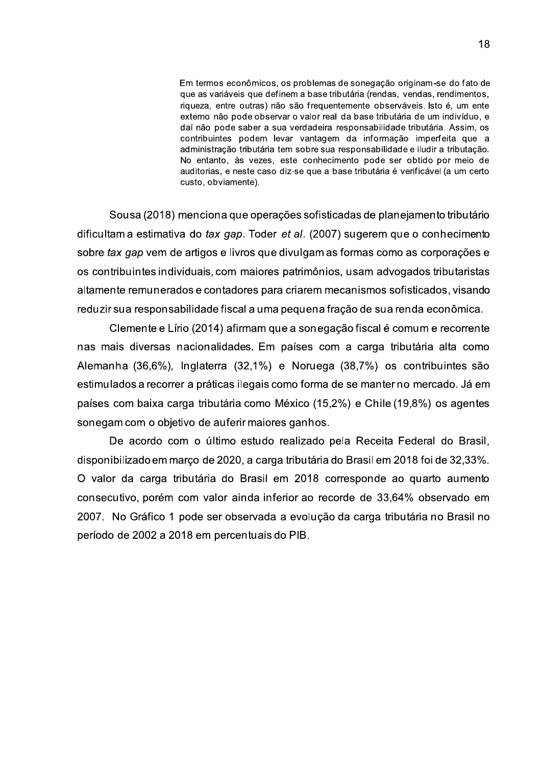> Em termos econômicos, os problemas de sonegação originam-se do fato de que as variáveis que definem a base tributária (rendas, vendas, rendimentos, riqueza, entre outras) não são frequentemente observáveis. Isto é, um ente externo não pode observar o valor real da base tributária de um indivíduo, e daí não pode saber a sua verdadeira responsabilidade tributária. Assim, os contribuintes podem levar vantagem da informação imperfeita que a administração tributária tem sobre sua responsabilidade e iludir a tributação. No entanto, às vezes, este conhecimento pode ser obtido por meio de auditorias, e neste caso diz-se que a base tributária é verificável (a um certo custo, obviamente).

Sousa (2018) menciona que operações sofisticadas de planejamento tributário dificultam a estimativa do *tax gap*. Toder *et al*. (2007) sugerem que o conhecimento sobre *tax gap* vem de artigos e livros que divulgam as formas como as corporações e os contribuintes individuais, com maiores patrimônios, usam advogados tributaristas altamente remunerados e contadores para criarem mecanismos sofisticados, visando reduzir sua responsabilidade fiscal a uma pequena fração de sua renda econômica.

Clemente e Lírio (2014) afirmam que a sonegação fiscal é comum e recorrente nas mais diversas nacionalidades. Em países com a carga tributária alta como Alemanha (36,6%), Inglaterra (32,1%) e Noruega (38,7%) os contribuintes são estimulados a recorrer a práticas ilegais como forma de se manter no mercado. Já em países com baixa carga tributária como México (15,2%) e Chile (19,8%) os agentes sonegam com o objetivo de auferir maiores ganhos.

De acordo com o último estudo realizado pela Receita Federal do Brasil, disponibilizado em março de 2020, a carga tributária do Brasil em 2018 foi de 32,33%. O valor da carga tributária do Brasil em 2018 corresponde ao quarto aumento consecutivo, porém com valor ainda inferior ao recorde de 33,64% observado em 2007. No Gráfico 1 pode ser observada a evolução da carga tributária no Brasil no período de 2002 a 2018 em percentuais do PIB.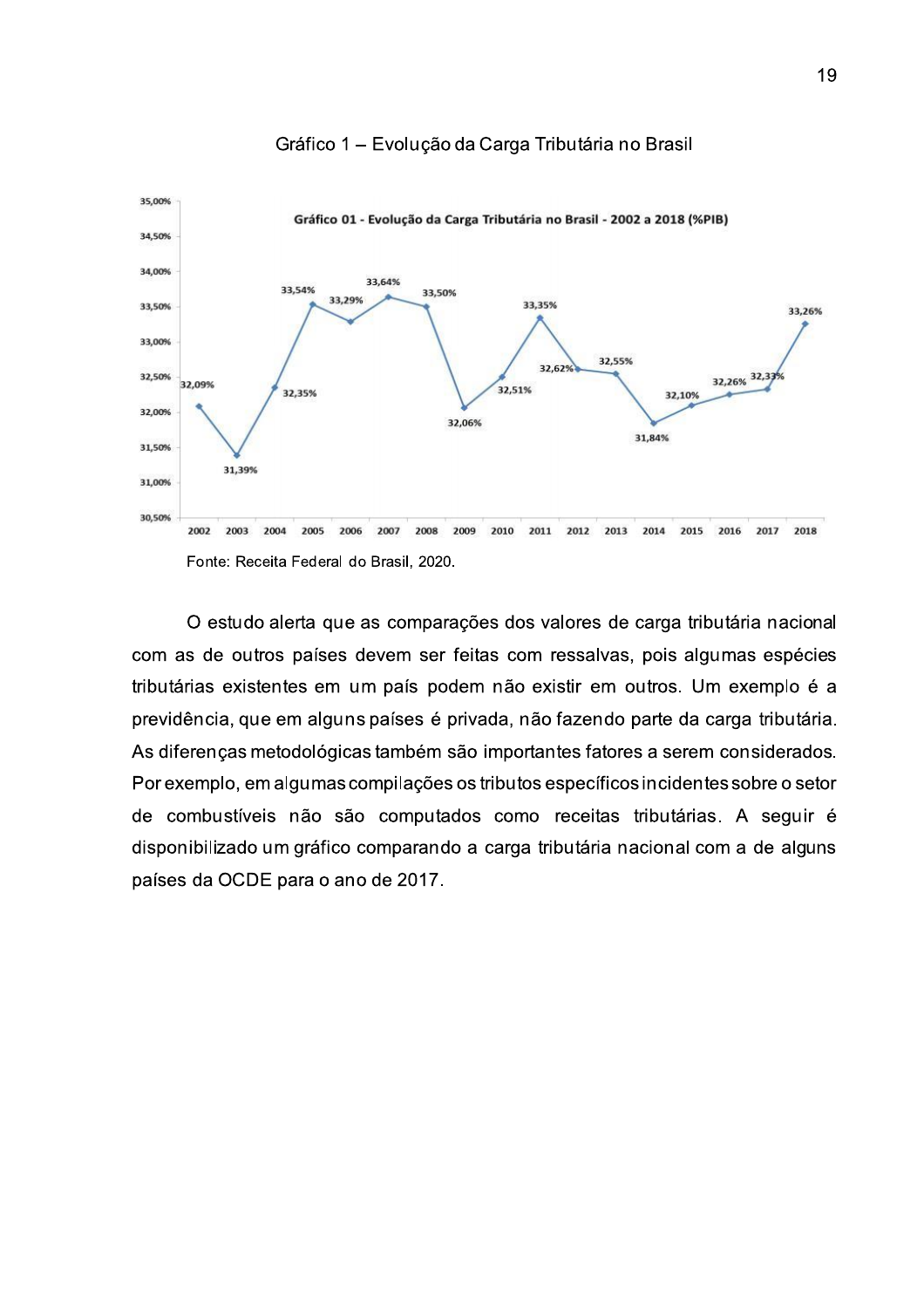Gráfico 1 – Evolução da Carga Tributária no Brasil

**Gráfico 01 - Evolução da Carga Tributária no Brasil - 2002 a 2018 (%PIB)**

| Ano | Carga Tributária (%PIB) |
|---|---|
| 2002 | 32,09% |
| 2003 | 31,39% |
| 2004 | 32,35% |
| 2005 | 33,54% |
| 2006 | 33,29% |
| 2007 | 33,64% |
| 2008 | 33,50% |
| 2009 | 32,06% |
| 2010 | 32,51% |
| 2011 | 33,35% |
| 2012 | 32,62% |
| 2013 | 32,55% |
| 2014 | 31,84% |
| 2015 | 32,10% |
| 2016 | 32,26% |
| 2017 | 32,33% |
| 2018 | 33,26% |

Fonte: Receita Federal do Brasil, 2020.

O estudo alerta que as comparações dos valores de carga tributária nacional com as de outros países devem ser feitas com ressalvas, pois algumas espécies tributárias existentes em um país podem não existir em outros. Um exemplo é a previdência, que em alguns países é privada, não fazendo parte da carga tributária. As diferenças metodológicas também são importantes fatores a serem considerados. Por exemplo, em algumas compilações os tributos específicos incidentes sobre o setor de combustíveis não são computados como receitas tributárias. A seguir é disponibilizado um gráfico comparando a carga tributária nacional com a de alguns países da OCDE para o ano de 2017.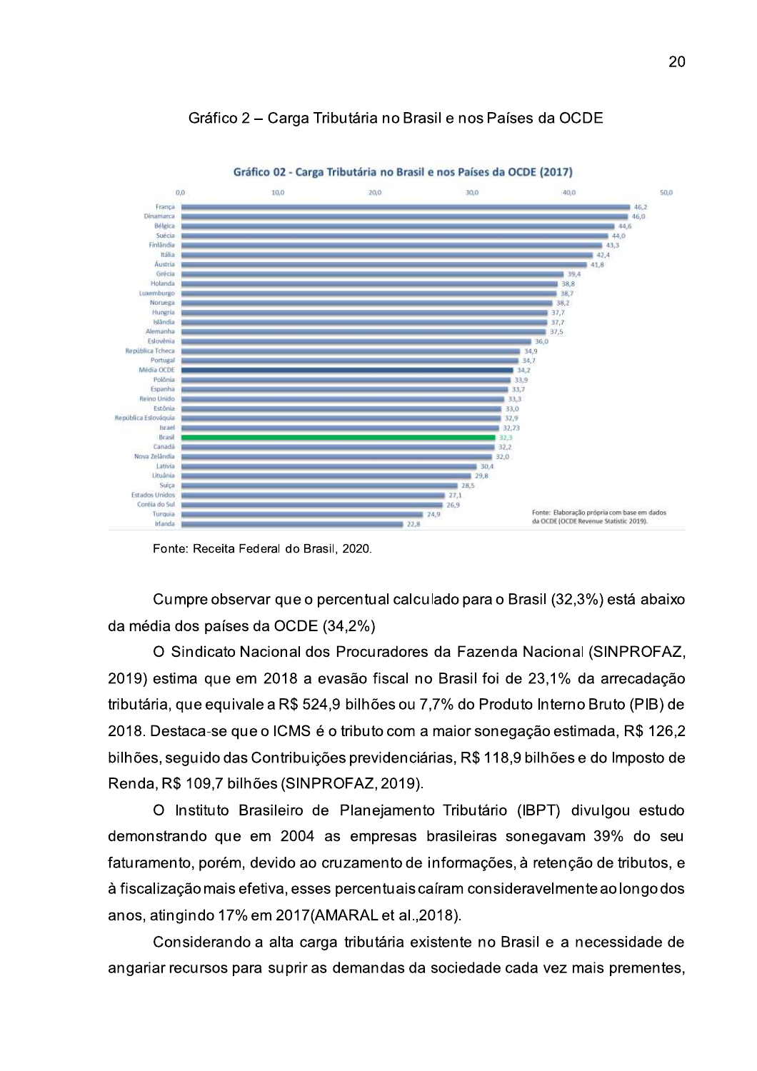Gráfico 2 – Carga Tributária no Brasil e nos Países da OCDE

**Gráfico 02 - Carga Tributária no Brasil e nos Países da OCDE (2017)**

| País | Carga Tributária (%) |
|---|---|
| França | 46,2 |
| Dinamarca | 46,0 |
| Bélgica | 44,6 |
| Suécia | 44,0 |
| Finlândia | 43,3 |
| Itália | 42,4 |
| Áustria | 41,8 |
| Grécia | 39,4 |
| Holanda | 38,8 |
| Luxemburgo | 38,7 |
| Noruega | 38,2 |
| Hungria | 37,7 |
| Islândia | 37,7 |
| Alemanha | 37,5 |
| Eslovênia | 36,0 |
| República Tcheca | 34,9 |
| Portugal | 34,7 |
| Média OCDE | 34,2 |
| Polônia | 33,9 |
| Espanha | 33,7 |
| Reino Unido | 33,3 |
| Estônia | 33,0 |
| República Eslováquia | 32,9 |
| Israel | 32,73 |
| Brasil | 32,3 |
| Canadá | 32,2 |
| Nova Zelândia | 32,0 |
| Latvia | 30,4 |
| Lituânia | 29,8 |
| Suíça | 28,5 |
| Estados Unidos | 27,1 |
| Coréia do Sul | 26,9 |
| Turquia | 24,9 |
| Irlanda | 22,8 |

Fonte: Elaboração própria com base em dados da OCDE (OCDE Revenue Statistic 2019).

Fonte: Receita Federal do Brasil, 2020.

Cumpre observar que o percentual calculado para o Brasil (32,3%) está abaixo da média dos países da OCDE (34,2%)

O Sindicato Nacional dos Procuradores da Fazenda Nacional (SINPROFAZ, 2019) estima que em 2018 a evasão fiscal no Brasil foi de 23,1% da arrecadação tributária, que equivale a R$ 524,9 bilhões ou 7,7% do Produto Interno Bruto (PIB) de 2018. Destaca-se que o ICMS é o tributo com a maior sonegação estimada, R$ 126,2 bilhões, seguido das Contribuições previdenciárias, R$ 118,9 bilhões e do Imposto de Renda, R$ 109,7 bilhões (SINPROFAZ, 2019).

O Instituto Brasileiro de Planejamento Tributário (IBPT) divulgou estudo demonstrando que em 2004 as empresas brasileiras sonegavam 39% do seu faturamento, porém, devido ao cruzamento de informações, à retenção de tributos, e à fiscalização mais efetiva, esses percentuais caíram consideravelmente ao longo dos anos, atingindo 17% em 2017(AMARAL et al.,2018).

Considerando a alta carga tributária existente no Brasil e a necessidade de angariar recursos para suprir as demandas da sociedade cada vez mais prementes,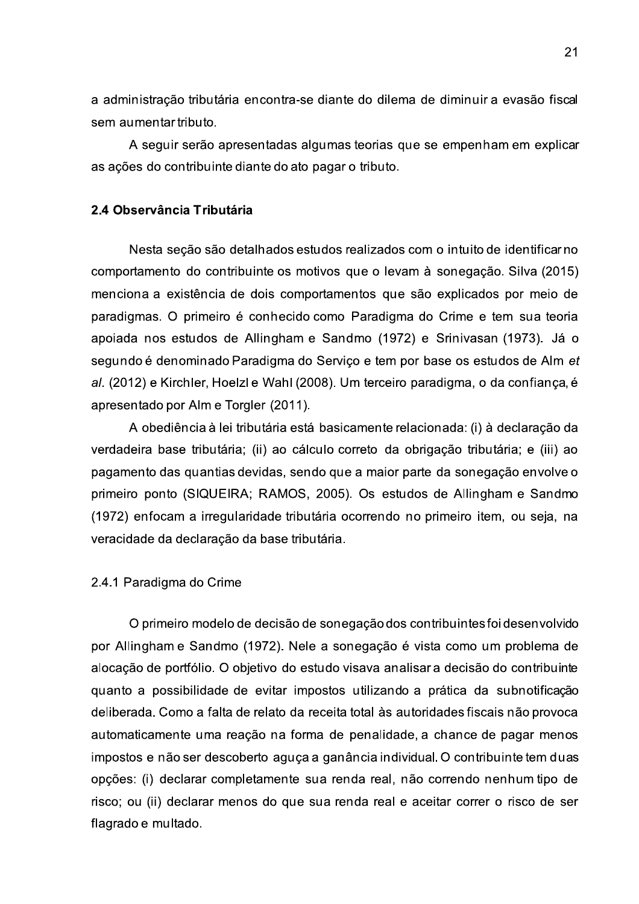a administração tributária encontra-se diante do dilema de diminuir a evasão fiscal sem aumentar tributo.

A seguir serão apresentadas algumas teorias que se empenham em explicar as ações do contribuinte diante do ato pagar o tributo.

## 2.4 Observância Tributária

Nesta seção são detalhados estudos realizados com o intuito de identificar no comportamento do contribuinte os motivos que o levam à sonegação. Silva (2015) menciona a existência de dois comportamentos que são explicados por meio de paradigmas. O primeiro é conhecido como Paradigma do Crime e tem sua teoria apoiada nos estudos de Allingham e Sandmo (1972) e Srinivasan (1973). Já o segundo é denominado Paradigma do Serviço e tem por base os estudos de Alm *et al*. (2012) e Kirchler, Hoelzl e Wahl (2008). Um terceiro paradigma, o da confiança, é apresentado por Alm e Torgler (2011).

A obediência à lei tributária está basicamente relacionada: (i) à declaração da verdadeira base tributária; (ii) ao cálculo correto da obrigação tributária; e (iii) ao pagamento das quantias devidas, sendo que a maior parte da sonegação envolve o primeiro ponto (SIQUEIRA; RAMOS, 2005). Os estudos de Allingham e Sandmo (1972) enfocam a irregularidade tributária ocorrendo no primeiro item, ou seja, na veracidade da declaração da base tributária.

### 2.4.1 Paradigma do Crime

O primeiro modelo de decisão de sonegação dos contribuintes foi desenvolvido por Allingham e Sandmo (1972). Nele a sonegação é vista como um problema de alocação de portfólio. O objetivo do estudo visava analisar a decisão do contribuinte quanto a possibilidade de evitar impostos utilizando a prática da subnotificação deliberada. Como a falta de relato da receita total às autoridades fiscais não provoca automaticamente uma reação na forma de penalidade, a chance de pagar menos impostos e não ser descoberto aguça a ganância individual. O contribuinte tem duas opções: (i) declarar completamente sua renda real, não correndo nenhum tipo de risco; ou (ii) declarar menos do que sua renda real e aceitar correr o risco de ser flagrado e multado.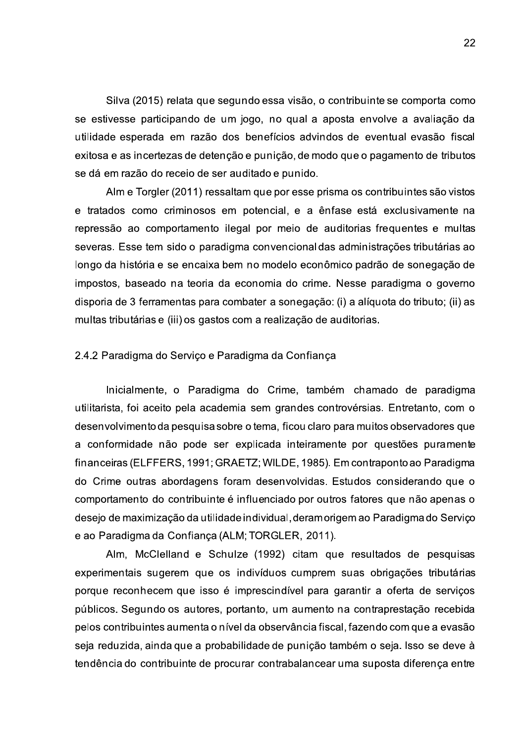Silva (2015) relata que segundo essa visão, o contribuinte se comporta como se estivesse participando de um jogo, no qual a aposta envolve a avaliação da utilidade esperada em razão dos benefícios advindos de eventual evasão fiscal exitosa e as incertezas de detenção e punição, de modo que o pagamento de tributos se dá em razão do receio de ser auditado e punido.

Alm e Torgler (2011) ressaltam que por esse prisma os contribuintes são vistos e tratados como criminosos em potencial, e a ênfase está exclusivamente na repressão ao comportamento ilegal por meio de auditorias frequentes e multas severas. Esse tem sido o paradigma convencional das administrações tributárias ao longo da história e se encaixa bem no modelo econômico padrão de sonegação de impostos, baseado na teoria da economia do crime. Nesse paradigma o governo disporia de 3 ferramentas para combater a sonegação: (i) a alíquota do tributo; (ii) as multas tributárias e (iii) os gastos com a realização de auditorias.

### 2.4.2 Paradigma do Serviço e Paradigma da Confiança

Inicialmente, o Paradigma do Crime, também chamado de paradigma utilitarista, foi aceito pela academia sem grandes controvérsias. Entretanto, com o desenvolvimento da pesquisa sobre o tema, ficou claro para muitos observadores que a conformidade não pode ser explicada inteiramente por questões puramente financeiras (ELFFERS, 1991; GRAETZ; WILDE, 1985). Em contraponto ao Paradigma do Crime outras abordagens foram desenvolvidas. Estudos considerando que o comportamento do contribuinte é influenciado por outros fatores que não apenas o desejo de maximização da utilidade individual, deram origem ao Paradigma do Serviço e ao Paradigma da Confiança (ALM; TORGLER, 2011).

Alm, McClelland e Schulze (1992) citam que resultados de pesquisas experimentais sugerem que os indivíduos cumprem suas obrigações tributárias porque reconhecem que isso é imprescindível para garantir a oferta de serviços públicos. Segundo os autores, portanto, um aumento na contraprestação recebida pelos contribuintes aumenta o nível da observância fiscal, fazendo com que a evasão seja reduzida, ainda que a probabilidade de punição também o seja. Isso se deve à tendência do contribuinte de procurar contrabalancear uma suposta diferença entre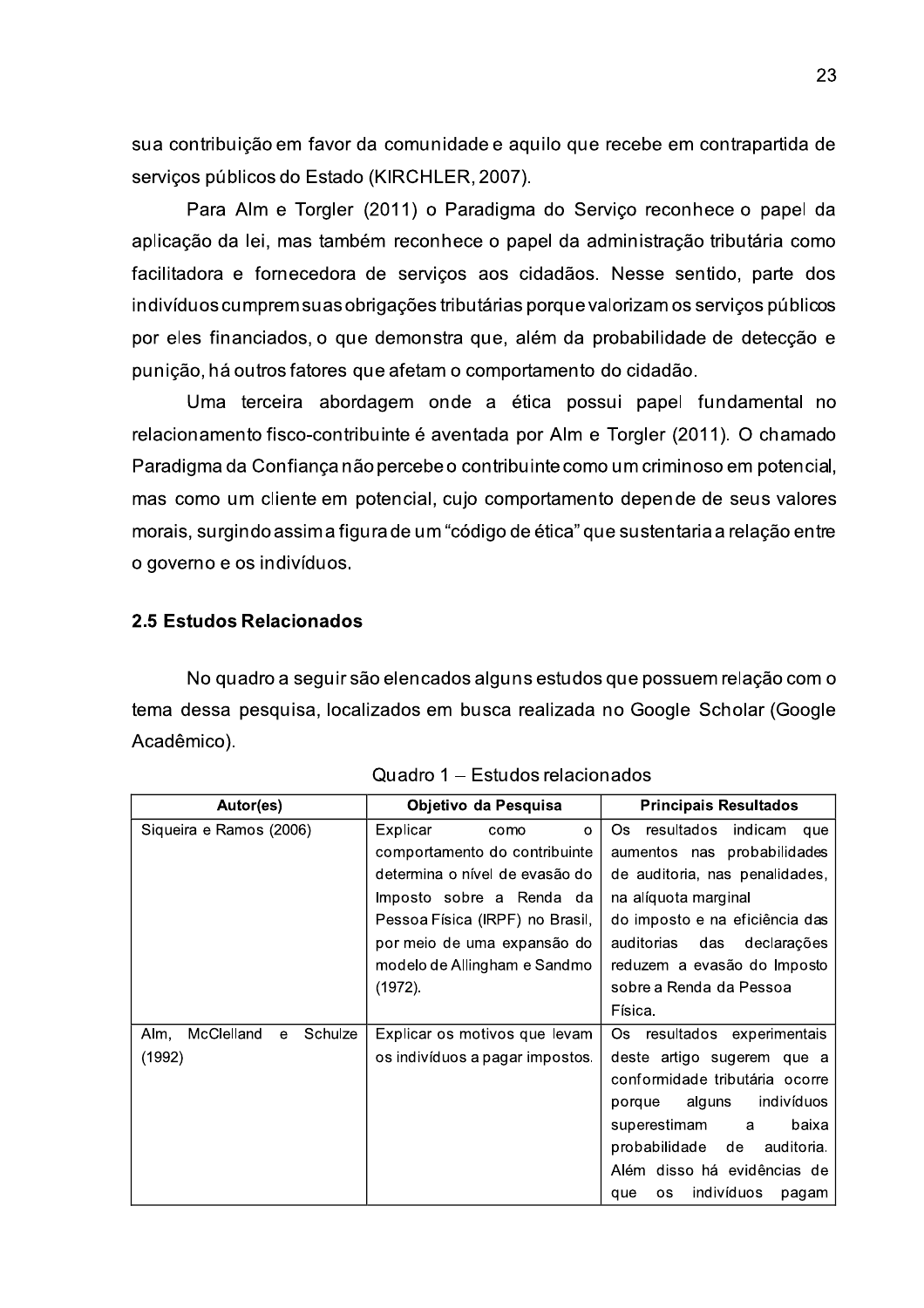sua contribuição em favor da comunidade e aquilo que recebe em contrapartida de serviços públicos do Estado (KIRCHLER, 2007).

Para Alm e Torgler (2011) o Paradigma do Serviço reconhece o papel da aplicação da lei, mas também reconhece o papel da administração tributária como facilitadora e fornecedora de serviços aos cidadãos. Nesse sentido, parte dos indivíduos cumprem suas obrigações tributárias porque valorizam os serviços públicos por eles financiados, o que demonstra que, além da probabilidade de detecção e punição, há outros fatores que afetam o comportamento do cidadão.

Uma terceira abordagem onde a ética possui papel fundamental no relacionamento fisco-contribuinte é aventada por Alm e Torgler (2011). O chamado Paradigma da Confiança não percebe o contribuinte como um criminoso em potencial, mas como um cliente em potencial, cujo comportamento depende de seus valores morais, surgindo assim a figura de um "código de ética" que sustentaria a relação entre o governo e os indivíduos.

## 2.5 Estudos Relacionados

No quadro a seguir são elencados alguns estudos que possuem relação com o tema dessa pesquisa, localizados em busca realizada no Google Scholar (Google Acadêmico).

Quadro 1 – Estudos relacionados

| Autor(es) | Objetivo da Pesquisa | Principais Resultados |
|---|---|---|
| Siqueira e Ramos (2006) | Explicar como o comportamento do contribuinte determina o nível de evasão do Imposto sobre a Renda da Pessoa Física (IRPF) no Brasil, por meio de uma expansão do modelo de Allingham e Sandmo (1972). | Os resultados indicam que aumentos nas probabilidades de auditoria, nas penalidades, na alíquota marginal do imposto e na eficiência das auditorias das declarações reduzem a evasão do Imposto sobre a Renda da Pessoa Física. |
| Alm, McClelland e Schulze (1992) | Explicar os motivos que levam os indivíduos a pagar impostos. | Os resultados experimentais deste artigo sugerem que a conformidade tributária ocorre porque alguns indivíduos superestimam a baixa probabilidade de auditoria. Além disso há evidências de que os indivíduos pagam |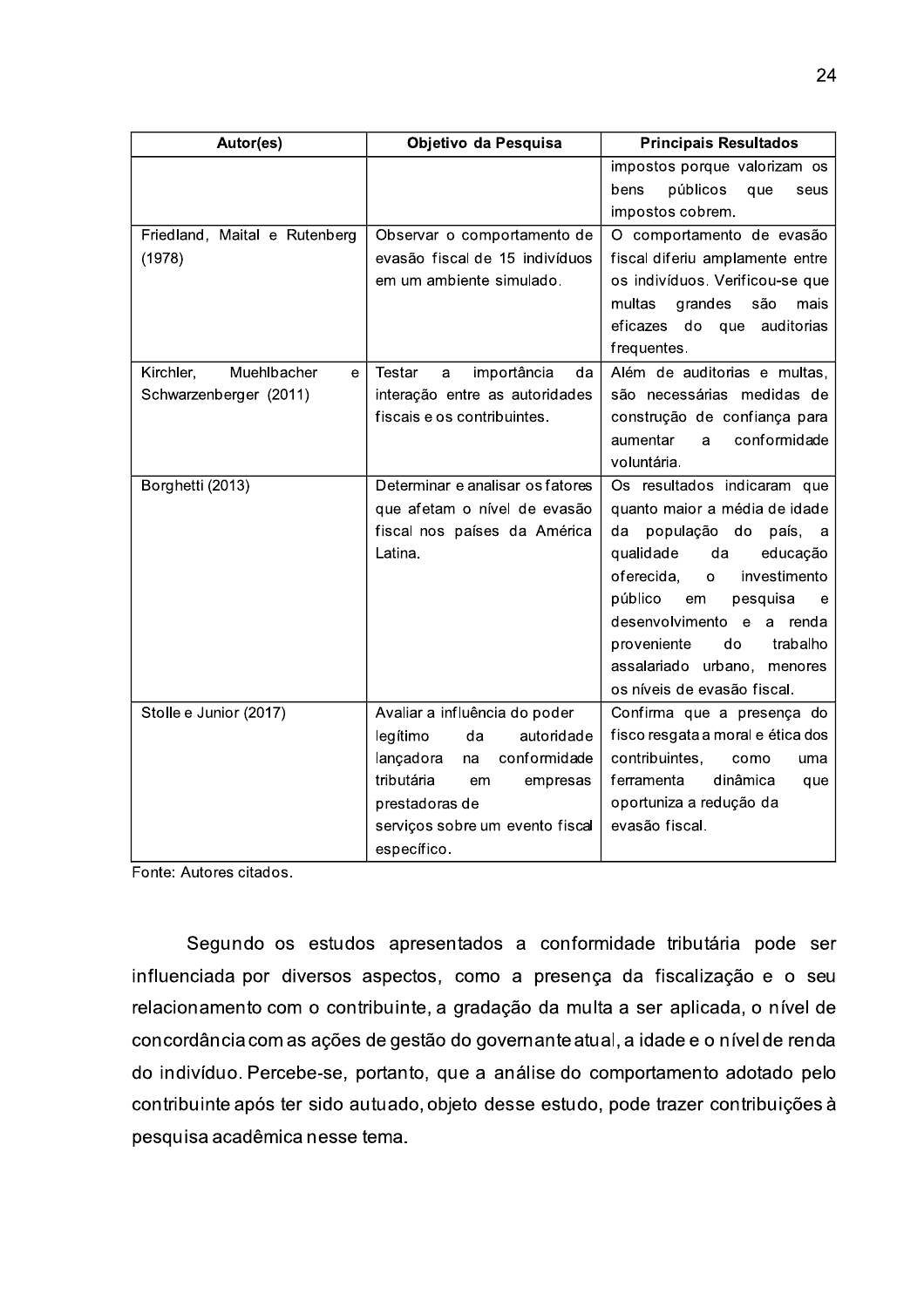| Autor(es) | Objetivo da Pesquisa | Principais Resultados |
| --- | --- | --- |
| | | impostos porque valorizam os bens públicos que seus impostos cobrem. |
| Friedland, Maital e Rutenberg (1978) | Observar o comportamento de evasão fiscal de 15 indivíduos em um ambiente simulado. | O comportamento de evasão fiscal diferiu amplamente entre os indivíduos. Verificou-se que multas grandes são mais eficazes do que auditorias frequentes. |
| Kirchler, Muehlbacher e Schwarzenberger (2011) | Testar a importância da interação entre as autoridades fiscais e os contribuintes. | Além de auditorias e multas, são necessárias medidas de construção de confiança para aumentar a conformidade voluntária. |
| Borghetti (2013) | Determinar e analisar os fatores que afetam o nível de evasão fiscal nos países da América Latina. | Os resultados indicaram que quanto maior a média de idade da população do país, a qualidade da educação oferecida, o investimento público em pesquisa e desenvolvimento e a renda proveniente do trabalho assalariado urbano, menores os níveis de evasão fiscal. |
| Stolle e Junior (2017) | Avaliar a influência do poder legítimo da autoridade lançadora na conformidade tributária em empresas prestadoras de serviços sobre um evento fiscal específico. | Confirma que a presença do fisco resgata a moral e ética dos contribuintes, como uma ferramenta dinâmica que oportuniza a redução da evasão fiscal. |

Fonte: Autores citados.

Segundo os estudos apresentados a conformidade tributária pode ser influenciada por diversos aspectos, como a presença da fiscalização e o seu relacionamento com o contribuinte, a gradação da multa a ser aplicada, o nível de concordância com as ações de gestão do governante atual, a idade e o nível de renda do indivíduo. Percebe-se, portanto, que a análise do comportamento adotado pelo contribuinte após ter sido autuado, objeto desse estudo, pode trazer contribuições à pesquisa acadêmica nesse tema.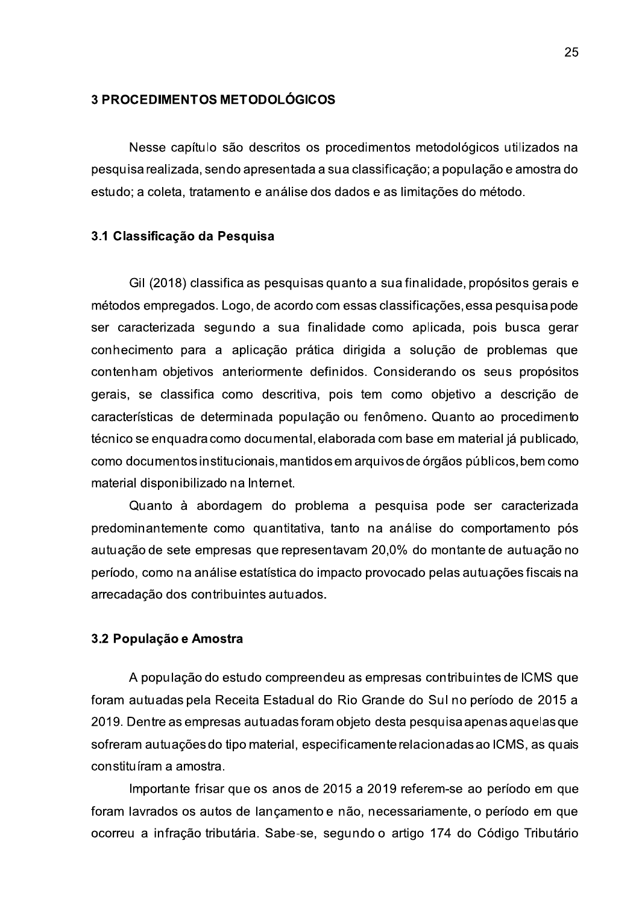# 3 PROCEDIMENTOS METODOLÓGICOS

Nesse capítulo são descritos os procedimentos metodológicos utilizados na pesquisa realizada, sendo apresentada a sua classificação; a população e amostra do estudo; a coleta, tratamento e análise dos dados e as limitações do método.

## 3.1 Classificação da Pesquisa

Gil (2018) classifica as pesquisas quanto a sua finalidade, propósitos gerais e métodos empregados. Logo, de acordo com essas classificações, essa pesquisa pode ser caracterizada segundo a sua finalidade como aplicada, pois busca gerar conhecimento para a aplicação prática dirigida a solução de problemas que contenham objetivos anteriormente definidos. Considerando os seus propósitos gerais, se classifica como descritiva, pois tem como objetivo a descrição de características de determinada população ou fenômeno. Quanto ao procedimento técnico se enquadra como documental, elaborada com base em material já publicado, como documentos institucionais, mantidos em arquivos de órgãos públicos, bem como material disponibilizado na Internet.

Quanto à abordagem do problema a pesquisa pode ser caracterizada predominantemente como quantitativa, tanto na análise do comportamento pós autuação de sete empresas que representavam 20,0% do montante de autuação no período, como na análise estatística do impacto provocado pelas autuações fiscais na arrecadação dos contribuintes autuados.

## 3.2 População e Amostra

A população do estudo compreendeu as empresas contribuintes de ICMS que foram autuadas pela Receita Estadual do Rio Grande do Sul no período de 2015 a 2019. Dentre as empresas autuadas foram objeto desta pesquisa apenas aquelas que sofreram autuações do tipo material, especificamente relacionadas ao ICMS, as quais constituíram a amostra.

Importante frisar que os anos de 2015 a 2019 referem-se ao período em que foram lavrados os autos de lançamento e não, necessariamente, o período em que ocorreu a infração tributária. Sabe-se, segundo o artigo 174 do Código Tributário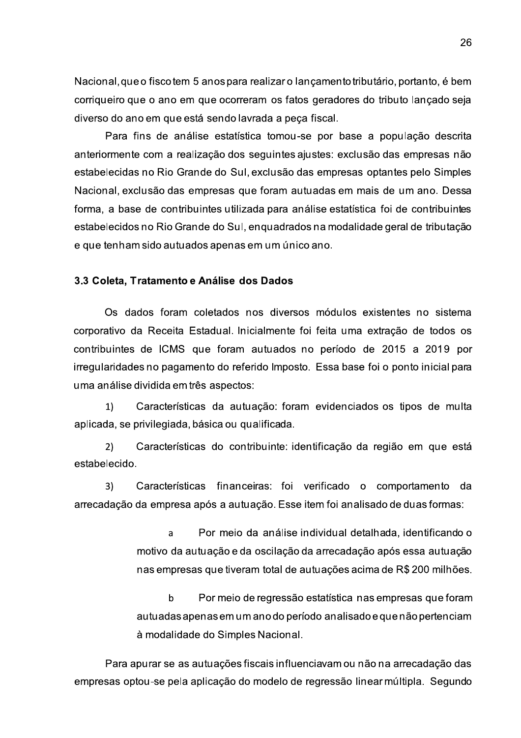Nacional, que o fisco tem 5 anos para realizar o lançamento tributário, portanto, é bem corriqueiro que o ano em que ocorreram os fatos geradores do tributo lançado seja diverso do ano em que está sendo lavrada a peça fiscal.

Para fins de análise estatística tomou-se por base a população descrita anteriormente com a realização dos seguintes ajustes: exclusão das empresas não estabelecidas no Rio Grande do Sul, exclusão das empresas optantes pelo Simples Nacional, exclusão das empresas que foram autuadas em mais de um ano. Dessa forma, a base de contribuintes utilizada para análise estatística foi de contribuintes estabelecidos no Rio Grande do Sul, enquadrados na modalidade geral de tributação e que tenham sido autuados apenas em um único ano.

### 3.3 Coleta, Tratamento e Análise dos Dados

Os dados foram coletados nos diversos módulos existentes no sistema corporativo da Receita Estadual. Inicialmente foi feita uma extração de todos os contribuintes de ICMS que foram autuados no período de 2015 a 2019 por irregularidades no pagamento do referido Imposto. Essa base foi o ponto inicial para uma análise dividida em três aspectos:

1) Características da autuação: foram evidenciados os tipos de multa aplicada, se privilegiada, básica ou qualificada.

2) Características do contribuinte: identificação da região em que está estabelecido.

3) Características financeiras: foi verificado o comportamento da arrecadação da empresa após a autuação. Esse item foi analisado de duas formas:

   a Por meio da análise individual detalhada, identificando o motivo da autuação e da oscilação da arrecadação após essa autuação nas empresas que tiveram total de autuações acima de R$ 200 milhões.

   b Por meio de regressão estatística nas empresas que foram autuadas apenas em um ano do período analisado e que não pertenciam à modalidade do Simples Nacional.

Para apurar se as autuações fiscais influenciavam ou não na arrecadação das empresas optou-se pela aplicação do modelo de regressão linear múltipla. Segundo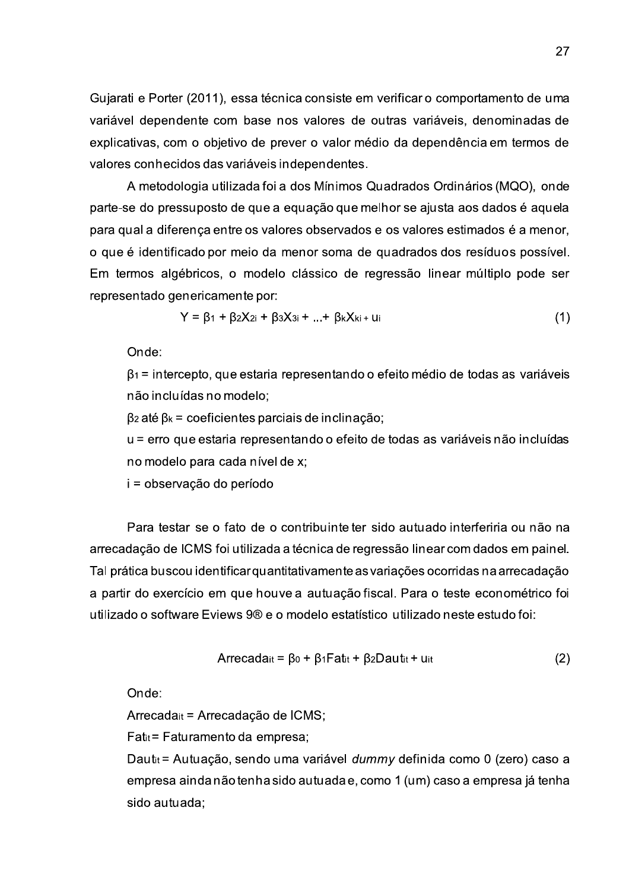Gujarati e Porter (2011), essa técnica consiste em verificar o comportamento de uma variável dependente com base nos valores de outras variáveis, denominadas de explicativas, com o objetivo de prever o valor médio da dependência em termos de valores conhecidos das variáveis independentes.

A metodologia utilizada foi a dos Mínimos Quadrados Ordinários (MQO), onde parte-se do pressuposto de que a equação que melhor se ajusta aos dados é aquela para qual a diferença entre os valores observados e os valores estimados é a menor, o que é identificado por meio da menor soma de quadrados dos resíduos possível. Em termos algébricos, o modelo clássico de regressão linear múltiplo pode ser representado genericamente por:

$$Y = \beta_1 + \beta_2 X_{2i} + \beta_3 X_{3i} + ... + \beta_k X_{ki} + u_i \tag{1}$$

Onde:

$\beta_1$ = intercepto, que estaria representando o efeito médio de todas as variáveis não incluídas no modelo;

$\beta_2$ até $\beta_k$ = coeficientes parciais de inclinação;

u = erro que estaria representando o efeito de todas as variáveis não incluídas no modelo para cada nível de x;

i = observação do período

Para testar se o fato de o contribuinte ter sido autuado interferiria ou não na arrecadação de ICMS foi utilizada a técnica de regressão linear com dados em painel. Tal prática buscou identificar quantitativamente as variações ocorridas na arrecadação a partir do exercício em que houve a autuação fiscal. Para o teste econométrico foi utilizado o software Eviews 9® e o modelo estatístico utilizado neste estudo foi:

$$Arrecada_{it} = \beta_0 + \beta_1 Fat_{it} + \beta_2 Daut_{it} + u_{it} \tag{2}$$

Onde:

$Arrecada_{it}$ = Arrecadação de ICMS;

$Fat_{it}$ = Faturamento da empresa;

$Daut_{it}$ = Autuação, sendo uma variável *dummy* definida como 0 (zero) caso a empresa ainda não tenha sido autuada e, como 1 (um) caso a empresa já tenha sido autuada;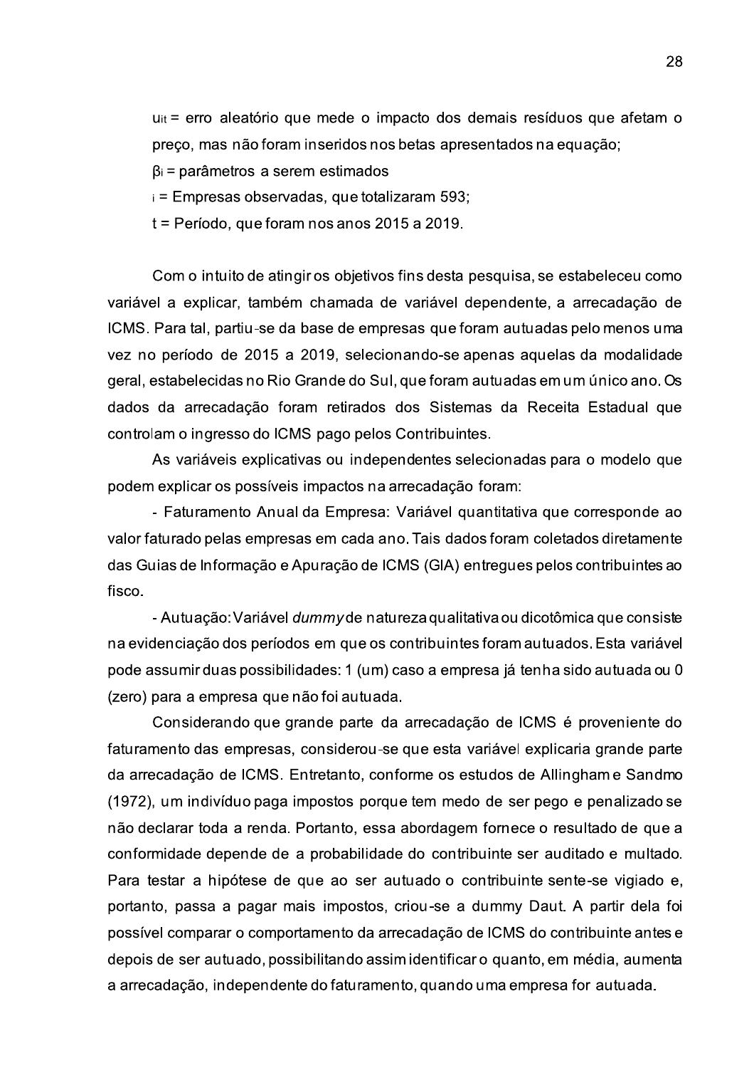$u_{it}$ = erro aleatório que mede o impacto dos demais resíduos que afetam o preço, mas não foram inseridos nos betas apresentados na equação;

$\beta_i$ = parâmetros a serem estimados

$i$ = Empresas observadas, que totalizaram 593;

$t$ = Período, que foram nos anos 2015 a 2019.

Com o intuito de atingir os objetivos fins desta pesquisa, se estabeleceu como variável a explicar, também chamada de variável dependente, a arrecadação de ICMS. Para tal, partiu-se da base de empresas que foram autuadas pelo menos uma vez no período de 2015 a 2019, selecionando-se apenas aquelas da modalidade geral, estabelecidas no Rio Grande do Sul, que foram autuadas em um único ano. Os dados da arrecadação foram retirados dos Sistemas da Receita Estadual que controlam o ingresso do ICMS pago pelos Contribuintes.

As variáveis explicativas ou independentes selecionadas para o modelo que podem explicar os possíveis impactos na arrecadação foram:

- Faturamento Anual da Empresa: Variável quantitativa que corresponde ao valor faturado pelas empresas em cada ano. Tais dados foram coletados diretamente das Guias de Informação e Apuração de ICMS (GIA) entregues pelos contribuintes ao fisco.

- Autuação: Variável *dummy* de natureza qualitativa ou dicotômica que consiste na evidenciação dos períodos em que os contribuintes foram autuados. Esta variável pode assumir duas possibilidades: 1 (um) caso a empresa já tenha sido autuada ou 0 (zero) para a empresa que não foi autuada.

Considerando que grande parte da arrecadação de ICMS é proveniente do faturamento das empresas, considerou-se que esta variável explicaria grande parte da arrecadação de ICMS. Entretanto, conforme os estudos de Allingham e Sandmo (1972), um indivíduo paga impostos porque tem medo de ser pego e penalizado se não declarar toda a renda. Portanto, essa abordagem fornece o resultado de que a conformidade depende de a probabilidade do contribuinte ser auditado e multado. Para testar a hipótese de que ao ser autuado o contribuinte sente-se vigiado e, portanto, passa a pagar mais impostos, criou-se a dummy Daut. A partir dela foi possível comparar o comportamento da arrecadação de ICMS do contribuinte antes e depois de ser autuado, possibilitando assim identificar o quanto, em média, aumenta a arrecadação, independente do faturamento, quando uma empresa for autuada.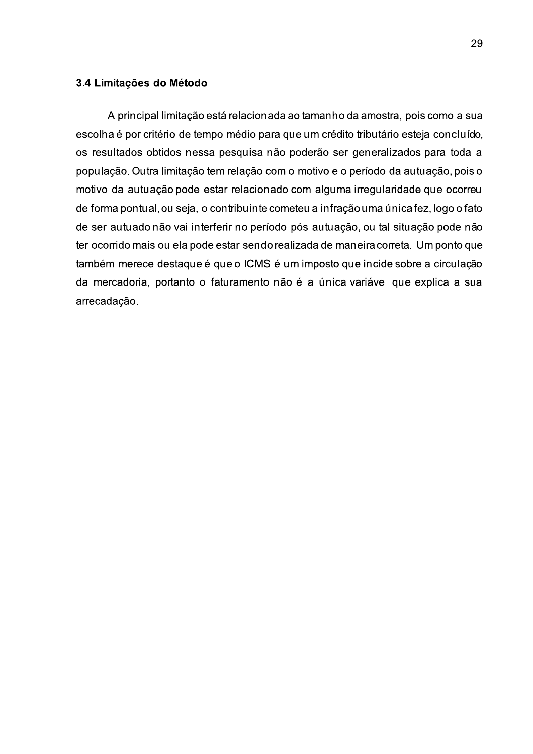### 3.4 Limitações do Método

A principal limitação está relacionada ao tamanho da amostra, pois como a sua escolha é por critério de tempo médio para que um crédito tributário esteja concluído, os resultados obtidos nessa pesquisa não poderão ser generalizados para toda a população. Outra limitação tem relação com o motivo e o período da autuação, pois o motivo da autuação pode estar relacionado com alguma irregularidade que ocorreu de forma pontual, ou seja, o contribuinte cometeu a infração uma única fez, logo o fato de ser autuado não vai interferir no período pós autuação, ou tal situação pode não ter ocorrido mais ou ela pode estar sendo realizada de maneira correta. Um ponto que também merece destaque é que o ICMS é um imposto que incide sobre a circulação da mercadoria, portanto o faturamento não é a única variável que explica a sua arrecadação.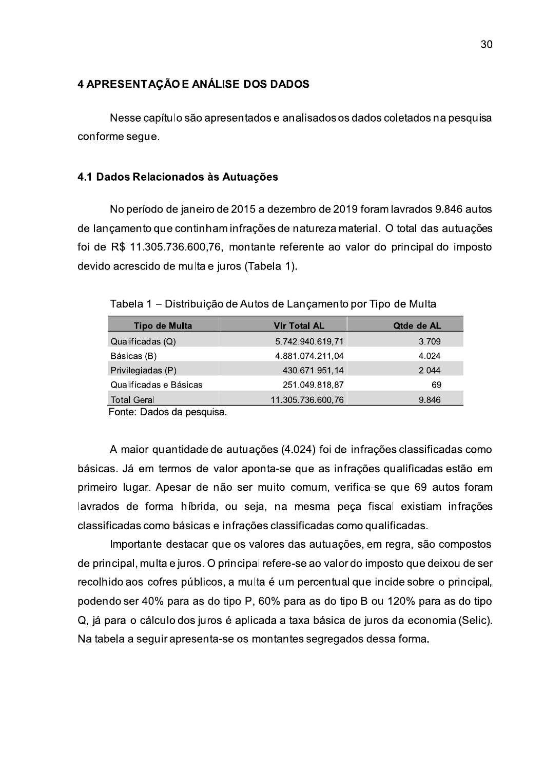# 4 APRESENTAÇÃO E ANÁLISE DOS DADOS

Nesse capítulo são apresentados e analisados os dados coletados na pesquisa conforme segue.

## 4.1 Dados Relacionados às Autuações

No período de janeiro de 2015 a dezembro de 2019 foram lavrados 9.846 autos de lançamento que continham infrações de natureza material. O total das autuações foi de R$ 11.305.736.600,76, montante referente ao valor do principal do imposto devido acrescido de multa e juros (Tabela 1).

Tabela 1 – Distribuição de Autos de Lançamento por Tipo de Multa

| Tipo de Multa | Vlr Total AL | Qtde de AL |
|---|---|---|
| Qualificadas (Q) | 5.742.940.619,71 | 3.709 |
| Básicas (B) | 4.881.074.211,04 | 4.024 |
| Privilegiadas (P) | 430.671.951,14 | 2.044 |
| Qualificadas e Básicas | 251.049.818,87 | 69 |
| Total Geral | 11.305.736.600,76 | 9.846 |

Fonte: Dados da pesquisa.

A maior quantidade de autuações (4.024) foi de infrações classificadas como básicas. Já em termos de valor aponta-se que as infrações qualificadas estão em primeiro lugar. Apesar de não ser muito comum, verifica-se que 69 autos foram lavrados de forma híbrida, ou seja, na mesma peça fiscal existiam infrações classificadas como básicas e infrações classificadas como qualificadas.

Importante destacar que os valores das autuações, em regra, são compostos de principal, multa e juros. O principal refere-se ao valor do imposto que deixou de ser recolhido aos cofres públicos, a multa é um percentual que incide sobre o principal, podendo ser 40% para as do tipo P, 60% para as do tipo B ou 120% para as do tipo Q, já para o cálculo dos juros é aplicada a taxa básica de juros da economia (Selic). Na tabela a seguir apresenta-se os montantes segregados dessa forma.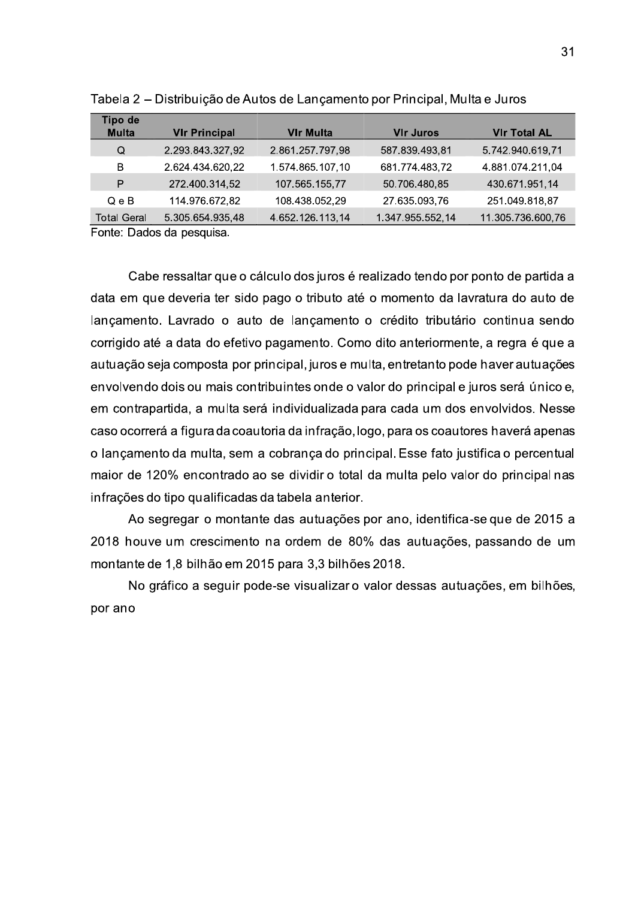Tabela 2 – Distribuição de Autos de Lançamento por Principal, Multa e Juros

| Tipo de Multa | Vlr Principal | Vlr Multa | Vlr Juros | Vlr Total AL |
|---|---|---|---|---|
| Q | 2.293.843.327,92 | 2.861.257.797,98 | 587.839.493,81 | 5.742.940.619,71 |
| B | 2.624.434.620,22 | 1.574.865.107,10 | 681.774.483,72 | 4.881.074.211,04 |
| P | 272.400.314,52 | 107.565.155,77 | 50.706.480,85 | 430.671.951,14 |
| Q e B | 114.976.672,82 | 108.438.052,29 | 27.635.093,76 | 251.049.818,87 |
| Total Geral | 5.305.654.935,48 | 4.652.126.113,14 | 1.347.955.552,14 | 11.305.736.600,76 |

Fonte: Dados da pesquisa.

Cabe ressaltar que o cálculo dos juros é realizado tendo por ponto de partida a data em que deveria ter sido pago o tributo até o momento da lavratura do auto de lançamento. Lavrado o auto de lançamento o crédito tributário continua sendo corrigido até a data do efetivo pagamento. Como dito anteriormente, a regra é que a autuação seja composta por principal, juros e multa, entretanto pode haver autuações envolvendo dois ou mais contribuintes onde o valor do principal e juros será único e, em contrapartida, a multa será individualizada para cada um dos envolvidos. Nesse caso ocorrerá a figura da coautoria da infração, logo, para os coautores haverá apenas o lançamento da multa, sem a cobrança do principal. Esse fato justifica o percentual maior de 120% encontrado ao se dividir o total da multa pelo valor do principal nas infrações do tipo qualificadas da tabela anterior.

Ao segregar o montante das autuações por ano, identifica-se que de 2015 a 2018 houve um crescimento na ordem de 80% das autuações, passando de um montante de 1,8 bilhão em 2015 para 3,3 bilhões 2018.

No gráfico a seguir pode-se visualizar o valor dessas autuações, em bilhões, por ano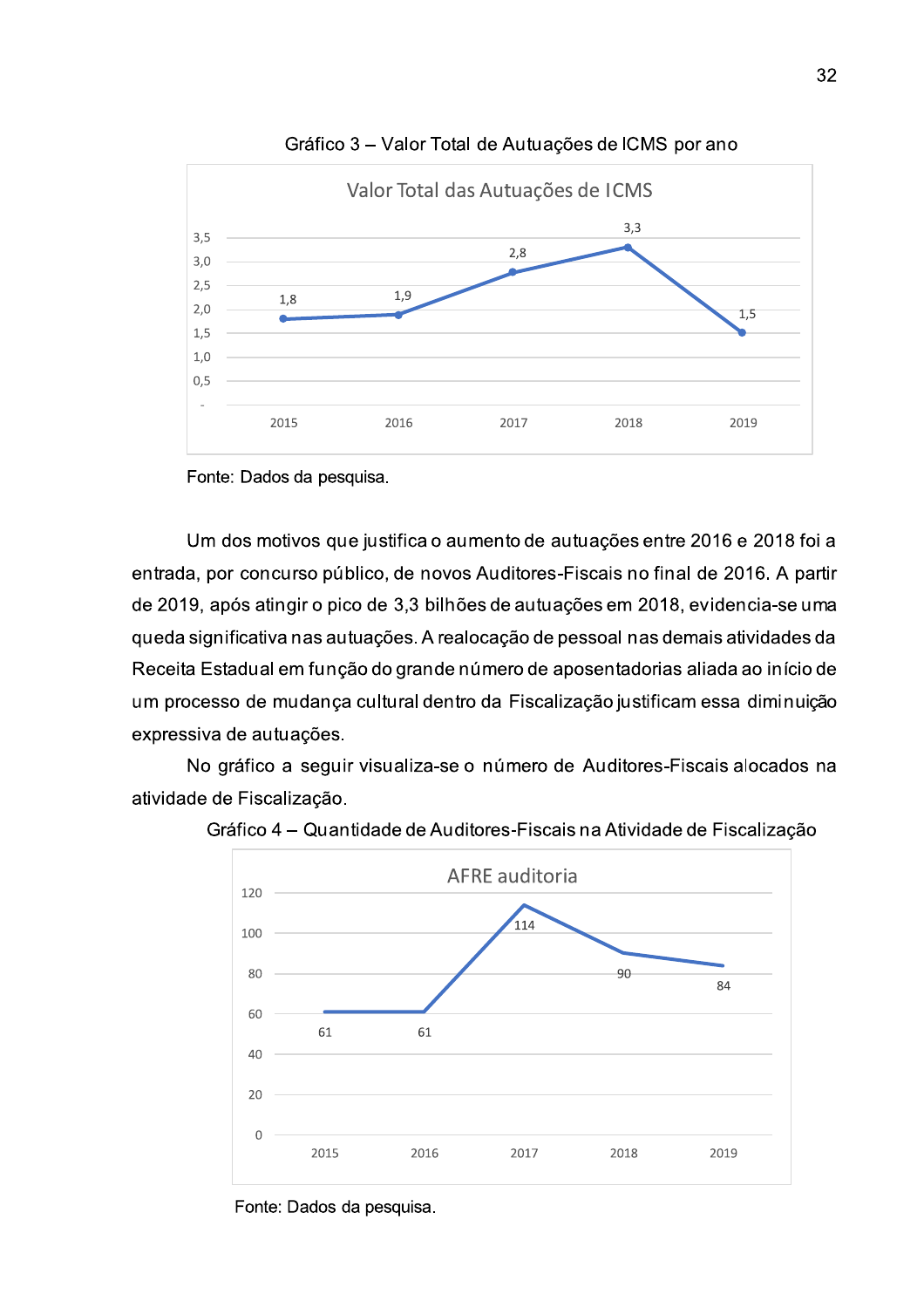Gráfico 3 – Valor Total de Autuações de ICMS por ano

| Ano | Valor Total das Autuações de ICMS |
|---|---|
| 2015 | 1,8 |
| 2016 | 1,9 |
| 2017 | 2,8 |
| 2018 | 3,3 |
| 2019 | 1,5 |

Fonte: Dados da pesquisa.

Um dos motivos que justifica o aumento de autuações entre 2016 e 2018 foi a entrada, por concurso público, de novos Auditores-Fiscais no final de 2016. A partir de 2019, após atingir o pico de 3,3 bilhões de autuações em 2018, evidencia-se uma queda significativa nas autuações. A realocação de pessoal nas demais atividades da Receita Estadual em função do grande número de aposentadorias aliada ao início de um processo de mudança cultural dentro da Fiscalização justificam essa diminuição expressiva de autuações.

No gráfico a seguir visualiza-se o número de Auditores-Fiscais alocados na atividade de Fiscalização.

Gráfico 4 – Quantidade de Auditores-Fiscais na Atividade de Fiscalização

| Ano | AFRE auditoria |
|---|---|
| 2015 | 61 |
| 2016 | 61 |
| 2017 | 114 |
| 2018 | 90 |
| 2019 | 84 |

Fonte: Dados da pesquisa.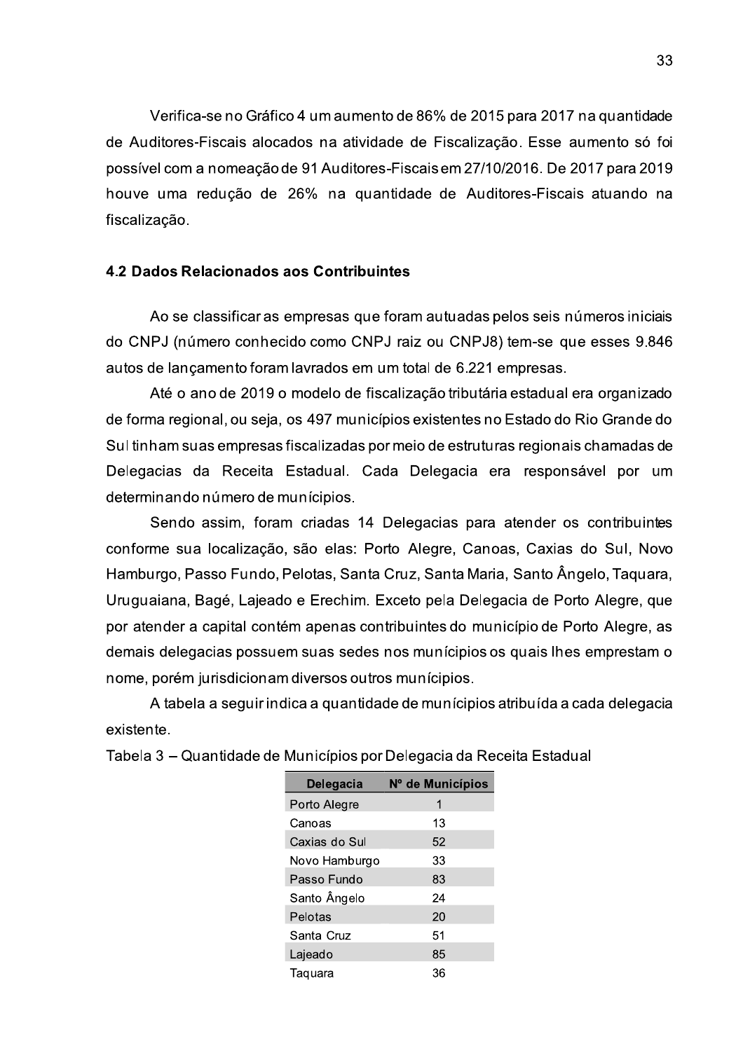Verifica-se no Gráfico 4 um aumento de 86% de 2015 para 2017 na quantidade de Auditores-Fiscais alocados na atividade de Fiscalização. Esse aumento só foi possível com a nomeação de 91 Auditores-Fiscais em 27/10/2016. De 2017 para 2019 houve uma redução de 26% na quantidade de Auditores-Fiscais atuando na fiscalização.

### 4.2 Dados Relacionados aos Contribuintes

Ao se classificar as empresas que foram autuadas pelos seis números iniciais do CNPJ (número conhecido como CNPJ raiz ou CNPJ8) tem-se que esses 9.846 autos de lançamento foram lavrados em um total de 6.221 empresas.

Até o ano de 2019 o modelo de fiscalização tributária estadual era organizado de forma regional, ou seja, os 497 municípios existentes no Estado do Rio Grande do Sul tinham suas empresas fiscalizadas por meio de estruturas regionais chamadas de Delegacias da Receita Estadual. Cada Delegacia era responsável por um determinando número de munícipios.

Sendo assim, foram criadas 14 Delegacias para atender os contribuintes conforme sua localização, são elas: Porto Alegre, Canoas, Caxias do Sul, Novo Hamburgo, Passo Fundo, Pelotas, Santa Cruz, Santa Maria, Santo Ângelo, Taquara, Uruguaiana, Bagé, Lajeado e Erechim. Exceto pela Delegacia de Porto Alegre, que por atender a capital contém apenas contribuintes do município de Porto Alegre, as demais delegacias possuem suas sedes nos munícipios os quais lhes emprestam o nome, porém jurisdicionam diversos outros munícipios.

A tabela a seguir indica a quantidade de munícipios atribuída a cada delegacia existente.

Tabela 3 – Quantidade de Municípios por Delegacia da Receita Estadual

| Delegacia | Nº de Municípios |
|---|---|
| Porto Alegre | 1 |
| Canoas | 13 |
| Caxias do Sul | 52 |
| Novo Hamburgo | 33 |
| Passo Fundo | 83 |
| Santo Ângelo | 24 |
| Pelotas | 20 |
| Santa Cruz | 51 |
| Lajeado | 85 |
| Taquara | 36 |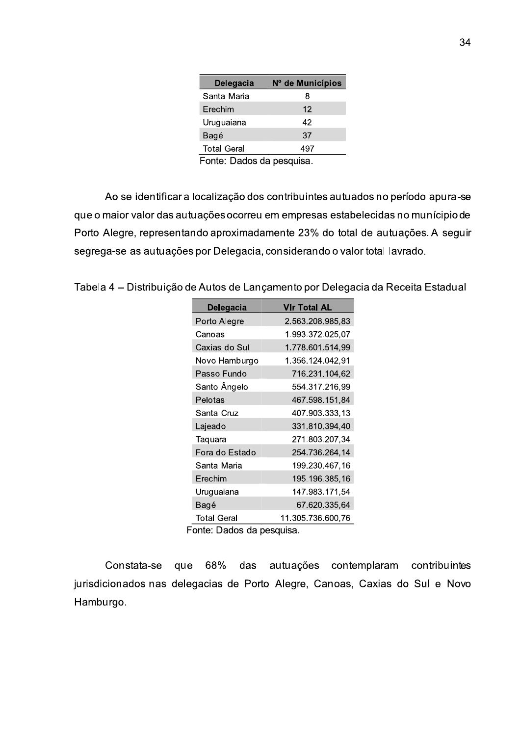| Delegacia | Nº de Municípios |
|---|---|
| Santa Maria | 8 |
| Erechim | 12 |
| Uruguaiana | 42 |
| Bagé | 37 |
| Total Geral | 497 |

Fonte: Dados da pesquisa.

Ao se identificar a localização dos contribuintes autuados no período apura-se que o maior valor das autuações ocorreu em empresas estabelecidas no munícipio de Porto Alegre, representando aproximadamente 23% do total de autuações. A seguir segrega-se as autuações por Delegacia, considerando o valor total lavrado.

Tabela 4 – Distribuição de Autos de Lançamento por Delegacia da Receita Estadual

| Delegacia | Vlr Total AL |
|---|---|
| Porto Alegre | 2.563.208.985,83 |
| Canoas | 1.993.372.025,07 |
| Caxias do Sul | 1.778.601.514,99 |
| Novo Hamburgo | 1.356.124.042,91 |
| Passo Fundo | 716.231.104,62 |
| Santo Ângelo | 554.317.216,99 |
| Pelotas | 467.598.151,84 |
| Santa Cruz | 407.903.333,13 |
| Lajeado | 331.810.394,40 |
| Taquara | 271.803.207,34 |
| Fora do Estado | 254.736.264,14 |
| Santa Maria | 199.230.467,16 |
| Erechim | 195.196.385,16 |
| Uruguaiana | 147.983.171,54 |
| Bagé | 67.620.335,64 |
| Total Geral | 11.305.736.600,76 |

Fonte: Dados da pesquisa.

Constata-se que 68% das autuações contemplaram contribuintes jurisdicionados nas delegacias de Porto Alegre, Canoas, Caxias do Sul e Novo Hamburgo.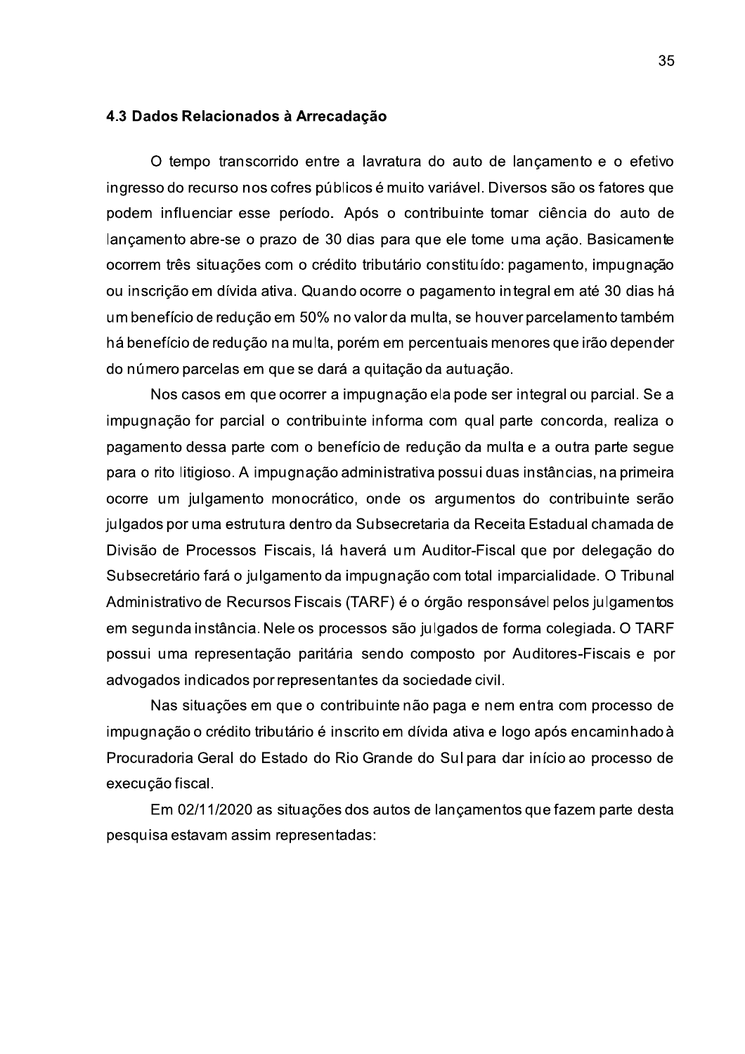### 4.3 Dados Relacionados à Arrecadação

O tempo transcorrido entre a lavratura do auto de lançamento e o efetivo ingresso do recurso nos cofres públicos é muito variável. Diversos são os fatores que podem influenciar esse período. Após o contribuinte tomar ciência do auto de lançamento abre-se o prazo de 30 dias para que ele tome uma ação. Basicamente ocorrem três situações com o crédito tributário constituído: pagamento, impugnação ou inscrição em dívida ativa. Quando ocorre o pagamento integral em até 30 dias há um benefício de redução em 50% no valor da multa, se houver parcelamento também há benefício de redução na multa, porém em percentuais menores que irão depender do número parcelas em que se dará a quitação da autuação.

Nos casos em que ocorrer a impugnação ela pode ser integral ou parcial. Se a impugnação for parcial o contribuinte informa com qual parte concorda, realiza o pagamento dessa parte com o benefício de redução da multa e a outra parte segue para o rito litigioso. A impugnação administrativa possui duas instâncias, na primeira ocorre um julgamento monocrático, onde os argumentos do contribuinte serão julgados por uma estrutura dentro da Subsecretaria da Receita Estadual chamada de Divisão de Processos Fiscais, lá haverá um Auditor-Fiscal que por delegação do Subsecretário fará o julgamento da impugnação com total imparcialidade. O Tribunal Administrativo de Recursos Fiscais (TARF) é o órgão responsável pelos julgamentos em segunda instância. Nele os processos são julgados de forma colegiada. O TARF possui uma representação paritária sendo composto por Auditores-Fiscais e por advogados indicados por representantes da sociedade civil.

Nas situações em que o contribuinte não paga e nem entra com processo de impugnação o crédito tributário é inscrito em dívida ativa e logo após encaminhado à Procuradoria Geral do Estado do Rio Grande do Sul para dar início ao processo de execução fiscal.

Em 02/11/2020 as situações dos autos de lançamentos que fazem parte desta pesquisa estavam assim representadas: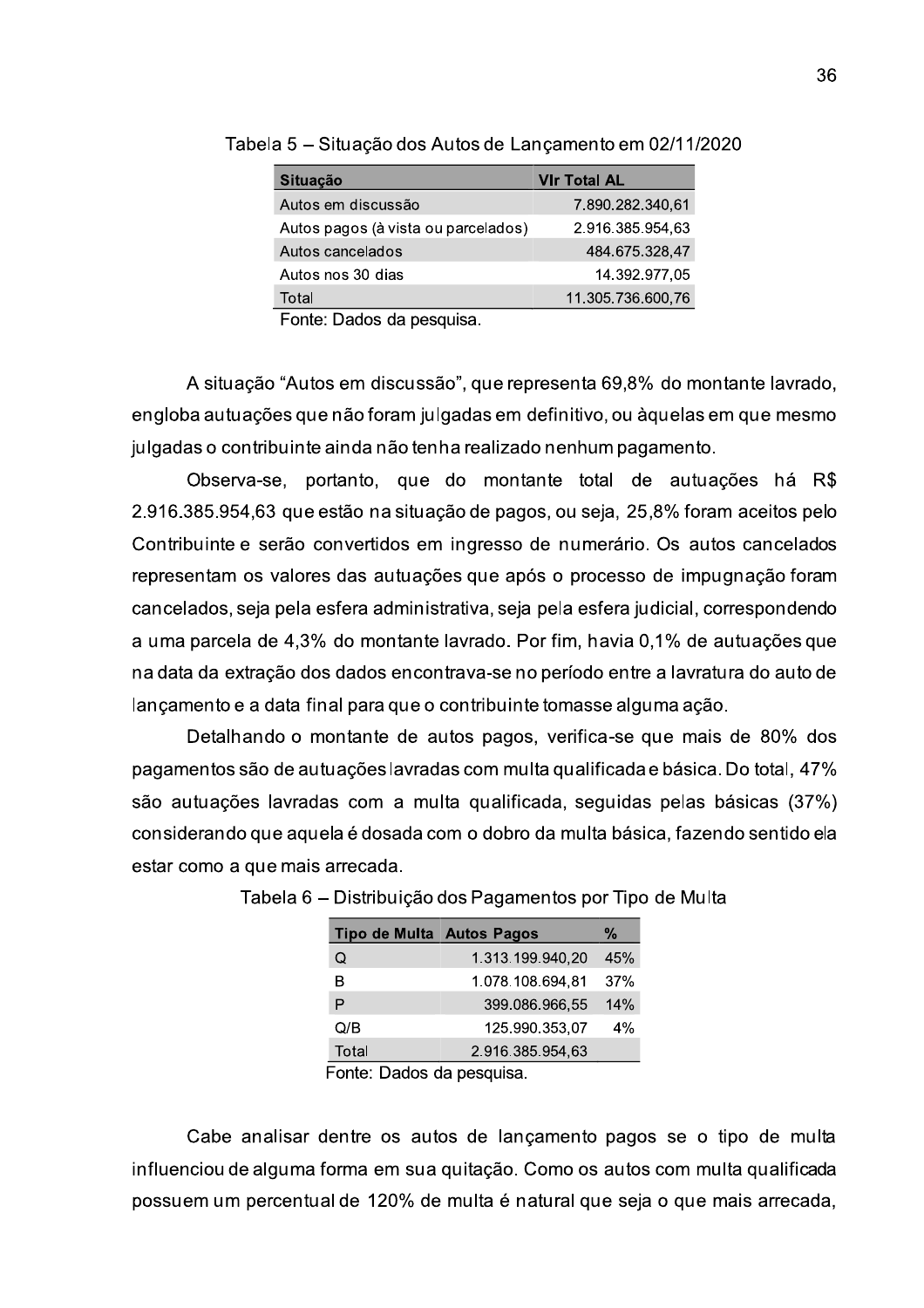Tabela 5 – Situação dos Autos de Lançamento em 02/11/2020

| Situação | Vlr Total AL |
|---|---|
| Autos em discussão | 7.890.282.340,61 |
| Autos pagos (à vista ou parcelados) | 2.916.385.954,63 |
| Autos cancelados | 484.675.328,47 |
| Autos nos 30 dias | 14.392.977,05 |
| Total | 11.305.736.600,76 |

Fonte: Dados da pesquisa.

A situação "Autos em discussão", que representa 69,8% do montante lavrado, engloba autuações que não foram julgadas em definitivo, ou àquelas em que mesmo julgadas o contribuinte ainda não tenha realizado nenhum pagamento.

Observa-se, portanto, que do montante total de autuações há R$ 2.916.385.954,63 que estão na situação de pagos, ou seja, 25,8% foram aceitos pelo Contribuinte e serão convertidos em ingresso de numerário. Os autos cancelados representam os valores das autuações que após o processo de impugnação foram cancelados, seja pela esfera administrativa, seja pela esfera judicial, correspondendo a uma parcela de 4,3% do montante lavrado. Por fim, havia 0,1% de autuações que na data da extração dos dados encontrava-se no período entre a lavratura do auto de lançamento e a data final para que o contribuinte tomasse alguma ação.

Detalhando o montante de autos pagos, verifica-se que mais de 80% dos pagamentos são de autuações lavradas com multa qualificada e básica. Do total, 47% são autuações lavradas com a multa qualificada, seguidas pelas básicas (37%) considerando que aquela é dosada com o dobro da multa básica, fazendo sentido ela estar como a que mais arrecada.

Tabela 6 – Distribuição dos Pagamentos por Tipo de Multa

| Tipo de Multa | Autos Pagos | % |
|---|---|---|
| Q | 1.313.199.940,20 | 45% |
| B | 1.078.108.694,81 | 37% |
| P | 399.086.966,55 | 14% |
| Q/B | 125.990.353,07 | 4% |
| Total | 2.916.385.954,63 | |

Fonte: Dados da pesquisa.

Cabe analisar dentre os autos de lançamento pagos se o tipo de multa influenciou de alguma forma em sua quitação. Como os autos com multa qualificada possuem um percentual de 120% de multa é natural que seja o que mais arrecada,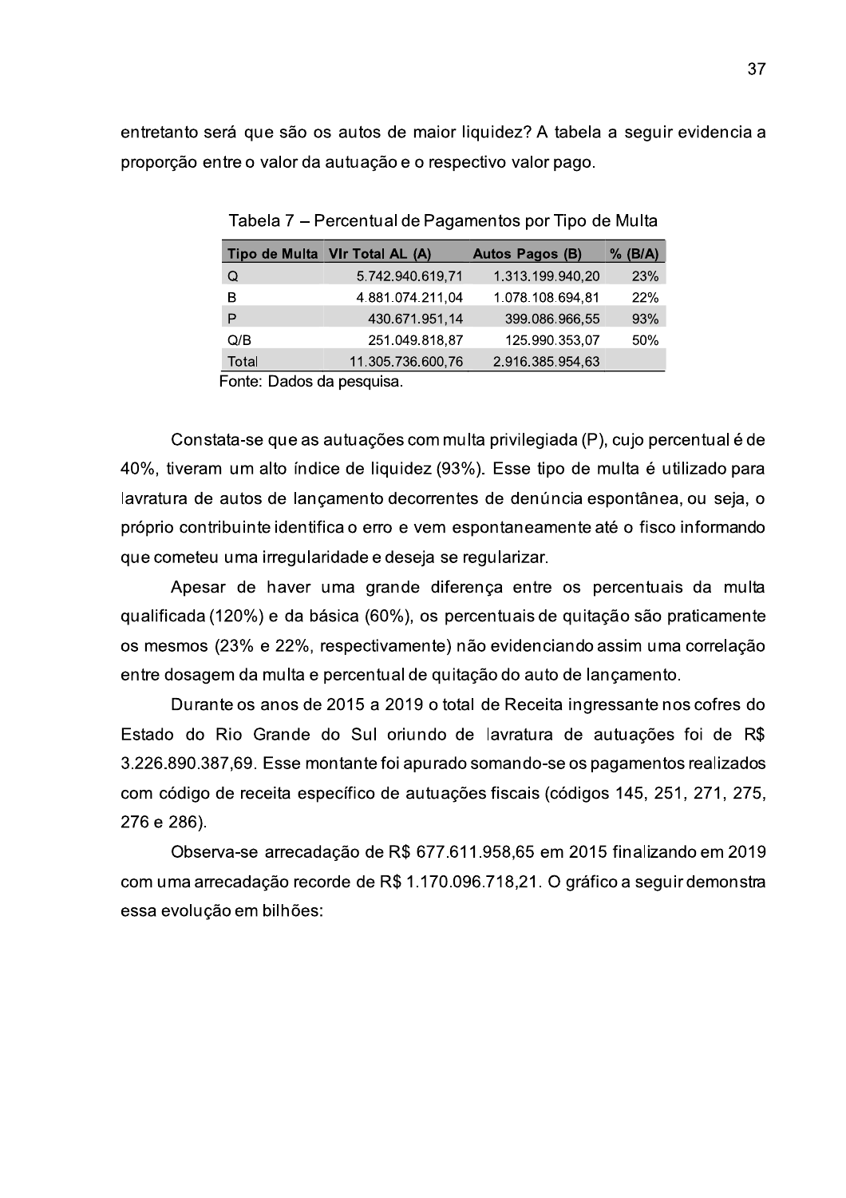entretanto será que são os autos de maior liquidez? A tabela a seguir evidencia a proporção entre o valor da autuação e o respectivo valor pago.

Tabela 7 – Percentual de Pagamentos por Tipo de Multa

| Tipo de Multa | Vlr Total AL (A) | Autos Pagos (B) | % (B/A) |
|---|---|---|---|
| Q | 5.742.940.619,71 | 1.313.199.940,20 | 23% |
| B | 4.881.074.211,04 | 1.078.108.694,81 | 22% |
| P | 430.671.951,14 | 399.086.966,55 | 93% |
| Q/B | 251.049.818,87 | 125.990.353,07 | 50% |
| Total | 11.305.736.600,76 | 2.916.385.954,63 | |

Fonte: Dados da pesquisa.

Constata-se que as autuações com multa privilegiada (P), cujo percentual é de 40%, tiveram um alto índice de liquidez (93%). Esse tipo de multa é utilizado para lavratura de autos de lançamento decorrentes de denúncia espontânea, ou seja, o próprio contribuinte identifica o erro e vem espontaneamente até o fisco informando que cometeu uma irregularidade e deseja se regularizar.

Apesar de haver uma grande diferença entre os percentuais da multa qualificada (120%) e da básica (60%), os percentuais de quitação são praticamente os mesmos (23% e 22%, respectivamente) não evidenciando assim uma correlação entre dosagem da multa e percentual de quitação do auto de lançamento.

Durante os anos de 2015 a 2019 o total de Receita ingressante nos cofres do Estado do Rio Grande do Sul oriundo de lavratura de autuações foi de R$ 3.226.890.387,69. Esse montante foi apurado somando-se os pagamentos realizados com código de receita específico de autuações fiscais (códigos 145, 251, 271, 275, 276 e 286).

Observa-se arrecadação de R$ 677.611.958,65 em 2015 finalizando em 2019 com uma arrecadação recorde de R$ 1.170.096.718,21. O gráfico a seguir demonstra essa evolução em bilhões: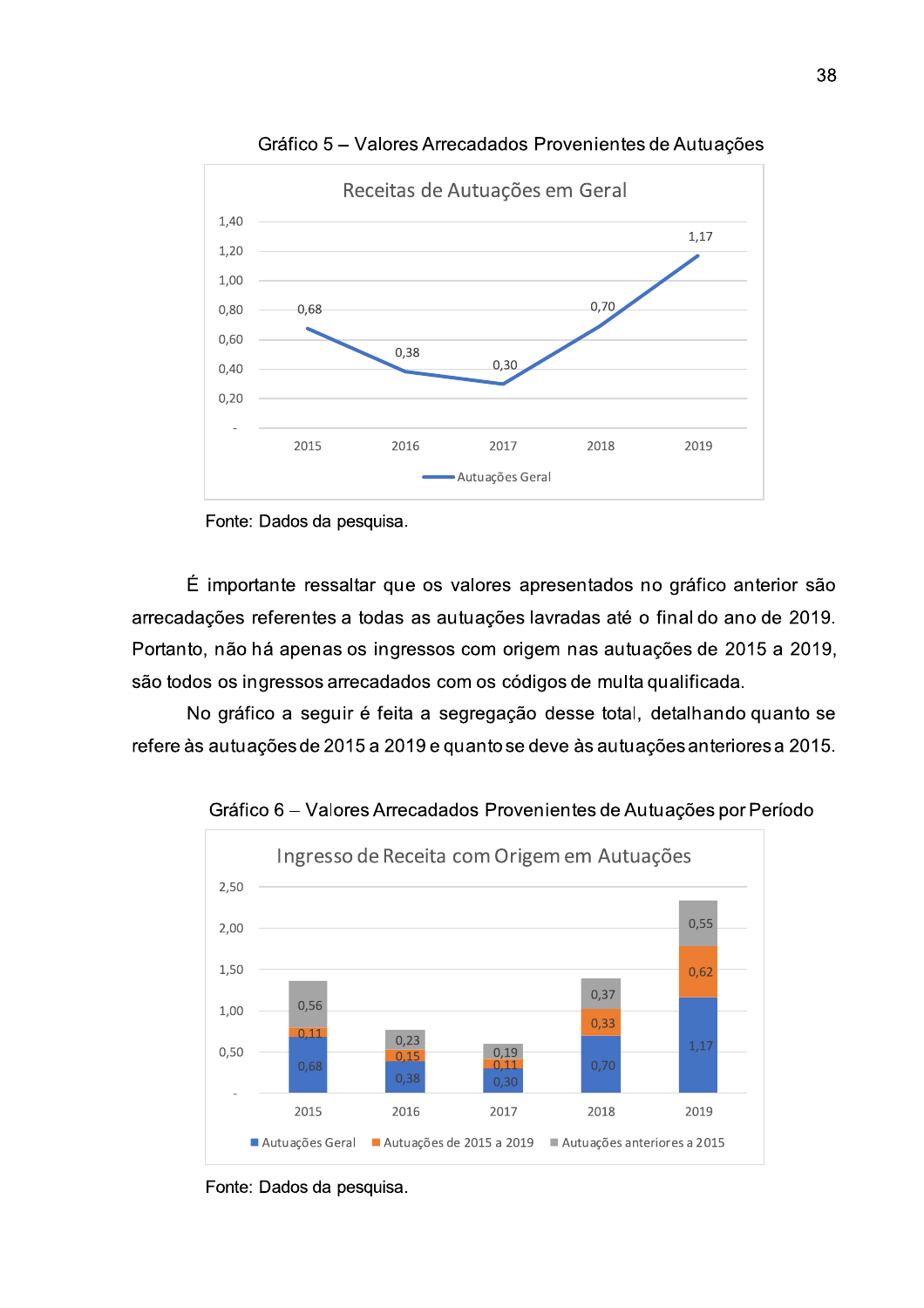Gráfico 5 – Valores Arrecadados Provenientes de Autuações

Receitas de Autuações em Geral

| Ano | Autuações Geral |
|---|---|
| 2015 | 0,68 |
| 2016 | 0,38 |
| 2017 | 0,30 |
| 2018 | 0,70 |
| 2019 | 1,17 |

Fonte: Dados da pesquisa.

É importante ressaltar que os valores apresentados no gráfico anterior são arrecadações referentes a todas as autuações lavradas até o final do ano de 2019. Portanto, não há apenas os ingressos com origem nas autuações de 2015 a 2019, são todos os ingressos arrecadados com os códigos de multa qualificada.

No gráfico a seguir é feita a segregação desse total, detalhando quanto se refere às autuações de 2015 a 2019 e quanto se deve às autuações anteriores a 2015.

Gráfico 6 – Valores Arrecadados Provenientes de Autuações por Período

Ingresso de Receita com Origem em Autuações

| Ano | Autuações Geral | Autuações de 2015 a 2019 | Autuações anteriores a 2015 |
|---|---|---|---|
| 2015 | 0,68 | 0,11 | 0,56 |
| 2016 | 0,38 | 0,15 | 0,23 |
| 2017 | 0,30 | 0,11 | 0,19 |
| 2018 | 0,70 | 0,33 | 0,37 |
| 2019 | 1,17 | 0,62 | 0,55 |

Fonte: Dados da pesquisa.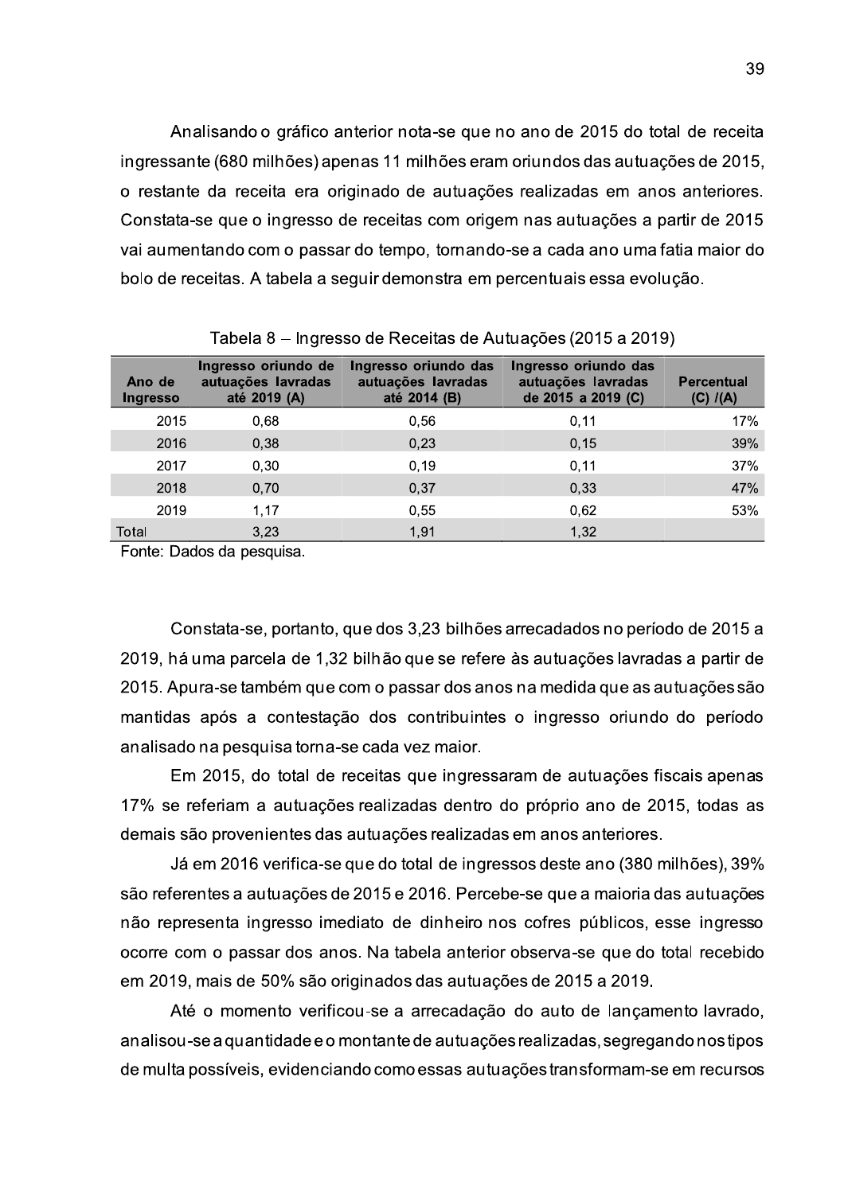Analisando o gráfico anterior nota-se que no ano de 2015 do total de receita ingressante (680 milhões) apenas 11 milhões eram oriundos das autuações de 2015, o restante da receita era originado de autuações realizadas em anos anteriores. Constata-se que o ingresso de receitas com origem nas autuações a partir de 2015 vai aumentando com o passar do tempo, tornando-se a cada ano uma fatia maior do bolo de receitas. A tabela a seguir demonstra em percentuais essa evolução.

Tabela 8 – Ingresso de Receitas de Autuações (2015 a 2019)

| Ano de Ingresso | Ingresso oriundo de autuações lavradas até 2019 (A) | Ingresso oriundo das autuações lavradas até 2014 (B) | Ingresso oriundo das autuações lavradas de 2015 a 2019 (C) | Percentual (C) /(A) |
|---|---|---|---|---|
| 2015 | 0,68 | 0,56 | 0,11 | 17% |
| 2016 | 0,38 | 0,23 | 0,15 | 39% |
| 2017 | 0,30 | 0,19 | 0,11 | 37% |
| 2018 | 0,70 | 0,37 | 0,33 | 47% |
| 2019 | 1,17 | 0,55 | 0,62 | 53% |
| Total | 3,23 | 1,91 | 1,32 | |

Fonte: Dados da pesquisa.

Constata-se, portanto, que dos 3,23 bilhões arrecadados no período de 2015 a 2019, há uma parcela de 1,32 bilhão que se refere às autuações lavradas a partir de 2015. Apura-se também que com o passar dos anos na medida que as autuações são mantidas após a contestação dos contribuintes o ingresso oriundo do período analisado na pesquisa torna-se cada vez maior.

Em 2015, do total de receitas que ingressaram de autuações fiscais apenas 17% se referiam a autuações realizadas dentro do próprio ano de 2015, todas as demais são provenientes das autuações realizadas em anos anteriores.

Já em 2016 verifica-se que do total de ingressos deste ano (380 milhões), 39% são referentes a autuações de 2015 e 2016. Percebe-se que a maioria das autuações não representa ingresso imediato de dinheiro nos cofres públicos, esse ingresso ocorre com o passar dos anos. Na tabela anterior observa-se que do total recebido em 2019, mais de 50% são originados das autuações de 2015 a 2019.

Até o momento verificou-se a arrecadação do auto de lançamento lavrado, analisou-se a quantidade e o montante de autuações realizadas, segregando nos tipos de multa possíveis, evidenciando como essas autuações transformam-se em recursos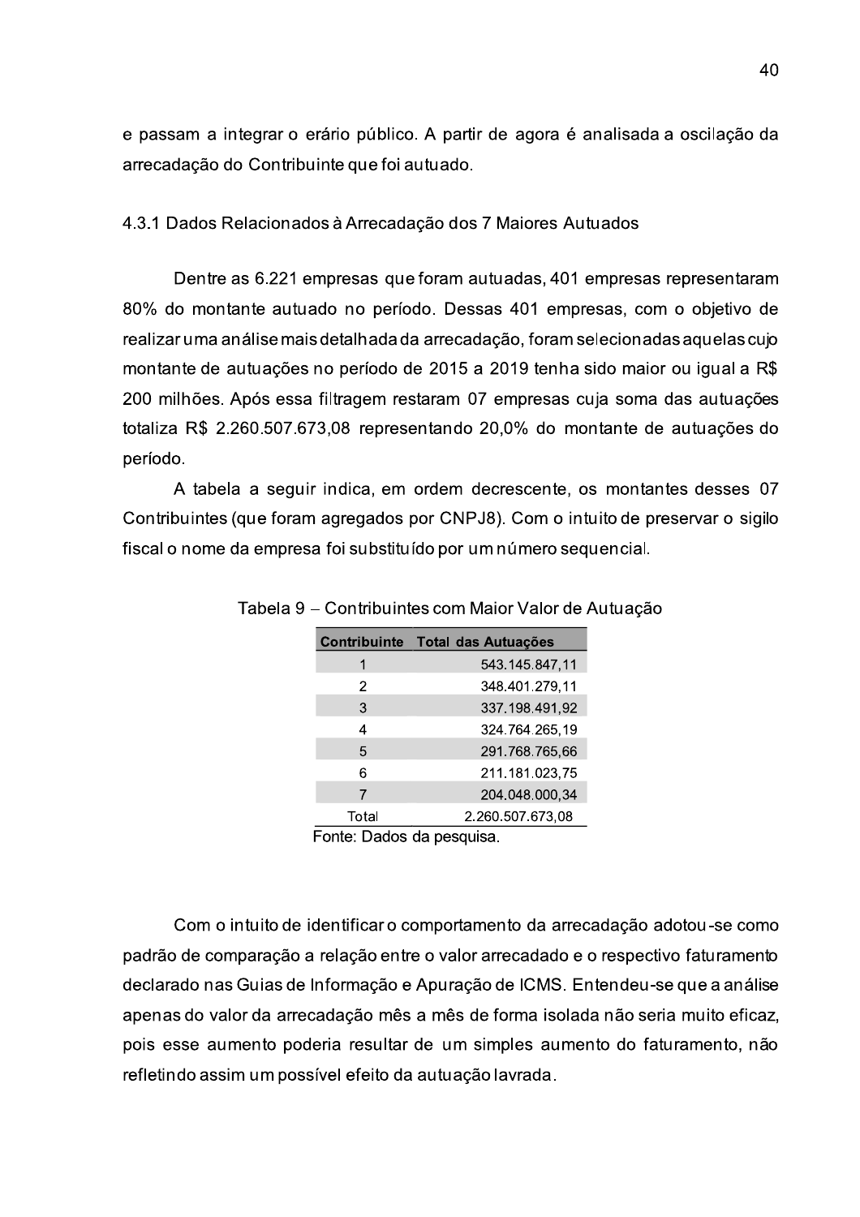e passam a integrar o erário público. A partir de agora é analisada a oscilação da arrecadação do Contribuinte que foi autuado.

### 4.3.1 Dados Relacionados à Arrecadação dos 7 Maiores Autuados

Dentre as 6.221 empresas que foram autuadas, 401 empresas representaram 80% do montante autuado no período. Dessas 401 empresas, com o objetivo de realizar uma análise mais detalhada da arrecadação, foram selecionadas aquelas cujo montante de autuações no período de 2015 a 2019 tenha sido maior ou igual a R$ 200 milhões. Após essa filtragem restaram 07 empresas cuja soma das autuações totaliza R$ 2.260.507.673,08 representando 20,0% do montante de autuações do período.

A tabela a seguir indica, em ordem decrescente, os montantes desses 07 Contribuintes (que foram agregados por CNPJ8). Com o intuito de preservar o sigilo fiscal o nome da empresa foi substituído por um número sequencial.

Tabela 9 – Contribuintes com Maior Valor de Autuação

| Contribuinte | Total das Autuações |
|---|---|
| 1 | 543.145.847,11 |
| 2 | 348.401.279,11 |
| 3 | 337.198.491,92 |
| 4 | 324.764.265,19 |
| 5 | 291.768.765,66 |
| 6 | 211.181.023,75 |
| 7 | 204.048.000,34 |
| Total | 2.260.507.673,08 |

Fonte: Dados da pesquisa.

Com o intuito de identificar o comportamento da arrecadação adotou-se como padrão de comparação a relação entre o valor arrecadado e o respectivo faturamento declarado nas Guias de Informação e Apuração de ICMS. Entendeu-se que a análise apenas do valor da arrecadação mês a mês de forma isolada não seria muito eficaz, pois esse aumento poderia resultar de um simples aumento do faturamento, não refletindo assim um possível efeito da autuação lavrada.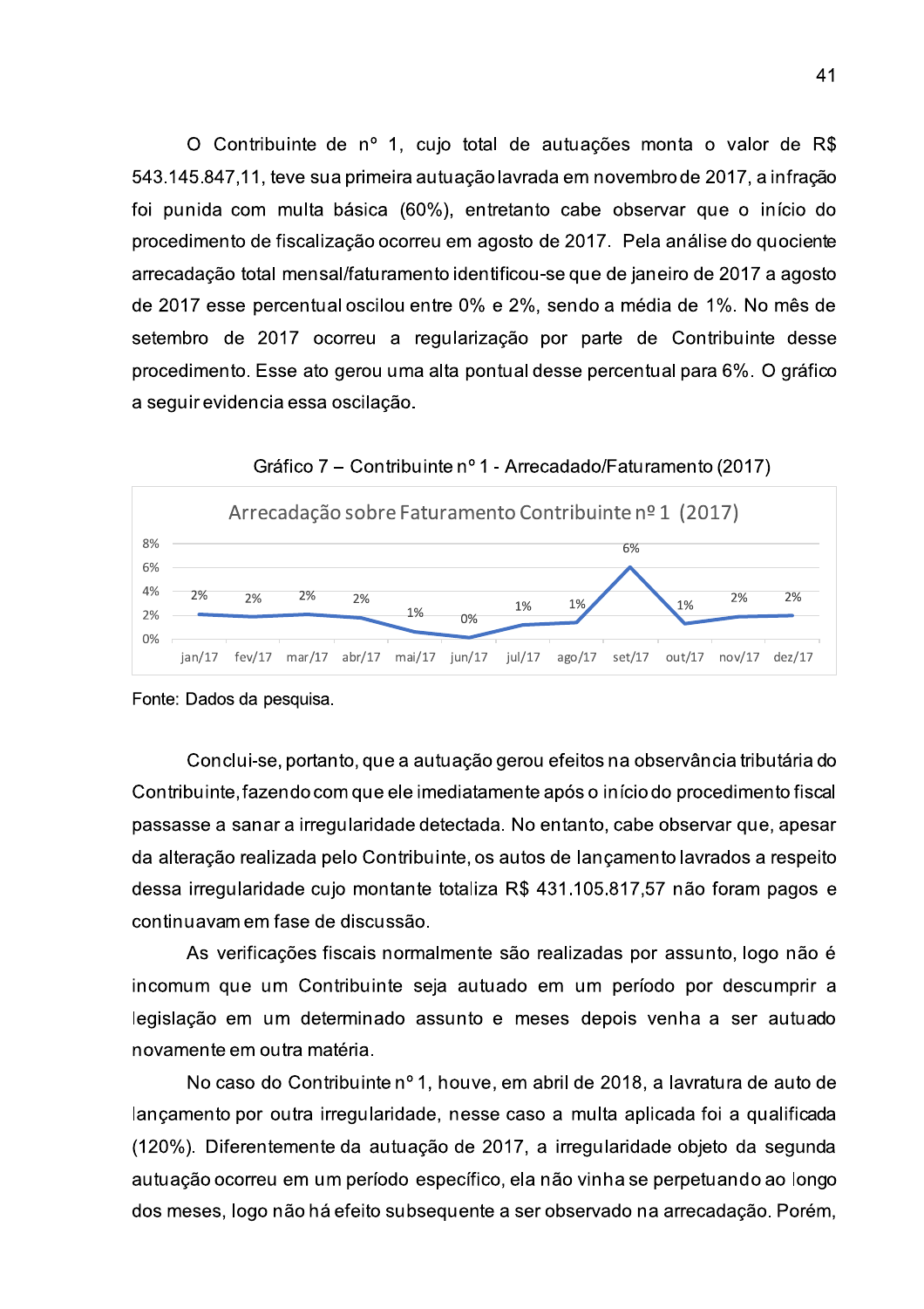O Contribuinte de nº 1, cujo total de autuações monta o valor de R$ 543.145.847,11, teve sua primeira autuação lavrada em novembro de 2017, a infração foi punida com multa básica (60%), entretanto cabe observar que o início do procedimento de fiscalização ocorreu em agosto de 2017. Pela análise do quociente arrecadação total mensal/faturamento identificou-se que de janeiro de 2017 a agosto de 2017 esse percentual oscilou entre 0% e 2%, sendo a média de 1%. No mês de setembro de 2017 ocorreu a regularização por parte de Contribuinte desse procedimento. Esse ato gerou uma alta pontual desse percentual para 6%. O gráfico a seguir evidencia essa oscilação.

Gráfico 7 – Contribuinte nº 1 - Arrecadado/Faturamento (2017)

Arrecadação sobre Faturamento Contribuinte nº 1 (2017)

| jan/17 | fev/17 | mar/17 | abr/17 | mai/17 | jun/17 | jul/17 | ago/17 | set/17 | out/17 | nov/17 | dez/17 |
|---|---|---|---|---|---|---|---|---|---|---|---|
| 2% | 2% | 2% | 2% | 1% | 0% | 1% | 1% | 6% | 1% | 2% | 2% |

Fonte: Dados da pesquisa.

Conclui-se, portanto, que a autuação gerou efeitos na observância tributária do Contribuinte, fazendo com que ele imediatamente após o início do procedimento fiscal passasse a sanar a irregularidade detectada. No entanto, cabe observar que, apesar da alteração realizada pelo Contribuinte, os autos de lançamento lavrados a respeito dessa irregularidade cujo montante totaliza R$ 431.105.817,57 não foram pagos e continuavam em fase de discussão.

As verificações fiscais normalmente são realizadas por assunto, logo não é incomum que um Contribuinte seja autuado em um período por descumprir a legislação em um determinado assunto e meses depois venha a ser autuado novamente em outra matéria.

No caso do Contribuinte nº 1, houve, em abril de 2018, a lavratura de auto de lançamento por outra irregularidade, nesse caso a multa aplicada foi a qualificada (120%). Diferentemente da autuação de 2017, a irregularidade objeto da segunda autuação ocorreu em um período específico, ela não vinha se perpetuando ao longo dos meses, logo não há efeito subsequente a ser observado na arrecadação. Porém,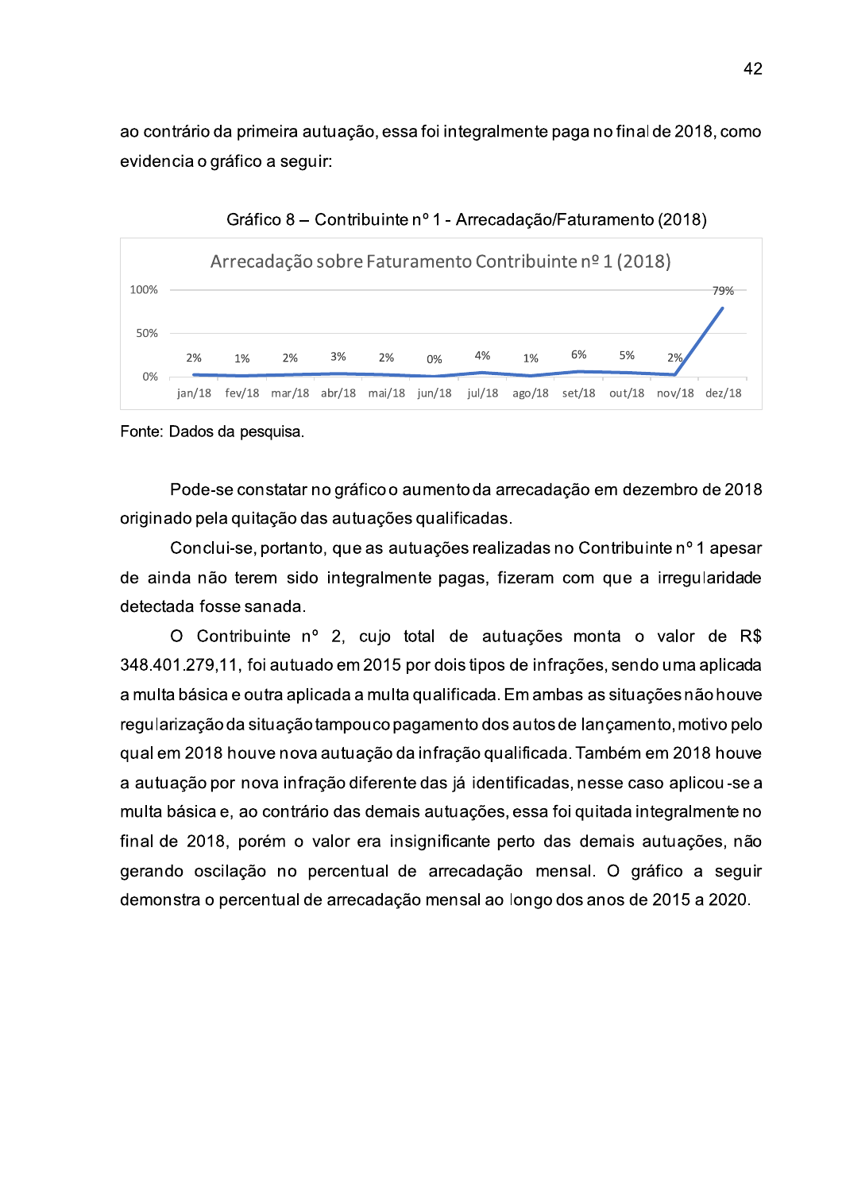ao contrário da primeira autuação, essa foi integralmente paga no final de 2018, como evidencia o gráfico a seguir:

Gráfico 8 – Contribuinte nº 1 - Arrecadação/Faturamento (2018)

Arrecadação sobre Faturamento Contribuinte nº 1 (2018)

| jan/18 | fev/18 | mar/18 | abr/18 | mai/18 | jun/18 | jul/18 | ago/18 | set/18 | out/18 | nov/18 | dez/18 |
|---|---|---|---|---|---|---|---|---|---|---|---|
| 2% | 1% | 2% | 3% | 2% | 0% | 4% | 1% | 6% | 5% | 2% | 79% |

Fonte: Dados da pesquisa.

Pode-se constatar no gráfico o aumento da arrecadação em dezembro de 2018 originado pela quitação das autuações qualificadas.

Conclui-se, portanto, que as autuações realizadas no Contribuinte nº 1 apesar de ainda não terem sido integralmente pagas, fizeram com que a irregularidade detectada fosse sanada.

O Contribuinte nº 2, cujo total de autuações monta o valor de R$ 348.401.279,11, foi autuado em 2015 por dois tipos de infrações, sendo uma aplicada a multa básica e outra aplicada a multa qualificada. Em ambas as situações não houve regularização da situação tampouco pagamento dos autos de lançamento, motivo pelo qual em 2018 houve nova autuação da infração qualificada. Também em 2018 houve a autuação por nova infração diferente das já identificadas, nesse caso aplicou-se a multa básica e, ao contrário das demais autuações, essa foi quitada integralmente no final de 2018, porém o valor era insignificante perto das demais autuações, não gerando oscilação no percentual de arrecadação mensal. O gráfico a seguir demonstra o percentual de arrecadação mensal ao longo dos anos de 2015 a 2020.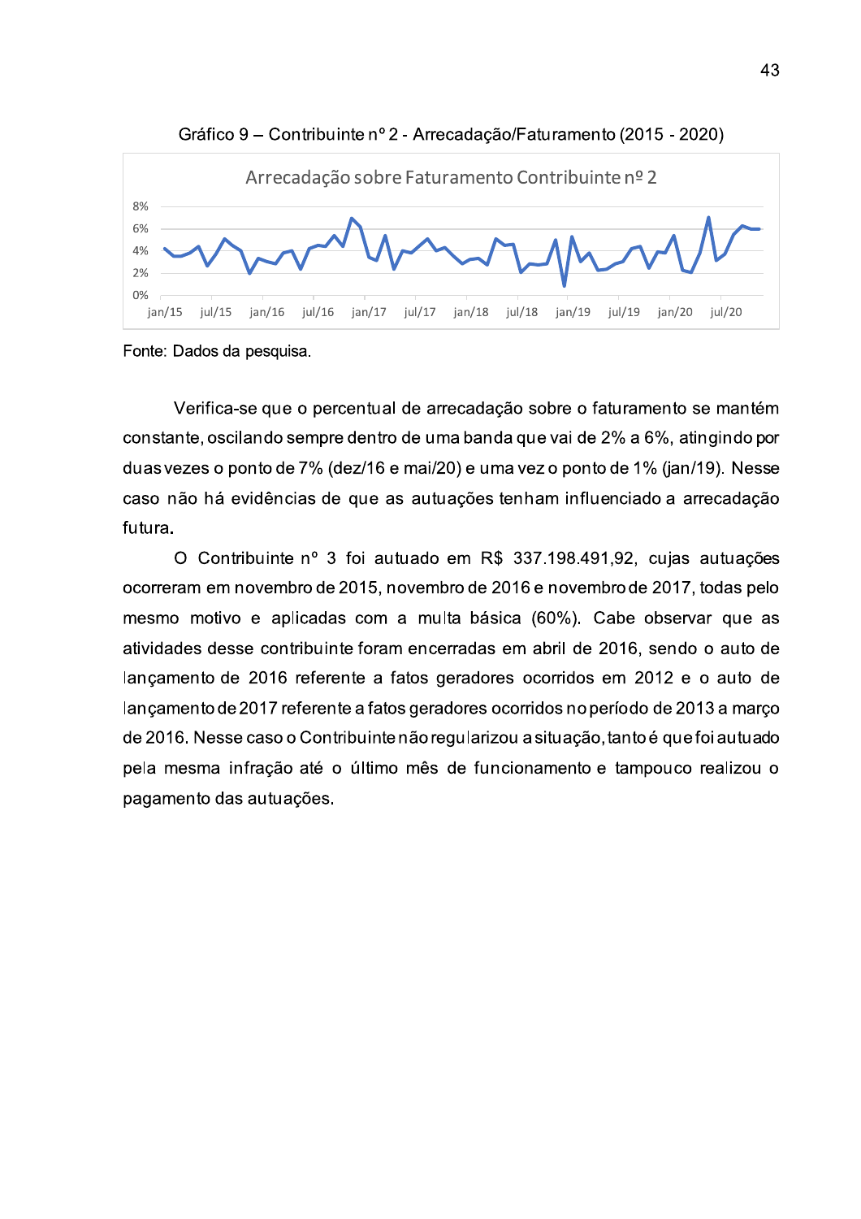Gráfico 9 – Contribuinte nº 2 - Arrecadação/Faturamento (2015 - 2020)

Arrecadação sobre Faturamento Contribuinte nº 2

Fonte: Dados da pesquisa.

Verifica-se que o percentual de arrecadação sobre o faturamento se mantém constante, oscilando sempre dentro de uma banda que vai de 2% a 6%, atingindo por duas vezes o ponto de 7% (dez/16 e mai/20) e uma vez o ponto de 1% (jan/19). Nesse caso não há evidências de que as autuações tenham influenciado a arrecadação futura.

O Contribuinte nº 3 foi autuado em R$ 337.198.491,92, cujas autuações ocorreram em novembro de 2015, novembro de 2016 e novembro de 2017, todas pelo mesmo motivo e aplicadas com a multa básica (60%). Cabe observar que as atividades desse contribuinte foram encerradas em abril de 2016, sendo o auto de lançamento de 2016 referente a fatos geradores ocorridos em 2012 e o auto de lançamento de 2017 referente a fatos geradores ocorridos no período de 2013 a março de 2016. Nesse caso o Contribuinte não regularizou a situação, tanto é que foi autuado pela mesma infração até o último mês de funcionamento e tampouco realizou o pagamento das autuações.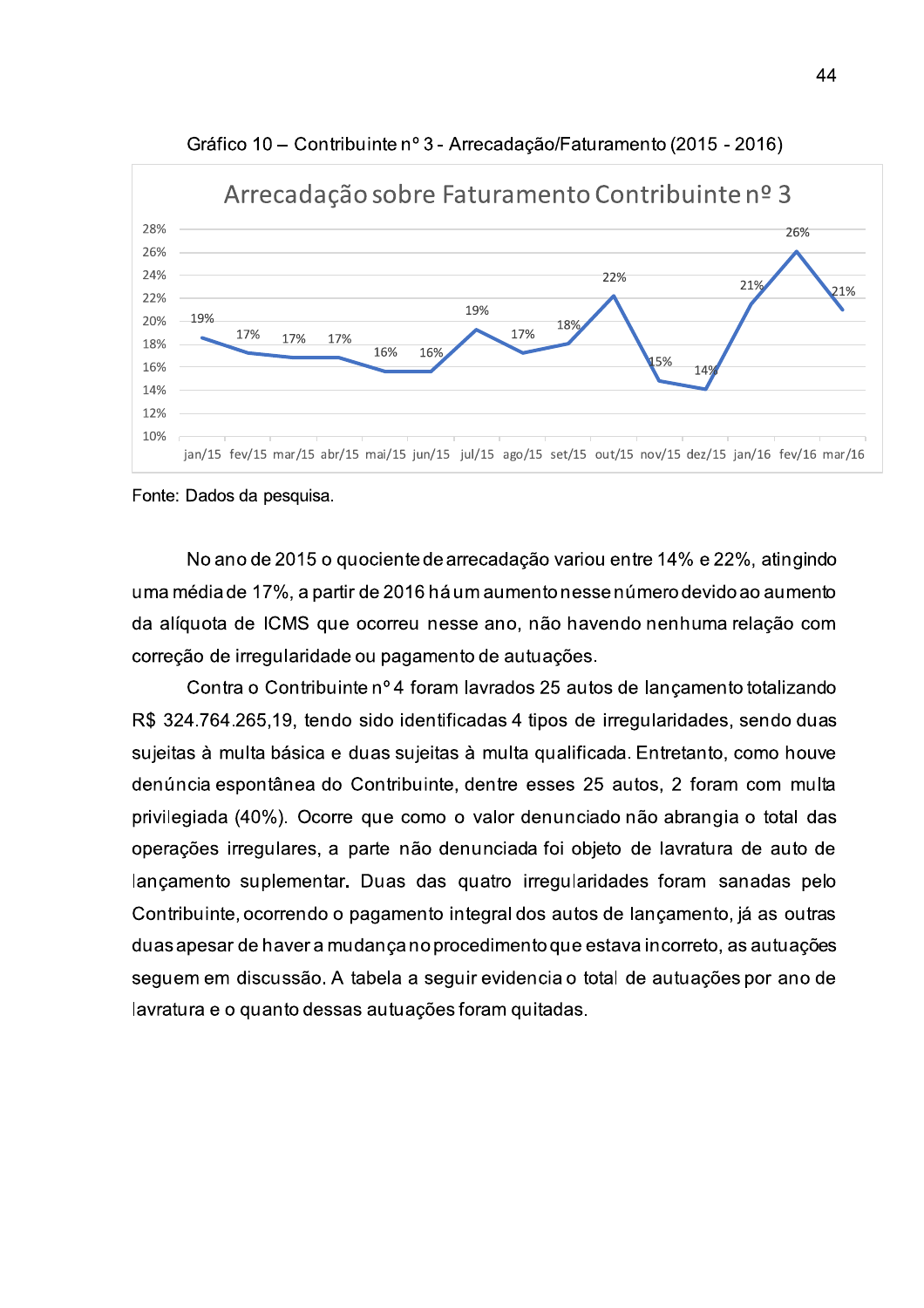Gráfico 10 – Contribuinte nº 3 - Arrecadação/Faturamento (2015 - 2016)

| Mês | Arrecadação sobre Faturamento Contribuinte nº 3 |
| --- | --- |
| jan/15 | 19% |
| fev/15 | 17% |
| mar/15 | 17% |
| abr/15 | 17% |
| mai/15 | 16% |
| jun/15 | 16% |
| jul/15 | 19% |
| ago/15 | 17% |
| set/15 | 18% |
| out/15 | 22% |
| nov/15 | 15% |
| dez/15 | 14% |
| jan/16 | 21% |
| fev/16 | 26% |
| mar/16 | 21% |

Fonte: Dados da pesquisa.

No ano de 2015 o quociente de arrecadação variou entre 14% e 22%, atingindo uma média de 17%, a partir de 2016 há um aumento nesse número devido ao aumento da alíquota de ICMS que ocorreu nesse ano, não havendo nenhuma relação com correção de irregularidade ou pagamento de autuações.

Contra o Contribuinte nº 4 foram lavrados 25 autos de lançamento totalizando R$ 324.764.265,19, tendo sido identificadas 4 tipos de irregularidades, sendo duas sujeitas à multa básica e duas sujeitas à multa qualificada. Entretanto, como houve denúncia espontânea do Contribuinte, dentre esses 25 autos, 2 foram com multa privilegiada (40%). Ocorre que como o valor denunciado não abrangia o total das operações irregulares, a parte não denunciada foi objeto de lavratura de auto de lançamento suplementar. Duas das quatro irregularidades foram sanadas pelo Contribuinte, ocorrendo o pagamento integral dos autos de lançamento, já as outras duas apesar de haver a mudança no procedimento que estava incorreto, as autuações seguem em discussão. A tabela a seguir evidencia o total de autuações por ano de lavratura e o quanto dessas autuações foram quitadas.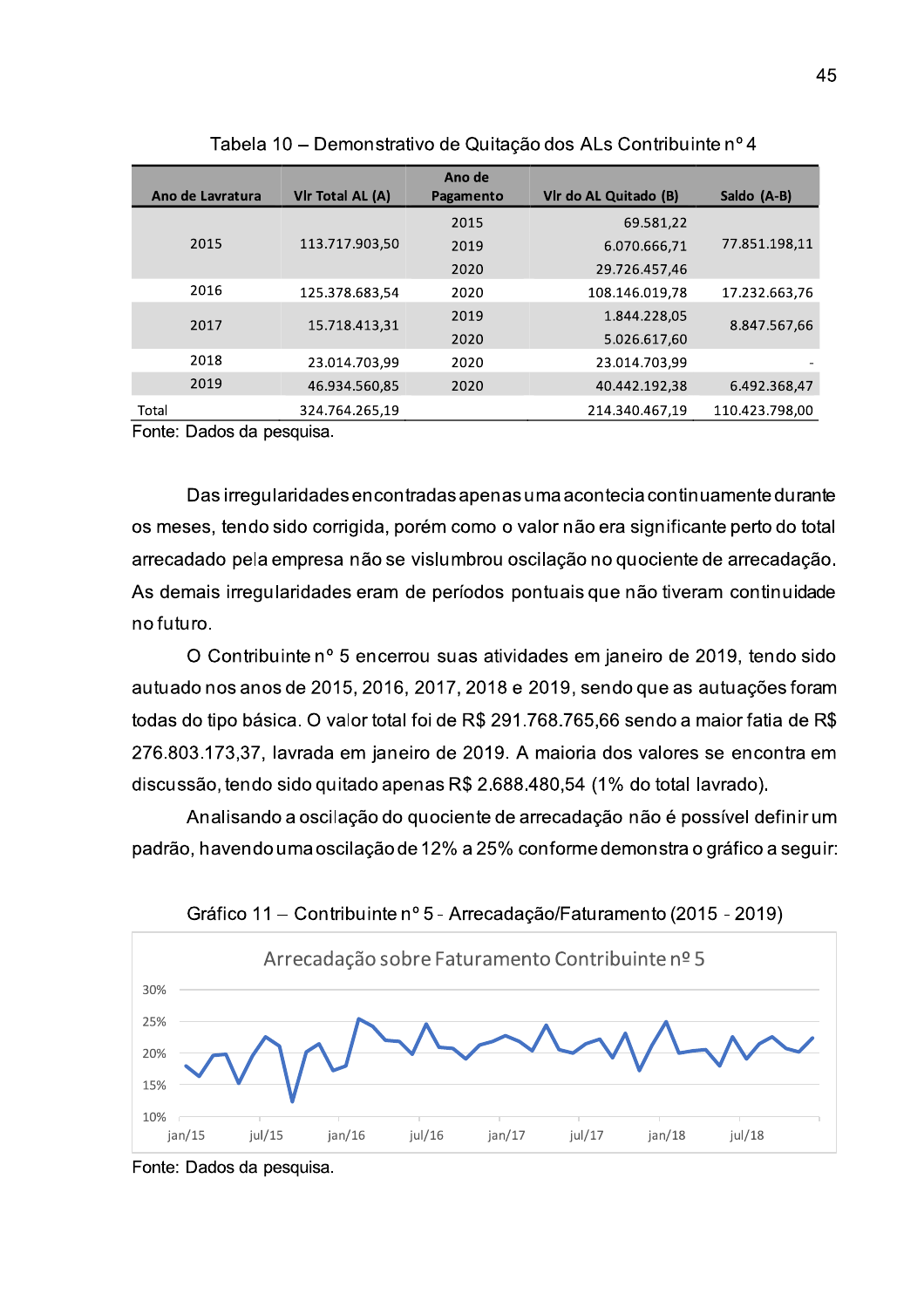Tabela 10 – Demonstrativo de Quitação dos ALs Contribuinte nº 4

| Ano de Lavratura | Vlr Total AL (A) | Ano de Pagamento | Vlr do AL Quitado (B) | Saldo (A-B) |
|---|---|---|---|---|
| 2015 | 113.717.903,50 | 2015 | 69.581,22 | 77.851.198,11 |
| | | 2019 | 6.070.666,71 | |
| | | 2020 | 29.726.457,46 | |
| 2016 | 125.378.683,54 | 2020 | 108.146.019,78 | 17.232.663,76 |
| 2017 | 15.718.413,31 | 2019 | 1.844.228,05 | 8.847.567,66 |
| | | 2020 | 5.026.617,60 | |
| 2018 | 23.014.703,99 | 2020 | 23.014.703,99 | - |
| 2019 | 46.934.560,85 | 2020 | 40.442.192,38 | 6.492.368,47 |
| Total | 324.764.265,19 | | 214.340.467,19 | 110.423.798,00 |

Fonte: Dados da pesquisa.

Das irregularidades encontradas apenas uma acontecia continuamente durante os meses, tendo sido corrigida, porém como o valor não era significante perto do total arrecadado pela empresa não se vislumbrou oscilação no quociente de arrecadação. As demais irregularidades eram de períodos pontuais que não tiveram continuidade no futuro.

O Contribuinte nº 5 encerrou suas atividades em janeiro de 2019, tendo sido autuado nos anos de 2015, 2016, 2017, 2018 e 2019, sendo que as autuações foram todas do tipo básica. O valor total foi de R$ 291.768.765,66 sendo a maior fatia de R$ 276.803.173,37, lavrada em janeiro de 2019. A maioria dos valores se encontra em discussão, tendo sido quitado apenas R$ 2.688.480,54 (1% do total lavrado).

Analisando a oscilação do quociente de arrecadação não é possível definir um padrão, havendo uma oscilação de 12% a 25% conforme demonstra o gráfico a seguir:

Gráfico 11 – Contribuinte nº 5 - Arrecadação/Faturamento (2015 - 2019)

Fonte: Dados da pesquisa.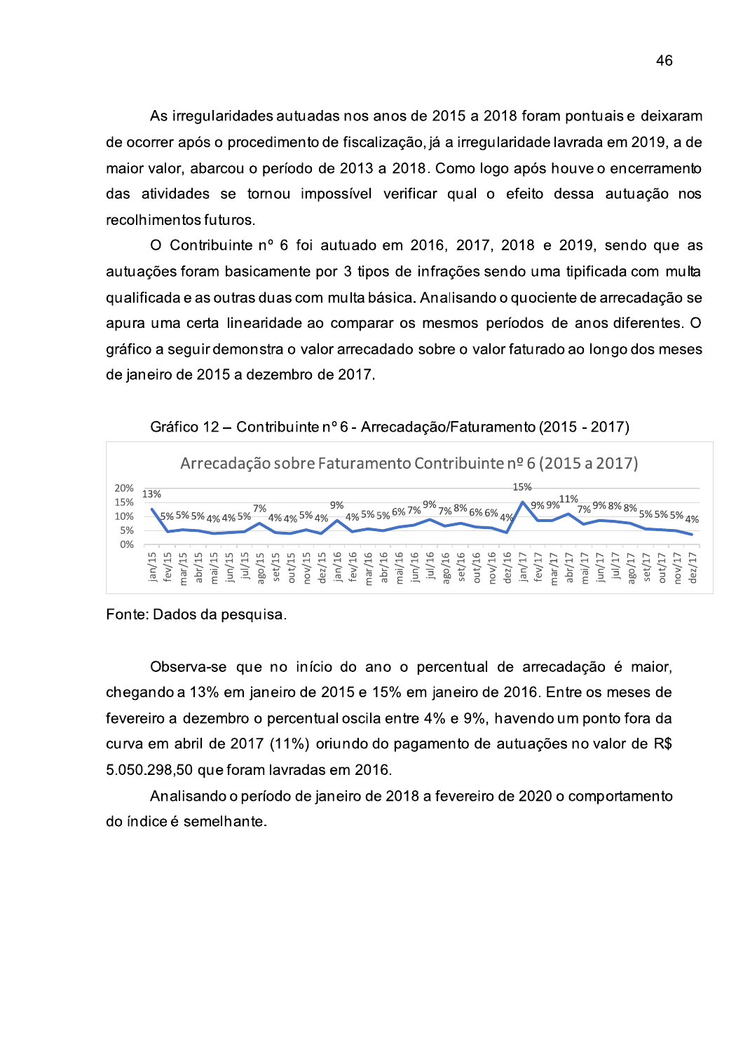As irregularidades autuadas nos anos de 2015 a 2018 foram pontuais e deixaram de ocorrer após o procedimento de fiscalização, já a irregularidade lavrada em 2019, a de maior valor, abarcou o período de 2013 a 2018. Como logo após houve o encerramento das atividades se tornou impossível verificar qual o efeito dessa autuação nos recolhimentos futuros.

O Contribuinte nº 6 foi autuado em 2016, 2017, 2018 e 2019, sendo que as autuações foram basicamente por 3 tipos de infrações sendo uma tipificada com multa qualificada e as outras duas com multa básica. Analisando o quociente de arrecadação se apura uma certa linearidade ao comparar os mesmos períodos de anos diferentes. O gráfico a seguir demonstra o valor arrecadado sobre o valor faturado ao longo dos meses de janeiro de 2015 a dezembro de 2017.

Gráfico 12 – Contribuinte nº 6 - Arrecadação/Faturamento (2015 - 2017)

Arrecadação sobre Faturamento Contribuinte nº 6 (2015 a 2017)

| Mês | % |
|---|---|
| jan/15 | 13% |
| fev/15 | 5% |
| mar/15 | 5% |
| abr/15 | 5% |
| mai/15 | 4% |
| jun/15 | 4% |
| jul/15 | 5% |
| ago/15 | 7% |
| set/15 | 4% |
| out/15 | 4% |
| nov/15 | 5% |
| dez/15 | 4% |
| jan/16 | 9% |
| fev/16 | 4% |
| mar/16 | 5% |
| abr/16 | 5% |
| mai/16 | 6% |
| jun/16 | 7% |
| jul/16 | 9% |
| ago/16 | 7% |
| set/16 | 8% |
| out/16 | 6% |
| nov/16 | 6% |
| dez/16 | 4% |
| jan/17 | 15% |
| fev/17 | 9% |
| mar/17 | 9% |
| abr/17 | 11% |
| mai/17 | 7% |
| jun/17 | 9% |
| jul/17 | 8% |
| ago/17 | 8% |
| set/17 | 5% |
| out/17 | 5% |
| nov/17 | 5% |
| dez/17 | 4% |

Fonte: Dados da pesquisa.

Observa-se que no início do ano o percentual de arrecadação é maior, chegando a 13% em janeiro de 2015 e 15% em janeiro de 2016. Entre os meses de fevereiro a dezembro o percentual oscila entre 4% e 9%, havendo um ponto fora da curva em abril de 2017 (11%) oriundo do pagamento de autuações no valor de R$ 5.050.298,50 que foram lavradas em 2016.

Analisando o período de janeiro de 2018 a fevereiro de 2020 o comportamento do índice é semelhante.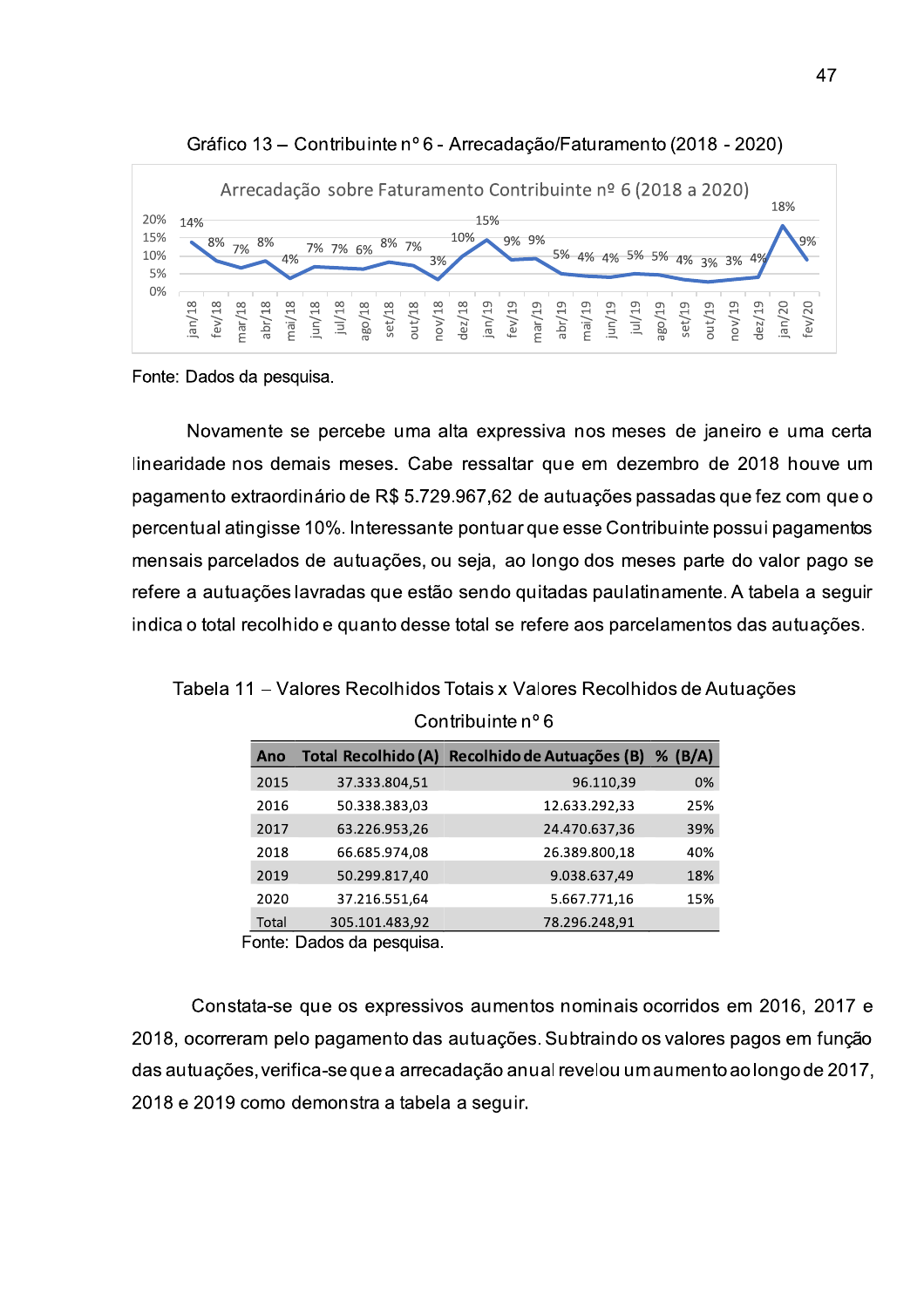Gráfico 13 – Contribuinte nº 6 - Arrecadação/Faturamento (2018 - 2020)

Fonte: Dados da pesquisa.

Novamente se percebe uma alta expressiva nos meses de janeiro e uma certa linearidade nos demais meses. Cabe ressaltar que em dezembro de 2018 houve um pagamento extraordinário de R$ 5.729.967,62 de autuações passadas que fez com que o percentual atingisse 10%. Interessante pontuar que esse Contribuinte possui pagamentos mensais parcelados de autuações, ou seja, ao longo dos meses parte do valor pago se refere a autuações lavradas que estão sendo quitadas paulatinamente. A tabela a seguir indica o total recolhido e quanto desse total se refere aos parcelamentos das autuações.

Tabela 11 – Valores Recolhidos Totais x Valores Recolhidos de Autuações Contribuinte nº 6

| Ano | Total Recolhido (A) | Recolhido de Autuações (B) | % (B/A) |
|---|---|---|---|
| 2015 | 37.333.804,51 | 96.110,39 | 0% |
| 2016 | 50.338.383,03 | 12.633.292,33 | 25% |
| 2017 | 63.226.953,26 | 24.470.637,36 | 39% |
| 2018 | 66.685.974,08 | 26.389.800,18 | 40% |
| 2019 | 50.299.817,40 | 9.038.637,49 | 18% |
| 2020 | 37.216.551,64 | 5.667.771,16 | 15% |
| Total | 305.101.483,92 | 78.296.248,91 | |

Fonte: Dados da pesquisa.

Constata-se que os expressivos aumentos nominais ocorridos em 2016, 2017 e 2018, ocorreram pelo pagamento das autuações. Subtraindo os valores pagos em função das autuações, verifica-se que a arrecadação anual revelou um aumento ao longo de 2017, 2018 e 2019 como demonstra a tabela a seguir.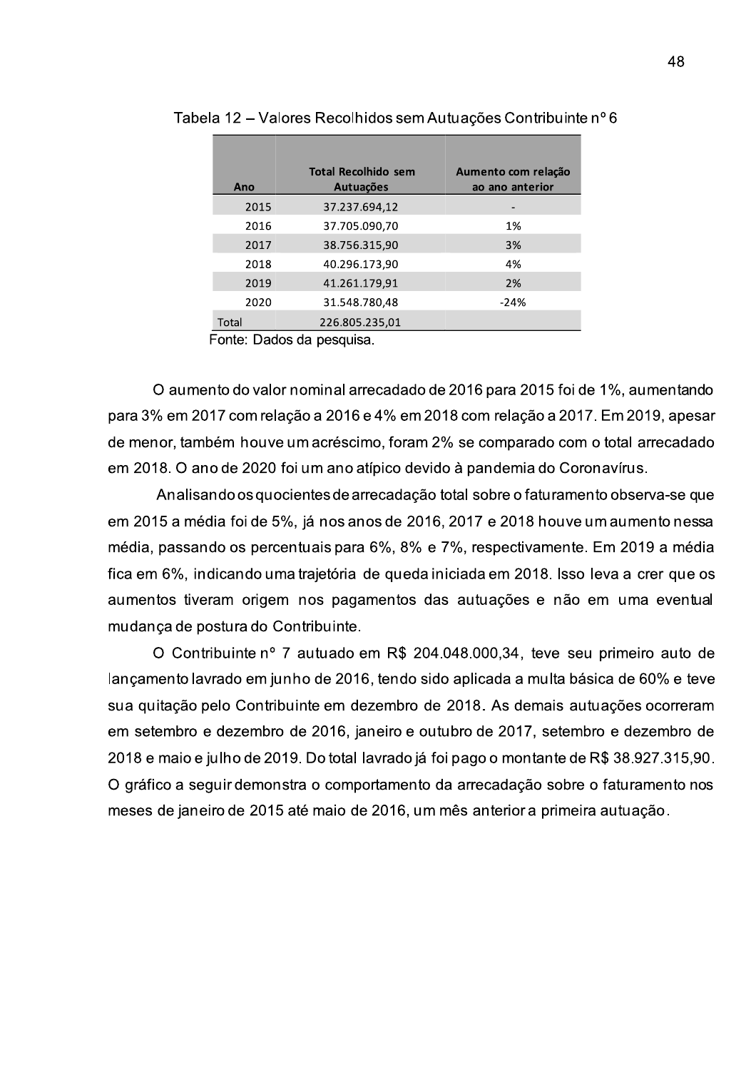Tabela 12 – Valores Recolhidos sem Autuações Contribuinte nº 6

| Ano | Total Recolhido sem Autuações | Aumento com relação ao ano anterior |
|---|---|---|
| 2015 | 37.237.694,12 | - |
| 2016 | 37.705.090,70 | 1% |
| 2017 | 38.756.315,90 | 3% |
| 2018 | 40.296.173,90 | 4% |
| 2019 | 41.261.179,91 | 2% |
| 2020 | 31.548.780,48 | -24% |
| Total | 226.805.235,01 | |

Fonte: Dados da pesquisa.

O aumento do valor nominal arrecadado de 2016 para 2015 foi de 1%, aumentando para 3% em 2017 com relação a 2016 e 4% em 2018 com relação a 2017. Em 2019, apesar de menor, também houve um acréscimo, foram 2% se comparado com o total arrecadado em 2018. O ano de 2020 foi um ano atípico devido à pandemia do Coronavírus.

Analisando os quocientes de arrecadação total sobre o faturamento observa-se que em 2015 a média foi de 5%, já nos anos de 2016, 2017 e 2018 houve um aumento nessa média, passando os percentuais para 6%, 8% e 7%, respectivamente. Em 2019 a média fica em 6%, indicando uma trajetória de queda iniciada em 2018. Isso leva a crer que os aumentos tiveram origem nos pagamentos das autuações e não em uma eventual mudança de postura do Contribuinte.

O Contribuinte nº 7 autuado em R$ 204.048.000,34, teve seu primeiro auto de lançamento lavrado em junho de 2016, tendo sido aplicada a multa básica de 60% e teve sua quitação pelo Contribuinte em dezembro de 2018. As demais autuações ocorreram em setembro e dezembro de 2016, janeiro e outubro de 2017, setembro e dezembro de 2018 e maio e julho de 2019. Do total lavrado já foi pago o montante de R$ 38.927.315,90. O gráfico a seguir demonstra o comportamento da arrecadação sobre o faturamento nos meses de janeiro de 2015 até maio de 2016, um mês anterior a primeira autuação.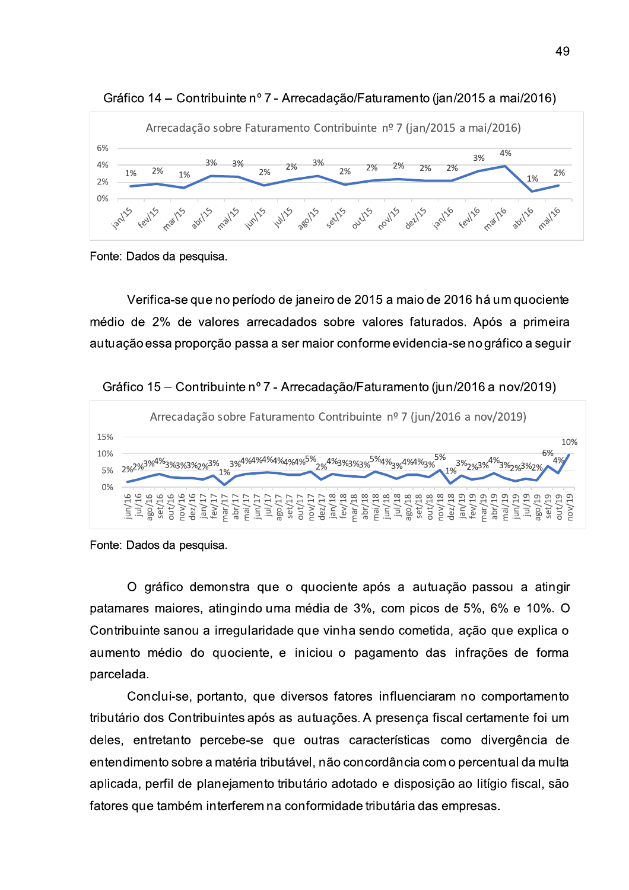Gráfico 14 – Contribuinte nº 7 - Arrecadação/Faturamento (jan/2015 a mai/2016)

Fonte: Dados da pesquisa.

Verifica-se que no período de janeiro de 2015 a maio de 2016 há um quociente médio de 2% de valores arrecadados sobre valores faturados. Após a primeira autuação essa proporção passa a ser maior conforme evidencia-se no gráfico a seguir

Gráfico 15 – Contribuinte nº 7 - Arrecadação/Faturamento (jun/2016 a nov/2019)

Fonte: Dados da pesquisa.

O gráfico demonstra que o quociente após a autuação passou a atingir patamares maiores, atingindo uma média de 3%, com picos de 5%, 6% e 10%. O Contribuinte sanou a irregularidade que vinha sendo cometida, ação que explica o aumento médio do quociente, e iniciou o pagamento das infrações de forma parcelada.

Conclui-se, portanto, que diversos fatores influenciaram no comportamento tributário dos Contribuintes após as autuações. A presença fiscal certamente foi um deles, entretanto percebe-se que outras características como divergência de entendimento sobre a matéria tributável, não concordância com o percentual da multa aplicada, perfil de planejamento tributário adotado e disposição ao litígio fiscal, são fatores que também interferem na conformidade tributária das empresas.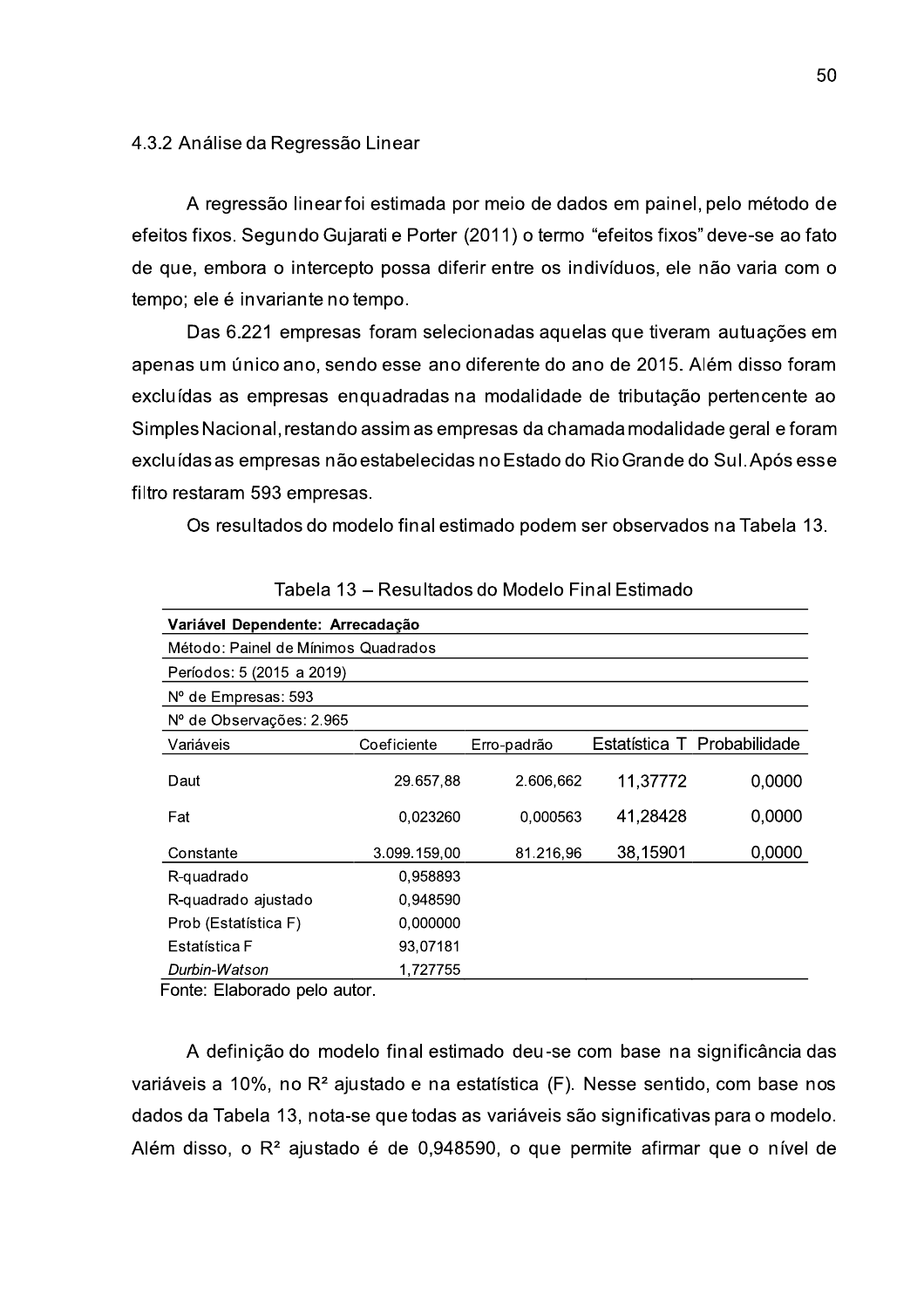### 4.3.2 Análise da Regressão Linear

A regressão linear foi estimada por meio de dados em painel, pelo método de efeitos fixos. Segundo Gujarati e Porter (2011) o termo "efeitos fixos" deve-se ao fato de que, embora o intercepto possa diferir entre os indivíduos, ele não varia com o tempo; ele é invariante no tempo.

Das 6.221 empresas foram selecionadas aquelas que tiveram autuações em apenas um único ano, sendo esse ano diferente do ano de 2015. Além disso foram excluídas as empresas enquadradas na modalidade de tributação pertencente ao Simples Nacional, restando assim as empresas da chamada modalidade geral e foram excluídas as empresas não estabelecidas no Estado do Rio Grande do Sul. Após esse filtro restaram 593 empresas.

Os resultados do modelo final estimado podem ser observados na Tabela 13.

Tabela 13 – Resultados do Modelo Final Estimado

| **Variável Dependente: Arrecadação** | | | | |
|---|---|---|---|---|
| Método: Painel de Mínimos Quadrados | | | | |
| Períodos: 5 (2015 a 2019) | | | | |
| Nº de Empresas: 593 | | | | |
| Nº de Observações: 2.965 | | | | |
| Variáveis | Coeficiente | Erro-padrão | Estatística T | Probabilidade |
| Daut | 29.657,88 | 2.606,662 | 11,37772 | 0,0000 |
| Fat | 0,023260 | 0,000563 | 41,28428 | 0,0000 |
| Constante | 3.099.159,00 | 81.216,96 | 38,15901 | 0,0000 |
| R-quadrado | 0,958893 | | | |
| R-quadrado ajustado | 0,948590 | | | |
| Prob (Estatística F) | 0,000000 | | | |
| Estatística F | 93,07181 | | | |
| *Durbin-Watson* | 1,727755 | | | |

Fonte: Elaborado pelo autor.

A definição do modelo final estimado deu-se com base na significância das variáveis a 10%, no $R^2$ ajustado e na estatística (F). Nesse sentido, com base nos dados da Tabela 13, nota-se que todas as variáveis são significativas para o modelo. Além disso, o $R^2$ ajustado é de 0,948590, o que permite afirmar que o nível de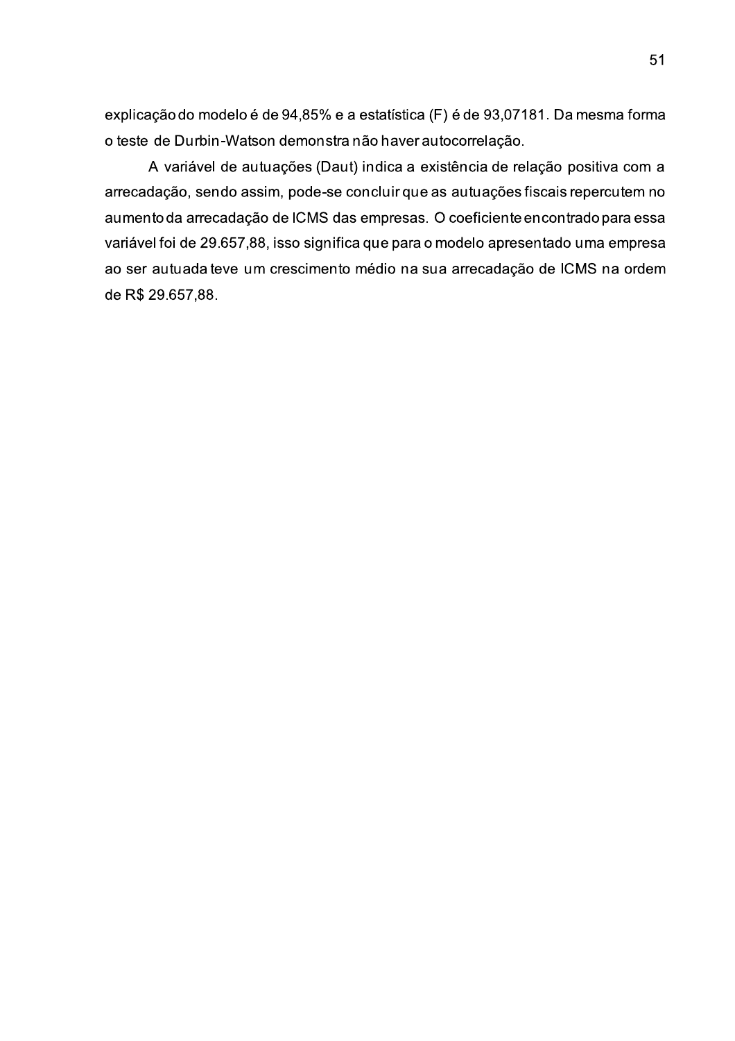explicação do modelo é de 94,85% e a estatística (F) é de 93,07181. Da mesma forma o teste de Durbin-Watson demonstra não haver autocorrelação.

A variável de autuações (Daut) indica a existência de relação positiva com a arrecadação, sendo assim, pode-se concluir que as autuações fiscais repercutem no aumento da arrecadação de ICMS das empresas. O coeficiente encontrado para essa variável foi de 29.657,88, isso significa que para o modelo apresentado uma empresa ao ser autuada teve um crescimento médio na sua arrecadação de ICMS na ordem de R$ 29.657,88.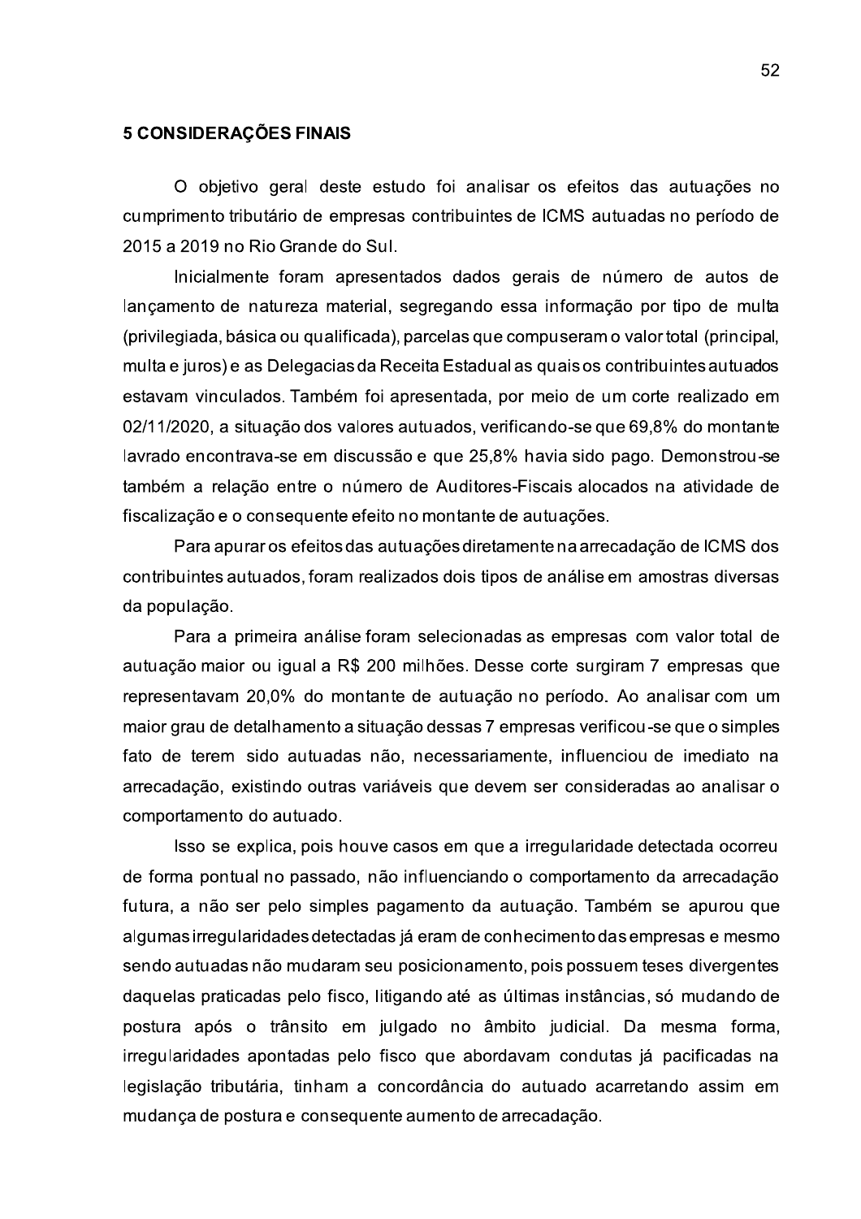# 5 CONSIDERAÇÕES FINAIS

O objetivo geral deste estudo foi analisar os efeitos das autuações no cumprimento tributário de empresas contribuintes de ICMS autuadas no período de 2015 a 2019 no Rio Grande do Sul.

Inicialmente foram apresentados dados gerais de número de autos de lançamento de natureza material, segregando essa informação por tipo de multa (privilegiada, básica ou qualificada), parcelas que compuseram o valor total (principal, multa e juros) e as Delegacias da Receita Estadual as quais os contribuintes autuados estavam vinculados. Também foi apresentada, por meio de um corte realizado em 02/11/2020, a situação dos valores autuados, verificando-se que 69,8% do montante lavrado encontrava-se em discussão e que 25,8% havia sido pago. Demonstrou-se também a relação entre o número de Auditores-Fiscais alocados na atividade de fiscalização e o consequente efeito no montante de autuações.

Para apurar os efeitos das autuações diretamente na arrecadação de ICMS dos contribuintes autuados, foram realizados dois tipos de análise em amostras diversas da população.

Para a primeira análise foram selecionadas as empresas com valor total de autuação maior ou igual a R$ 200 milhões. Desse corte surgiram 7 empresas que representavam 20,0% do montante de autuação no período. Ao analisar com um maior grau de detalhamento a situação dessas 7 empresas verificou-se que o simples fato de terem sido autuadas não, necessariamente, influenciou de imediato na arrecadação, existindo outras variáveis que devem ser consideradas ao analisar o comportamento do autuado.

Isso se explica, pois houve casos em que a irregularidade detectada ocorreu de forma pontual no passado, não influenciando o comportamento da arrecadação futura, a não ser pelo simples pagamento da autuação. Também se apurou que algumas irregularidades detectadas já eram de conhecimento das empresas e mesmo sendo autuadas não mudaram seu posicionamento, pois possuem teses divergentes daquelas praticadas pelo fisco, litigando até as últimas instâncias, só mudando de postura após o trânsito em julgado no âmbito judicial. Da mesma forma, irregularidades apontadas pelo fisco que abordavam condutas já pacificadas na legislação tributária, tinham a concordância do autuado acarretando assim em mudança de postura e consequente aumento de arrecadação.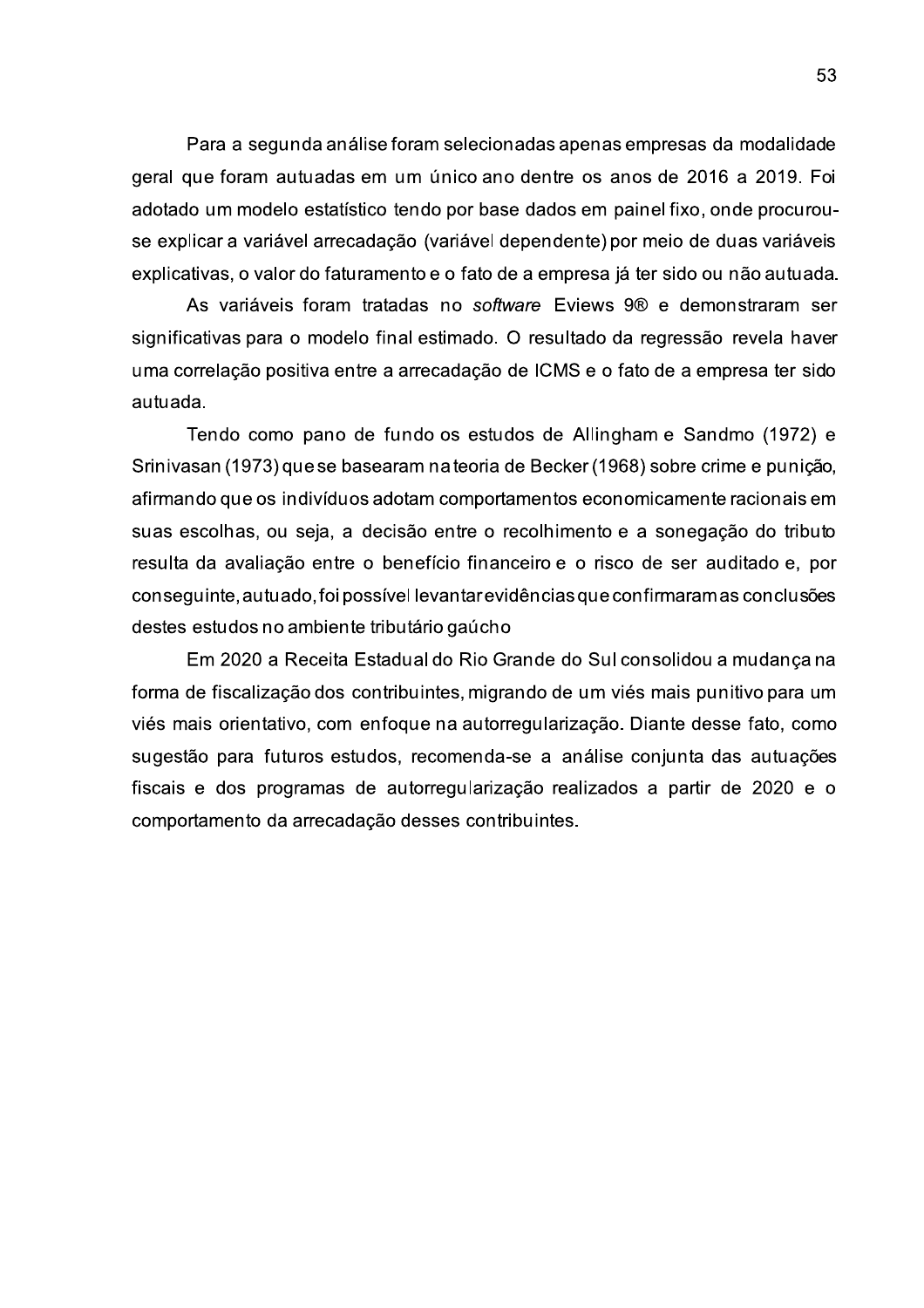Para a segunda análise foram selecionadas apenas empresas da modalidade geral que foram autuadas em um único ano dentre os anos de 2016 a 2019. Foi adotado um modelo estatístico tendo por base dados em painel fixo, onde procurou-se explicar a variável arrecadação (variável dependente) por meio de duas variáveis explicativas, o valor do faturamento e o fato de a empresa já ter sido ou não autuada.

As variáveis foram tratadas no *software* Eviews 9® e demonstraram ser significativas para o modelo final estimado. O resultado da regressão revela haver uma correlação positiva entre a arrecadação de ICMS e o fato de a empresa ter sido autuada.

Tendo como pano de fundo os estudos de Allingham e Sandmo (1972) e Srinivasan (1973) que se basearam na teoria de Becker (1968) sobre crime e punição, afirmando que os indivíduos adotam comportamentos economicamente racionais em suas escolhas, ou seja, a decisão entre o recolhimento e a sonegação do tributo resulta da avaliação entre o benefício financeiro e o risco de ser auditado e, por conseguinte, autuado, foi possível levantar evidências que confirmaram as conclusões destes estudos no ambiente tributário gaúcho

Em 2020 a Receita Estadual do Rio Grande do Sul consolidou a mudança na forma de fiscalização dos contribuintes, migrando de um viés mais punitivo para um viés mais orientativo, com enfoque na autorregularização. Diante desse fato, como sugestão para futuros estudos, recomenda-se a análise conjunta das autuações fiscais e dos programas de autorregularização realizados a partir de 2020 e o comportamento da arrecadação desses contribuintes.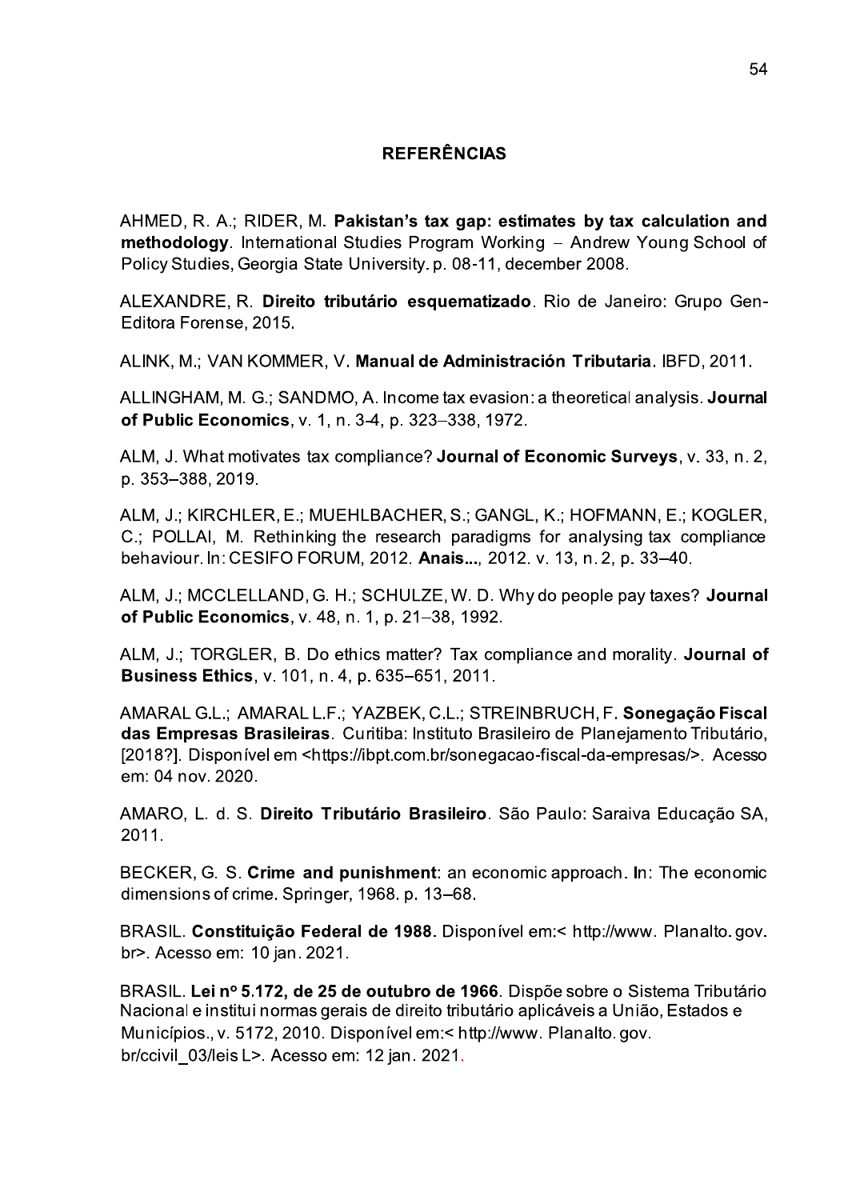## REFERÊNCIAS

AHMED, R. A.; RIDER, M. **Pakistan's tax gap: estimates by tax calculation and methodology**. International Studies Program Working – Andrew Young School of Policy Studies, Georgia State University. p. 08-11, december 2008.

ALEXANDRE, R. **Direito tributário esquematizado**. Rio de Janeiro: Grupo Gen-Editora Forense, 2015.

ALINK, M.; VAN KOMMER, V. **Manual de Administración Tributaria**. IBFD, 2011.

ALLINGHAM, M. G.; SANDMO, A. Income tax evasion: a theoretical analysis. **Journal of Public Economics**, v. 1, n. 3-4, p. 323–338, 1972.

ALM, J. What motivates tax compliance? **Journal of Economic Surveys**, v. 33, n. 2, p. 353–388, 2019.

ALM, J.; KIRCHLER, E.; MUEHLBACHER, S.; GANGL, K.; HOFMANN, E.; KOGLER, C.; POLLAI, M. Rethinking the research paradigms for analysing tax compliance behaviour. In: CESIFO FORUM, 2012. **Anais...**, 2012. v. 13, n. 2, p. 33–40.

ALM, J.; MCCLELLAND, G. H.; SCHULZE, W. D. Why do people pay taxes? **Journal of Public Economics**, v. 48, n. 1, p. 21–38, 1992.

ALM, J.; TORGLER, B. Do ethics matter? Tax compliance and morality. **Journal of Business Ethics**, v. 101, n. 4, p. 635–651, 2011.

AMARAL G.L.; AMARAL L.F.; YAZBEK, C.L.; STREINBRUCH, F. **Sonegação Fiscal das Empresas Brasileiras**. Curitiba: Instituto Brasileiro de Planejamento Tributário, [2018?]. Disponível em <https://ibpt.com.br/sonegacao-fiscal-da-empresas/>. Acesso em: 04 nov. 2020.

AMARO, L. d. S. **Direito Tributário Brasileiro**. São Paulo: Saraiva Educação SA, 2011.

BECKER, G. S. **Crime and punishment**: an economic approach. In: The economic dimensions of crime. Springer, 1968. p. 13–68.

BRASIL. **Constituição Federal de 1988**. Disponível em:< http://www. Planalto. gov. br>. Acesso em: 10 jan. 2021.

BRASIL. **Lei nº 5.172, de 25 de outubro de 1966**. Dispõe sobre o Sistema Tributário Nacional e institui normas gerais de direito tributário aplicáveis a União, Estados e Municípios., v. 5172, 2010. Disponível em:< http://www. Planalto. gov. br/ccivil_03/leis L>. Acesso em: 12 jan. 2021.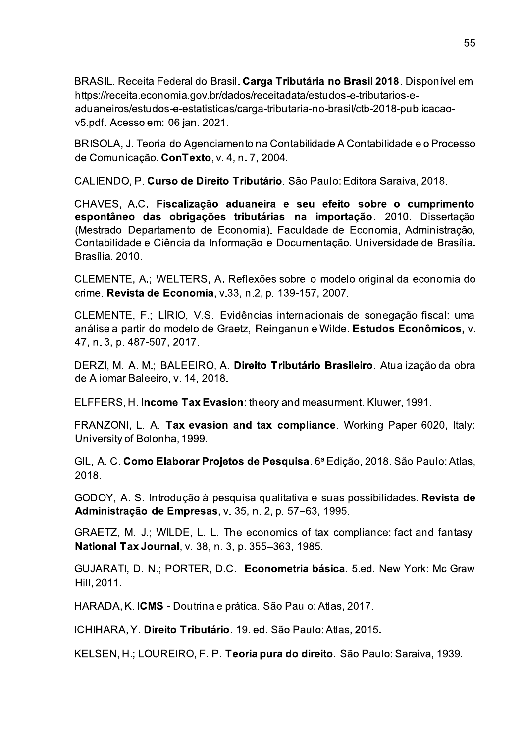BRASIL. Receita Federal do Brasil. **Carga Tributária no Brasil 2018**. Disponível em https://receita.economia.gov.br/dados/receitadata/estudos-e-tributarios-e-aduaneiros/estudos-e-estatisticas/carga-tributaria-no-brasil/ctb-2018-publicacao-v5.pdf. Acesso em: 06 jan. 2021.

BRISOLA, J. Teoria do Agenciamento na Contabilidade A Contabilidade e o Processo de Comunicação. **ConTexto**, v. 4, n. 7, 2004.

CALIENDO, P. **Curso de Direito Tributário**. São Paulo: Editora Saraiva, 2018.

CHAVES, A.C. **Fiscalização aduaneira e seu efeito sobre o cumprimento espontâneo das obrigações tributárias na importação**. 2010. Dissertação (Mestrado Departamento de Economia). Faculdade de Economia, Administração, Contabilidade e Ciência da Informação e Documentação. Universidade de Brasília. Brasília. 2010.

CLEMENTE, A.; WELTERS, A. Reflexões sobre o modelo original da economia do crime. **Revista de Economia**, v.33, n.2, p. 139-157, 2007.

CLEMENTE, F.; LÍRIO, V.S. Evidências internacionais de sonegação fiscal: uma análise a partir do modelo de Graetz, Reinganun e Wilde. **Estudos Econômicos,** v. 47, n. 3, p. 487-507, 2017.

DERZI, M. A. M.; BALEEIRO, A. **Direito Tributário Brasileiro**. Atualização da obra de Aliomar Baleeiro, v. 14, 2018.

ELFFERS, H. **Income Tax Evasion**: theory and measurment. Kluwer, 1991.

FRANZONI, L. A. **Tax evasion and tax compliance**. Working Paper 6020, Italy: University of Bolonha, 1999.

GIL, A. C. **Como Elaborar Projetos de Pesquisa**. 6ª Edição, 2018. São Paulo: Atlas, 2018.

GODOY, A. S. Introdução à pesquisa qualitativa e suas possibilidades. **Revista de Administração de Empresas**, v. 35, n. 2, p. 57–63, 1995.

GRAETZ, M. J.; WILDE, L. L. The economics of tax compliance: fact and fantasy. **National Tax Journal**, v. 38, n. 3, p. 355–363, 1985.

GUJARATI, D. N.; PORTER, D.C. **Econometria básica**. 5.ed. New York: Mc Graw Hill, 2011.

HARADA, K. **ICMS** - Doutrina e prática. São Paulo: Atlas, 2017.

ICHIHARA, Y. **Direito Tributário**. 19. ed. São Paulo: Atlas, 2015.

KELSEN, H.; LOUREIRO, F. P. **Teoria pura do direito**. São Paulo: Saraiva, 1939.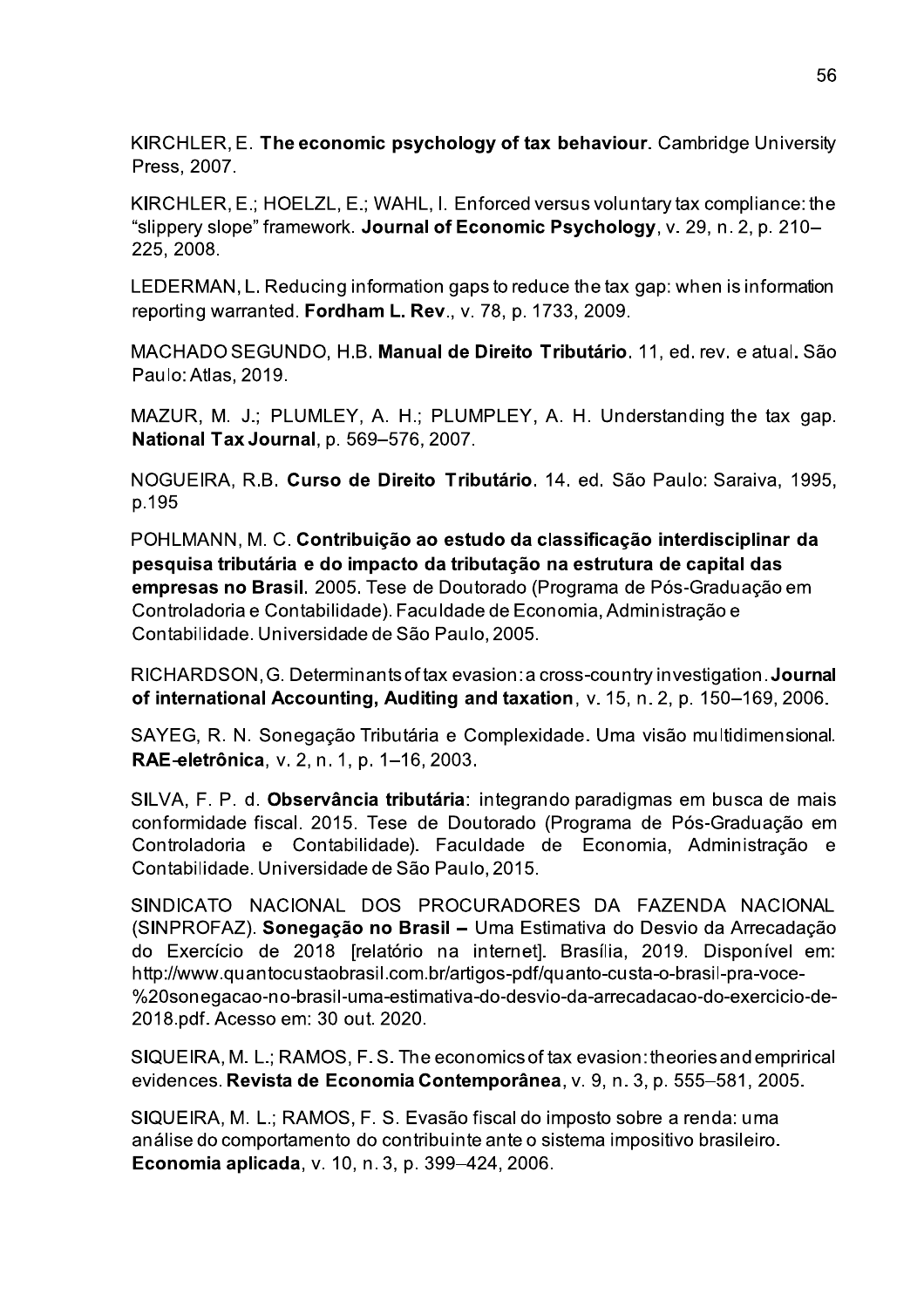KIRCHLER, E. **The economic psychology of tax behaviour**. Cambridge University Press, 2007.

KIRCHLER, E.; HOELZL, E.; WAHL, I. Enforced versus voluntary tax compliance: the "slippery slope" framework. **Journal of Economic Psychology**, v. 29, n. 2, p. 210–225, 2008.

LEDERMAN, L. Reducing information gaps to reduce the tax gap: when is information reporting warranted. **Fordham L. Rev**., v. 78, p. 1733, 2009.

MACHADO SEGUNDO, H.B. **Manual de Direito Tributário**. 11, ed. rev. e atual**.** São Paulo: Atlas, 2019.

MAZUR, M. J.; PLUMLEY, A. H.; PLUMPLEY, A. H. Understanding the tax gap. **National Tax Journal**, p. 569–576, 2007.

NOGUEIRA, R.B. **Curso de Direito Tributário**. 14. ed. São Paulo: Saraiva, 1995, p.195

POHLMANN, M. C. **Contribuição ao estudo da classificação interdisciplinar da pesquisa tributária e do impacto da tributação na estrutura de capital das empresas no Brasil**. 2005. Tese de Doutorado (Programa de Pós-Graduação em Controladoria e Contabilidade). Faculdade de Economia, Administração e Contabilidade. Universidade de São Paulo, 2005.

RICHARDSON, G. Determinants of tax evasion: a cross-country investigation. **Journal of international Accounting, Auditing and taxation**, v. 15, n. 2, p. 150–169, 2006.

SAYEG, R. N. Sonegação Tributária e Complexidade. Uma visão multidimensional. **RAE-eletrônica**, v. 2, n. 1, p. 1–16, 2003.

SILVA, F. P. d. **Observância tributária**: integrando paradigmas em busca de mais conformidade fiscal. 2015. Tese de Doutorado (Programa de Pós-Graduação em Controladoria e Contabilidade). Faculdade de Economia, Administração e Contabilidade. Universidade de São Paulo, 2015.

SINDICATO NACIONAL DOS PROCURADORES DA FAZENDA NACIONAL (SINPROFAZ). **Sonegação no Brasil –** Uma Estimativa do Desvio da Arrecadação do Exercício de 2018 [relatório na internet]. Brasília, 2019. Disponível em: http://www.quantocustaobrasil.com.br/artigos-pdf/quanto-custa-o-brasil-pra-voce-%20sonegacao-no-brasil-uma-estimativa-do-desvio-da-arrecadacao-do-exercicio-de-2018.pdf. Acesso em: 30 out. 2020.

SIQUEIRA, M. L.; RAMOS, F. S. The economics of tax evasion: theories and emprirical evidences. **Revista de Economia Contemporânea**, v. 9, n. 3, p. 555–581, 2005.

SIQUEIRA, M. L.; RAMOS, F. S. Evasão fiscal do imposto sobre a renda: uma análise do comportamento do contribuinte ante o sistema impositivo brasileiro. **Economia aplicada**, v. 10, n. 3, p. 399–424, 2006.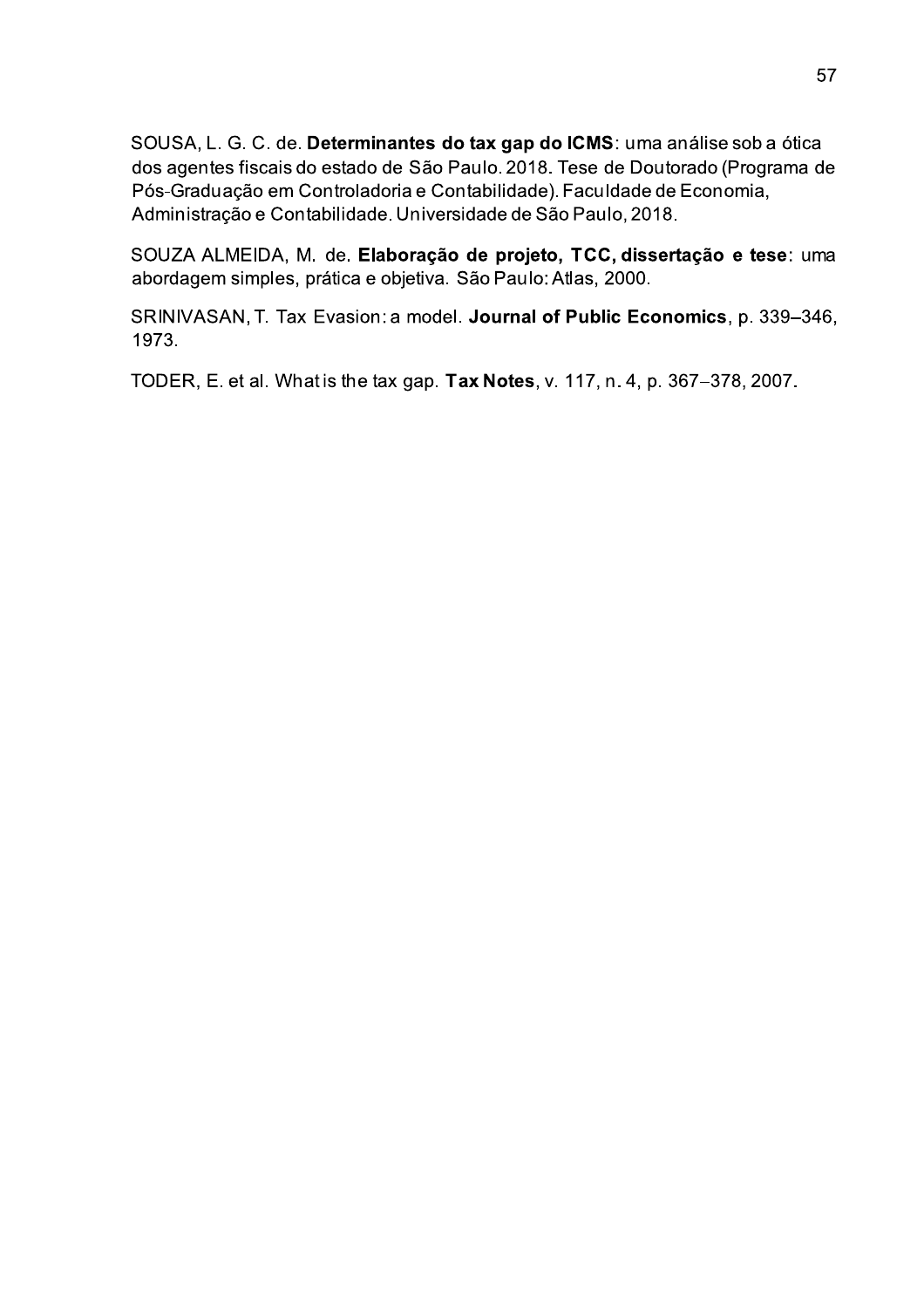SOUSA, L. G. C. de. **Determinantes do tax gap do ICMS**: uma análise sob a ótica dos agentes fiscais do estado de São Paulo. 2018. Tese de Doutorado (Programa de Pós-Graduação em Controladoria e Contabilidade). Faculdade de Economia, Administração e Contabilidade. Universidade de São Paulo, 2018.

SOUZA ALMEIDA, M. de. **Elaboração de projeto, TCC, dissertação e tese**: uma abordagem simples, prática e objetiva. São Paulo: Atlas, 2000.

SRINIVASAN, T. Tax Evasion: a model. **Journal of Public Economics**, p. 339–346, 1973.

TODER, E. et al. What is the tax gap. **Tax Notes**, v. 117, n. 4, p. 367–378, 2007.